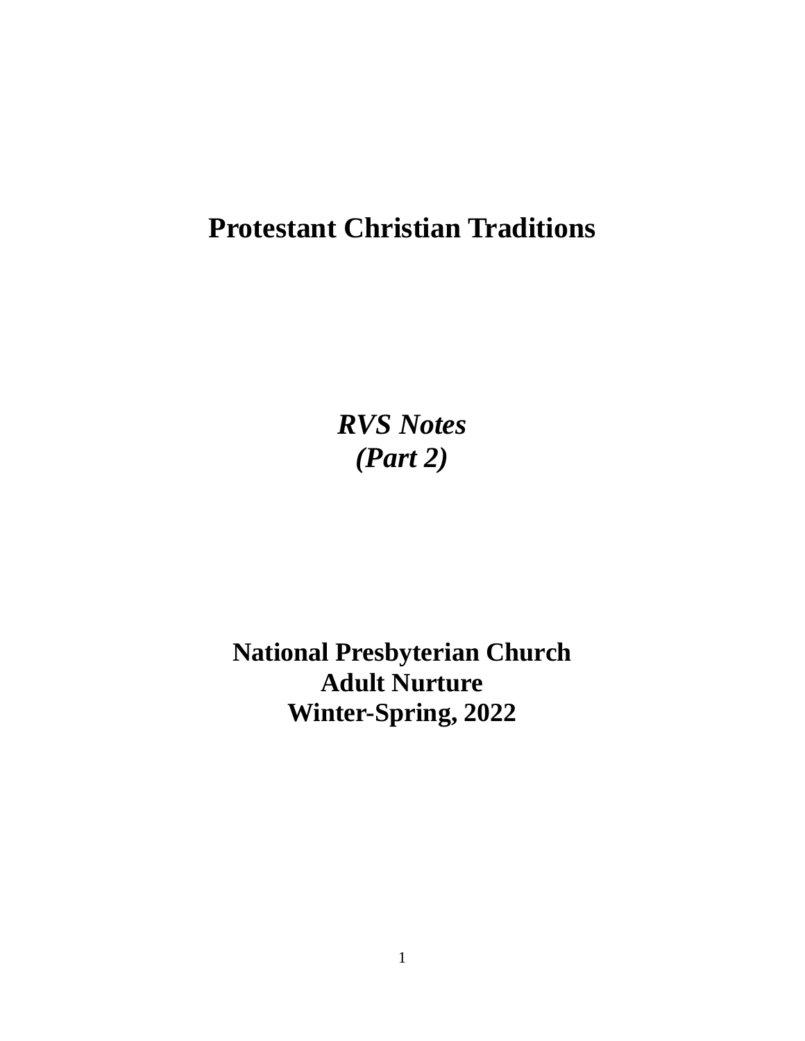# Protestant Christian Traditions

***RVS Notes***
***(Part 2)***

**National Presbyterian Church**
**Adult Nurture**
**Winter-Spring, 2022**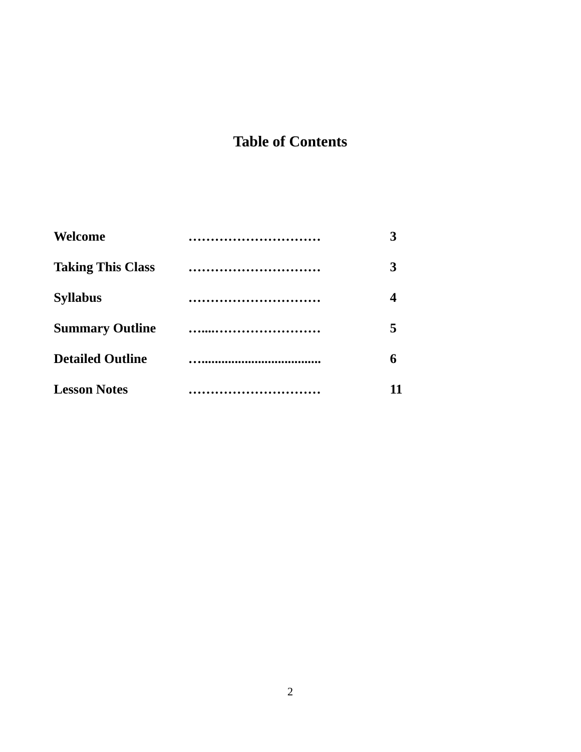# Table of Contents

| | | |
|---|---|---|
| **Welcome** | ………………………… | **3** |
| **Taking This Class** | ………………………… | **3** |
| **Syllabus** | ………………………… | **4** |
| **Summary Outline** | …....…………………… | **5** |
| **Detailed Outline** | …..................................... | **6** |
| **Lesson Notes** | ………………………… | **11** |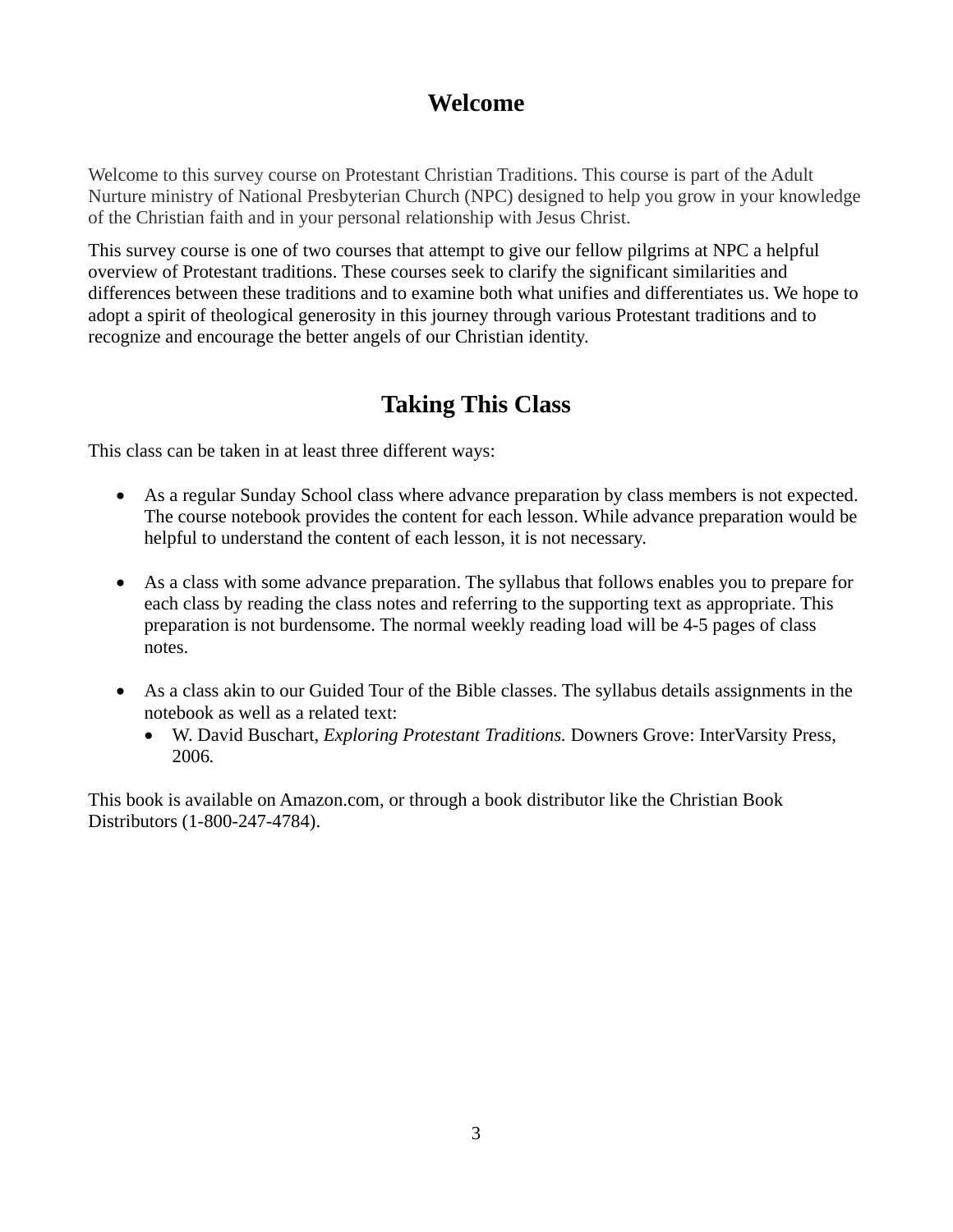# Welcome

Welcome to this survey course on Protestant Christian Traditions. This course is part of the Adult Nurture ministry of National Presbyterian Church (NPC) designed to help you grow in your knowledge of the Christian faith and in your personal relationship with Jesus Christ.

This survey course is one of two courses that attempt to give our fellow pilgrims at NPC a helpful overview of Protestant traditions. These courses seek to clarify the significant similarities and differences between these traditions and to examine both what unifies and differentiates us. We hope to adopt a spirit of theological generosity in this journey through various Protestant traditions and to recognize and encourage the better angels of our Christian identity.

# Taking This Class

This class can be taken in at least three different ways:

- As a regular Sunday School class where advance preparation by class members is not expected. The course notebook provides the content for each lesson. While advance preparation would be helpful to understand the content of each lesson, it is not necessary.

- As a class with some advance preparation. The syllabus that follows enables you to prepare for each class by reading the class notes and referring to the supporting text as appropriate. This preparation is not burdensome. The normal weekly reading load will be 4-5 pages of class notes.

- As a class akin to our Guided Tour of the Bible classes. The syllabus details assignments in the notebook as well as a related text:
  - W. David Buschart, *Exploring Protestant Traditions.* Downers Grove: InterVarsity Press, 2006.

This book is available on Amazon.com, or through a book distributor like the Christian Book Distributors (1-800-247-4784).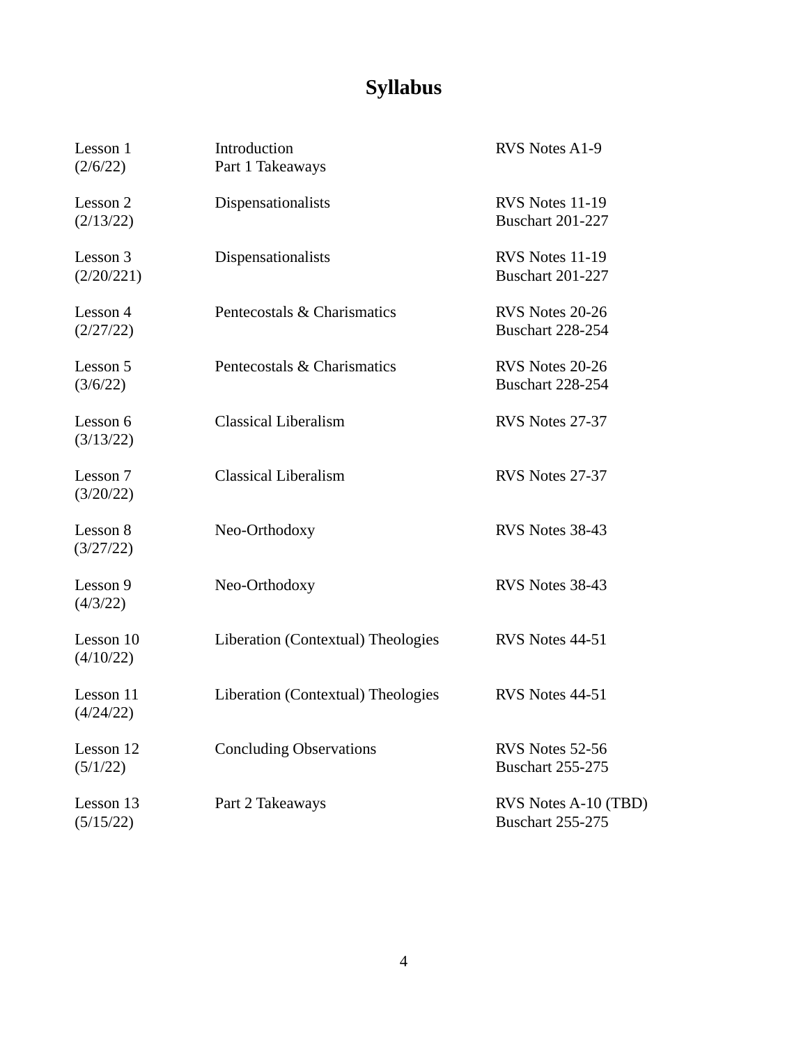# Syllabus

| | | |
|---|---|---|
| Lesson 1 (2/6/22) | Introduction<br>Part 1 Takeaways | RVS Notes A1-9 |
| Lesson 2 (2/13/22) | Dispensationalists | RVS Notes 11-19<br>Buschart 201-227 |
| Lesson 3 (2/20/221) | Dispensationalists | RVS Notes 11-19<br>Buschart 201-227 |
| Lesson 4 (2/27/22) | Pentecostals & Charismatics | RVS Notes 20-26<br>Buschart 228-254 |
| Lesson 5 (3/6/22) | Pentecostals & Charismatics | RVS Notes 20-26<br>Buschart 228-254 |
| Lesson 6 (3/13/22) | Classical Liberalism | RVS Notes 27-37 |
| Lesson 7 (3/20/22) | Classical Liberalism | RVS Notes 27-37 |
| Lesson 8 (3/27/22) | Neo-Orthodoxy | RVS Notes 38-43 |
| Lesson 9 (4/3/22) | Neo-Orthodoxy | RVS Notes 38-43 |
| Lesson 10 (4/10/22) | Liberation (Contextual) Theologies | RVS Notes 44-51 |
| Lesson 11 (4/24/22) | Liberation (Contextual) Theologies | RVS Notes 44-51 |
| Lesson 12 (5/1/22) | Concluding Observations | RVS Notes 52-56<br>Buschart 255-275 |
| Lesson 13 (5/15/22) | Part 2 Takeaways | RVS Notes A-10 (TBD)<br>Buschart 255-275 |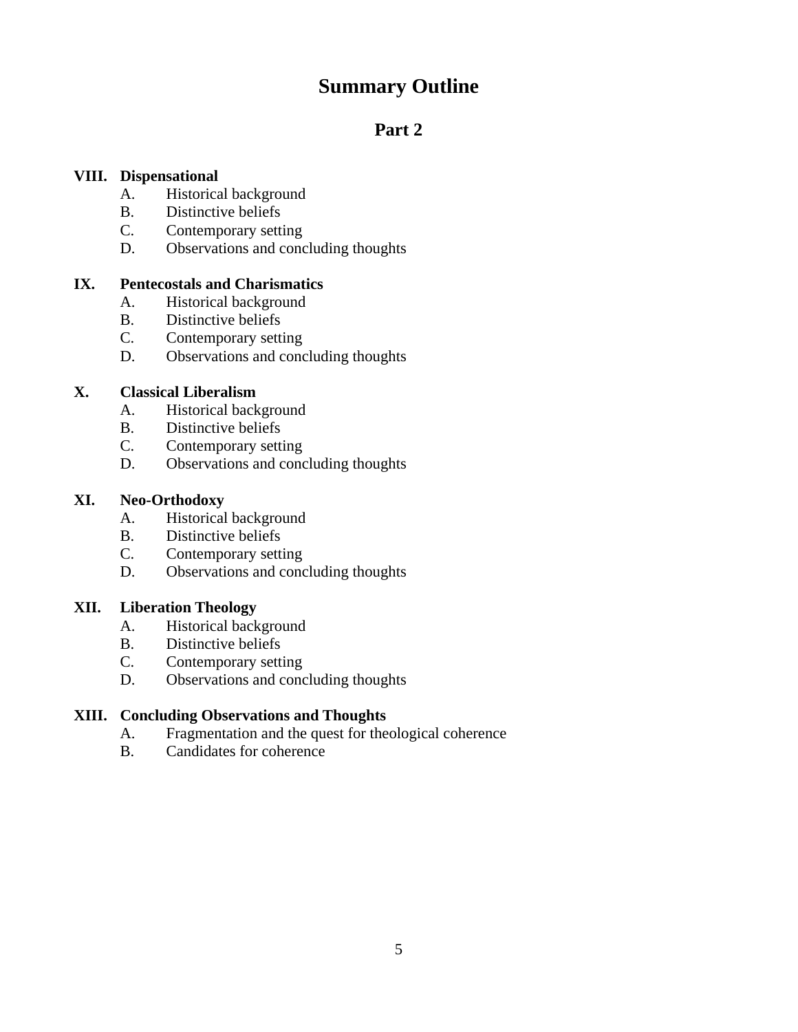# Summary Outline

## Part 2

**VIII. Dispensational**

- A. Historical background
- B. Distinctive beliefs
- C. Contemporary setting
- D. Observations and concluding thoughts

**IX. Pentecostals and Charismatics**

- A. Historical background
- B. Distinctive beliefs
- C. Contemporary setting
- D. Observations and concluding thoughts

**X. Classical Liberalism**

- A. Historical background
- B. Distinctive beliefs
- C. Contemporary setting
- D. Observations and concluding thoughts

**XI. Neo-Orthodoxy**

- A. Historical background
- B. Distinctive beliefs
- C. Contemporary setting
- D. Observations and concluding thoughts

**XII. Liberation Theology**

- A. Historical background
- B. Distinctive beliefs
- C. Contemporary setting
- D. Observations and concluding thoughts

**XIII. Concluding Observations and Thoughts**

- A. Fragmentation and the quest for theological coherence
- B. Candidates for coherence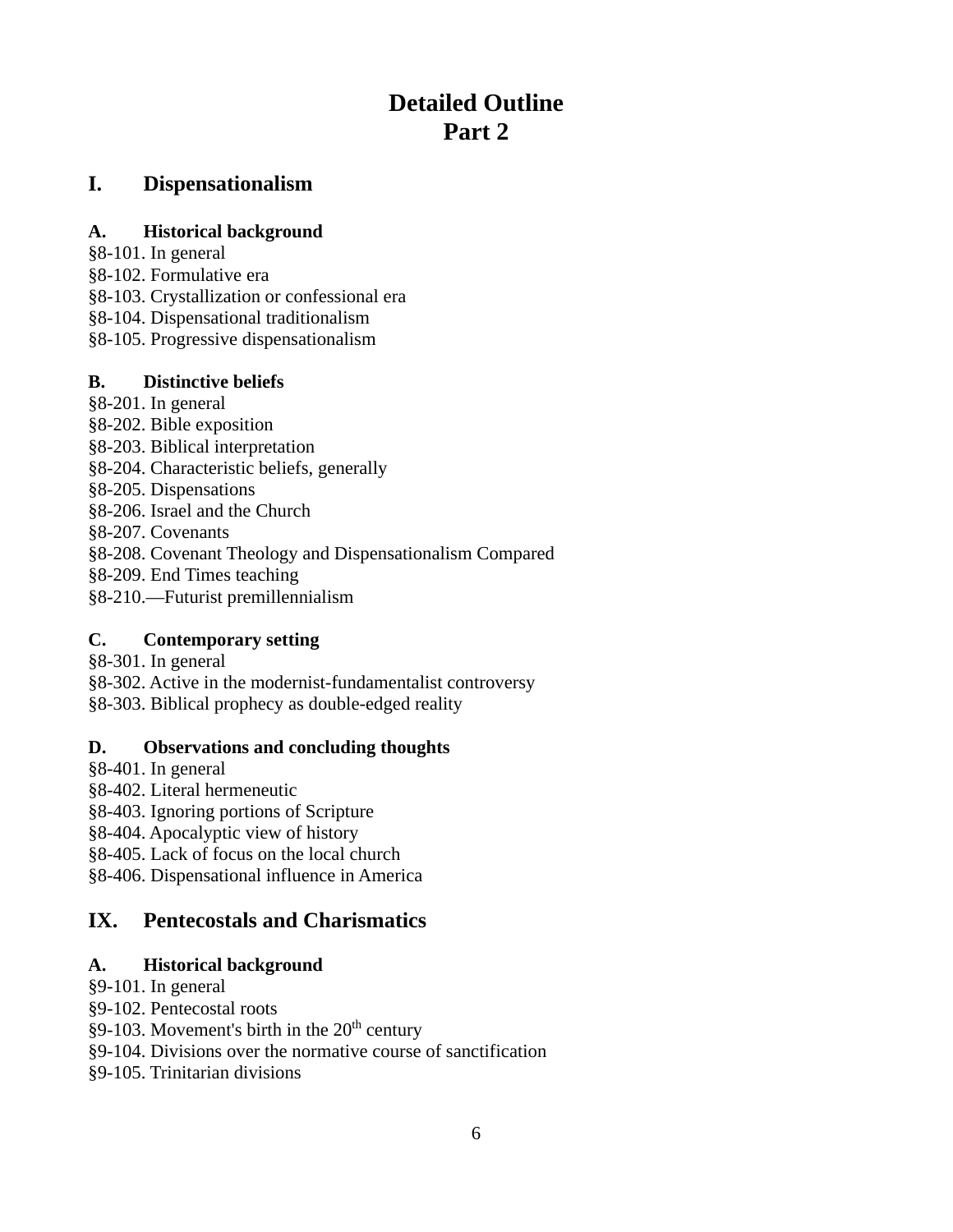# Detailed Outline
# Part 2

## I. Dispensationalism

### A. Historical background

§8-101. In general
§8-102. Formulative era
§8-103. Crystallization or confessional era
§8-104. Dispensational traditionalism
§8-105. Progressive dispensationalism

### B. Distinctive beliefs

§8-201. In general
§8-202. Bible exposition
§8-203. Biblical interpretation
§8-204. Characteristic beliefs, generally
§8-205. Dispensations
§8-206. Israel and the Church
§8-207. Covenants
§8-208. Covenant Theology and Dispensationalism Compared
§8-209. End Times teaching
§8-210.—Futurist premillennialism

### C. Contemporary setting

§8-301. In general
§8-302. Active in the modernist-fundamentalist controversy
§8-303. Biblical prophecy as double-edged reality

### D. Observations and concluding thoughts

§8-401. In general
§8-402. Literal hermeneutic
§8-403. Ignoring portions of Scripture
§8-404. Apocalyptic view of history
§8-405. Lack of focus on the local church
§8-406. Dispensational influence in America

## IX. Pentecostals and Charismatics

### A. Historical background

§9-101. In general
§9-102. Pentecostal roots
§9-103. Movement's birth in the 20th century
§9-104. Divisions over the normative course of sanctification
§9-105. Trinitarian divisions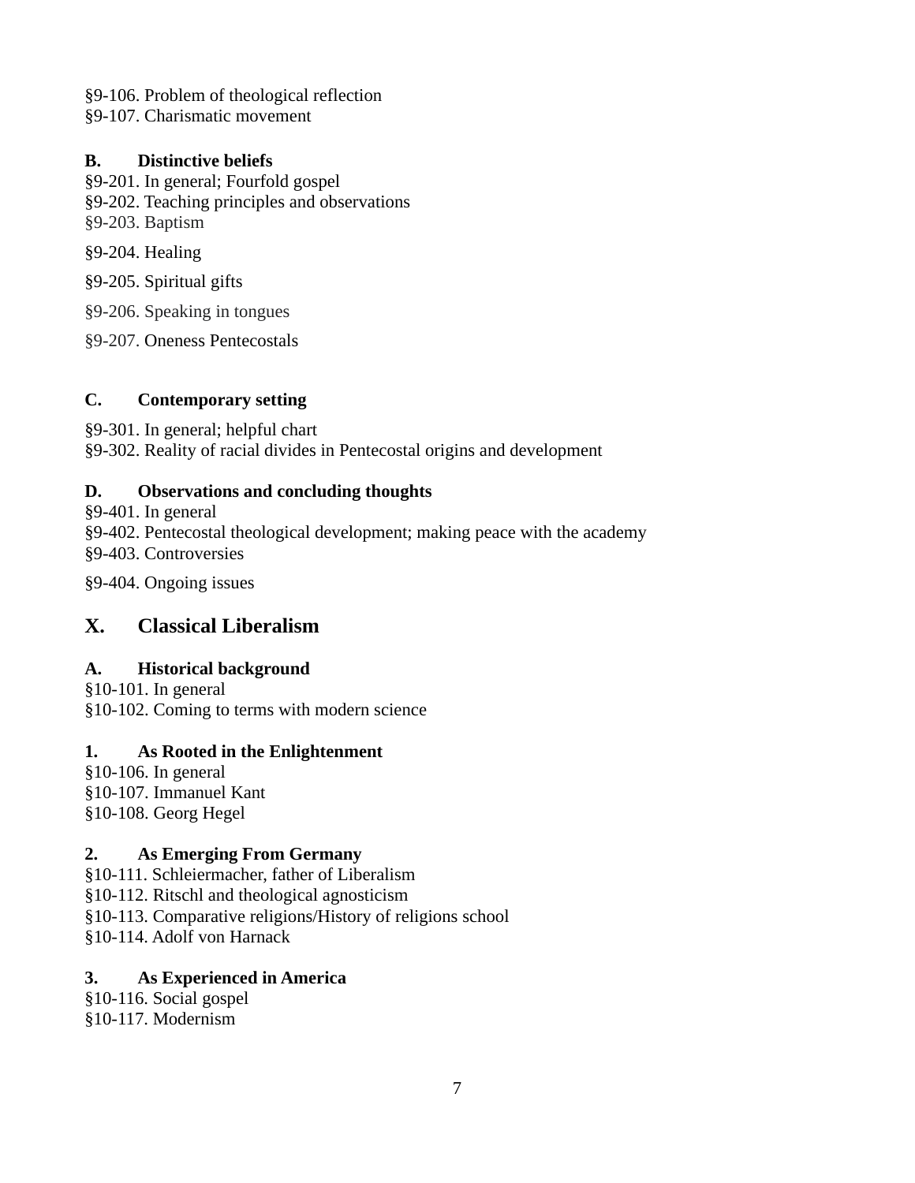§9-106. Problem of theological reflection
§9-107. Charismatic movement

### B. Distinctive beliefs

§9-201. In general; Fourfold gospel
§9-202. Teaching principles and observations
§9-203. Baptism

§9-204. Healing

§9-205. Spiritual gifts

§9-206. Speaking in tongues

§9-207. Oneness Pentecostals

### C. Contemporary setting

§9-301. In general; helpful chart
§9-302. Reality of racial divides in Pentecostal origins and development

### D. Observations and concluding thoughts

§9-401. In general
§9-402. Pentecostal theological development; making peace with the academy
§9-403. Controversies

§9-404. Ongoing issues

## X. Classical Liberalism

### A. Historical background

§10-101. In general
§10-102. Coming to terms with modern science

#### 1. As Rooted in the Enlightenment

§10-106. In general
§10-107. Immanuel Kant
§10-108. Georg Hegel

#### 2. As Emerging From Germany

§10-111. Schleiermacher, father of Liberalism
§10-112. Ritschl and theological agnosticism
§10-113. Comparative religions/History of religions school
§10-114. Adolf von Harnack

#### 3. As Experienced in America

§10-116. Social gospel
§10-117. Modernism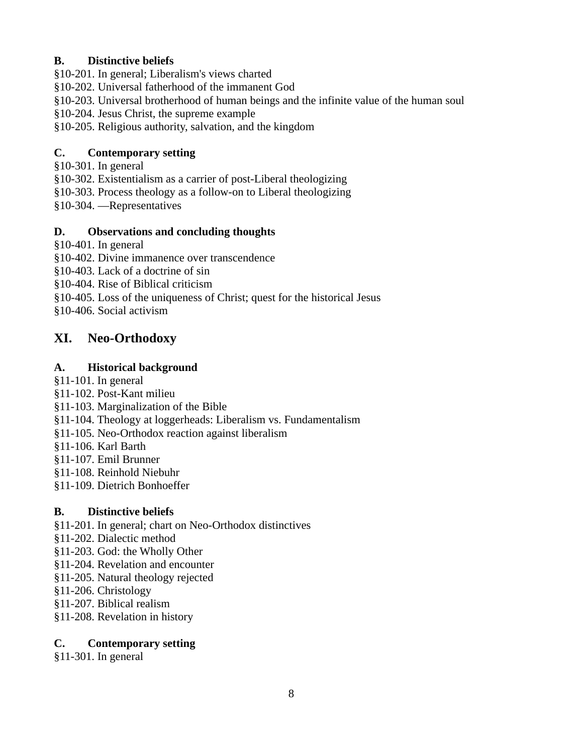### B. Distinctive beliefs

§10-201. In general; Liberalism's views charted
§10-202. Universal fatherhood of the immanent God
§10-203. Universal brotherhood of human beings and the infinite value of the human soul
§10-204. Jesus Christ, the supreme example
§10-205. Religious authority, salvation, and the kingdom

### C. Contemporary setting

§10-301. In general
§10-302. Existentialism as a carrier of post-Liberal theologizing
§10-303. Process theology as a follow-on to Liberal theologizing
§10-304. —Representatives

### D. Observations and concluding thoughts

§10-401. In general
§10-402. Divine immanence over transcendence
§10-403. Lack of a doctrine of sin
§10-404. Rise of Biblical criticism
§10-405. Loss of the uniqueness of Christ; quest for the historical Jesus
§10-406. Social activism

## XI. Neo-Orthodoxy

### A. Historical background

§11-101. In general
§11-102. Post-Kant milieu
§11-103. Marginalization of the Bible
§11-104. Theology at loggerheads: Liberalism vs. Fundamentalism
§11-105. Neo-Orthodox reaction against liberalism
§11-106. Karl Barth
§11-107. Emil Brunner
§11-108. Reinhold Niebuhr
§11-109. Dietrich Bonhoeffer

### B. Distinctive beliefs

§11-201. In general; chart on Neo-Orthodox distinctives
§11-202. Dialectic method
§11-203. God: the Wholly Other
§11-204. Revelation and encounter
§11-205. Natural theology rejected
§11-206. Christology
§11-207. Biblical realism
§11-208. Revelation in history

### C. Contemporary setting

§11-301. In general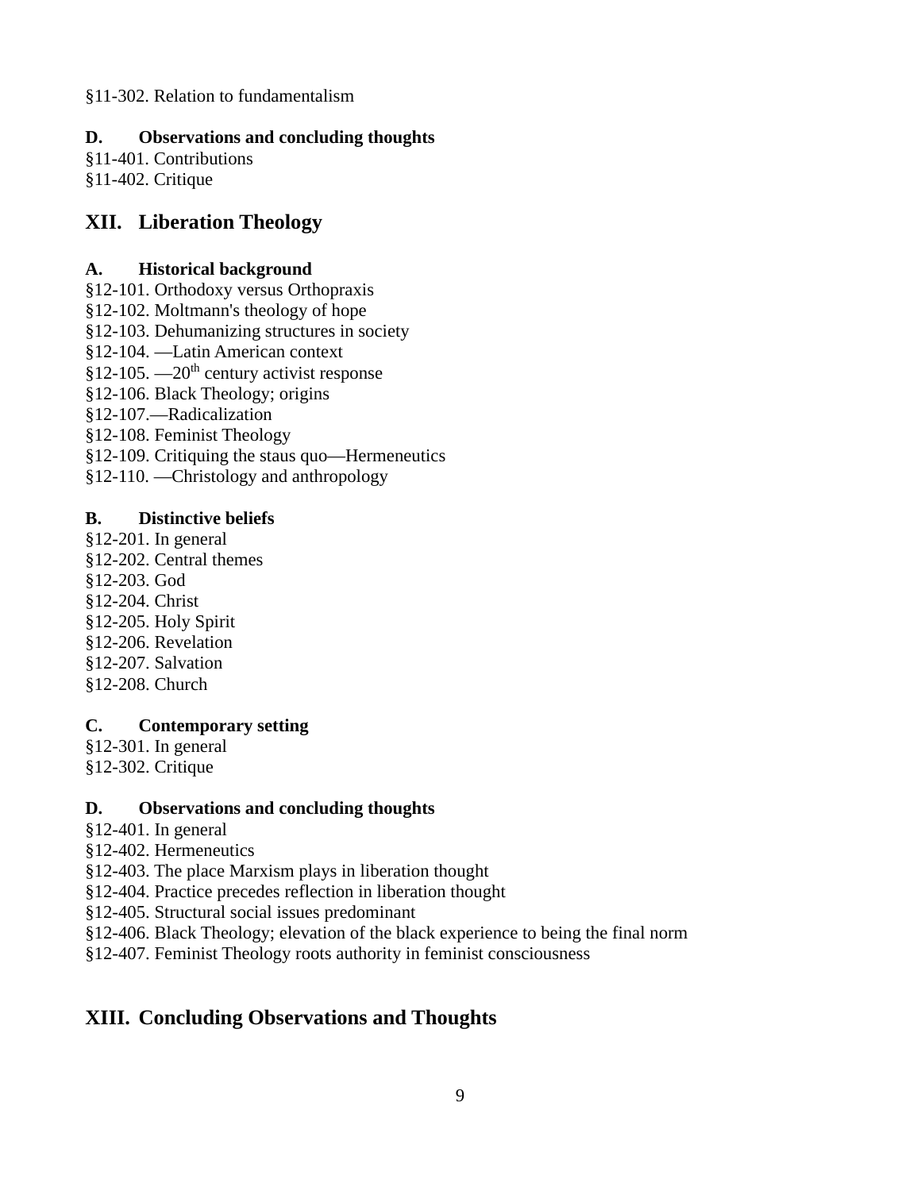§11-302. Relation to fundamentalism

### D. Observations and concluding thoughts

§11-401. Contributions
§11-402. Critique

## XII. Liberation Theology

### A. Historical background

§12-101. Orthodoxy versus Orthopraxis
§12-102. Moltmann's theology of hope
§12-103. Dehumanizing structures in society
§12-104. —Latin American context
§12-105. —20th century activist response
§12-106. Black Theology; origins
§12-107.—Radicalization
§12-108. Feminist Theology
§12-109. Critiquing the staus quo—Hermeneutics
§12-110. —Christology and anthropology

### B. Distinctive beliefs

§12-201. In general
§12-202. Central themes
§12-203. God
§12-204. Christ
§12-205. Holy Spirit
§12-206. Revelation
§12-207. Salvation
§12-208. Church

### C. Contemporary setting

§12-301. In general
§12-302. Critique

### D. Observations and concluding thoughts

§12-401. In general
§12-402. Hermeneutics
§12-403. The place Marxism plays in liberation thought
§12-404. Practice precedes reflection in liberation thought
§12-405. Structural social issues predominant
§12-406. Black Theology; elevation of the black experience to being the final norm
§12-407. Feminist Theology roots authority in feminist consciousness

## XIII. Concluding Observations and Thoughts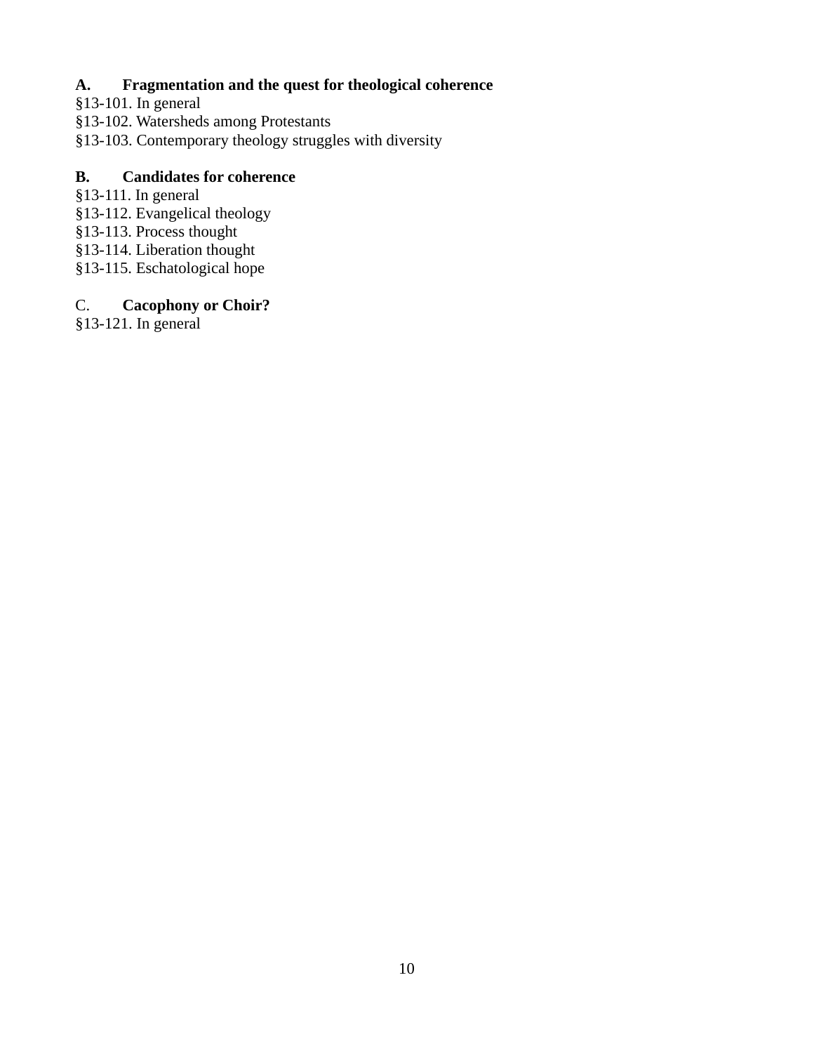**A. Fragmentation and the quest for theological coherence**

§13-101. In general
§13-102. Watersheds among Protestants
§13-103. Contemporary theology struggles with diversity

**B. Candidates for coherence**

§13-111. In general
§13-112. Evangelical theology
§13-113. Process thought
§13-114. Liberation thought
§13-115. Eschatological hope

C. **Cacophony or Choir?**

§13-121. In general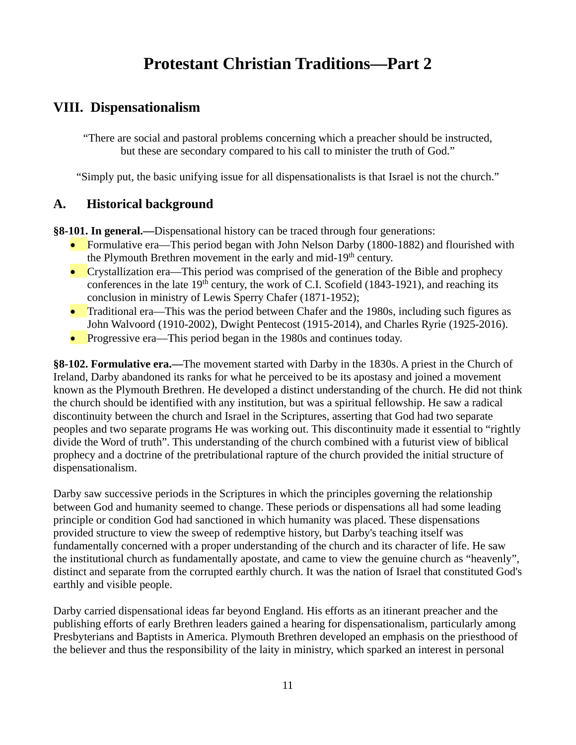# Protestant Christian Traditions—Part 2

## VIII. Dispensationalism

> "There are social and pastoral problems concerning which a preacher should be instructed, but these are secondary compared to his call to minister the truth of God."

> "Simply put, the basic unifying issue for all dispensationalists is that Israel is not the church."

### A. Historical background

**§8-101. In general.—**Dispensational history can be traced through four generations:

- Formulative era—This period began with John Nelson Darby (1800-1882) and flourished with the Plymouth Brethren movement in the early and mid-19th century.
- Crystallization era—This period was comprised of the generation of the Bible and prophecy conferences in the late 19th century, the work of C.I. Scofield (1843-1921), and reaching its conclusion in ministry of Lewis Sperry Chafer (1871-1952);
- Traditional era—This was the period between Chafer and the 1980s, including such figures as John Walvoord (1910-2002), Dwight Pentecost (1915-2014), and Charles Ryrie (1925-2016).
- Progressive era—This period began in the 1980s and continues today.

**§8-102. Formulative era.—**The movement started with Darby in the 1830s. A priest in the Church of Ireland, Darby abandoned its ranks for what he perceived to be its apostasy and joined a movement known as the Plymouth Brethren. He developed a distinct understanding of the church. He did not think the church should be identified with any institution, but was a spiritual fellowship. He saw a radical discontinuity between the church and Israel in the Scriptures, asserting that God had two separate peoples and two separate programs He was working out. This discontinuity made it essential to "rightly divide the Word of truth". This understanding of the church combined with a futurist view of biblical prophecy and a doctrine of the pretribulational rapture of the church provided the initial structure of dispensationalism.

Darby saw successive periods in the Scriptures in which the principles governing the relationship between God and humanity seemed to change. These periods or dispensations all had some leading principle or condition God had sanctioned in which humanity was placed. These dispensations provided structure to view the sweep of redemptive history, but Darby's teaching itself was fundamentally concerned with a proper understanding of the church and its character of life. He saw the institutional church as fundamentally apostate, and came to view the genuine church as "heavenly", distinct and separate from the corrupted earthly church. It was the nation of Israel that constituted God's earthly and visible people.

Darby carried dispensational ideas far beyond England. His efforts as an itinerant preacher and the publishing efforts of early Brethren leaders gained a hearing for dispensationalism, particularly among Presbyterians and Baptists in America. Plymouth Brethren developed an emphasis on the priesthood of the believer and thus the responsibility of the laity in ministry, which sparked an interest in personal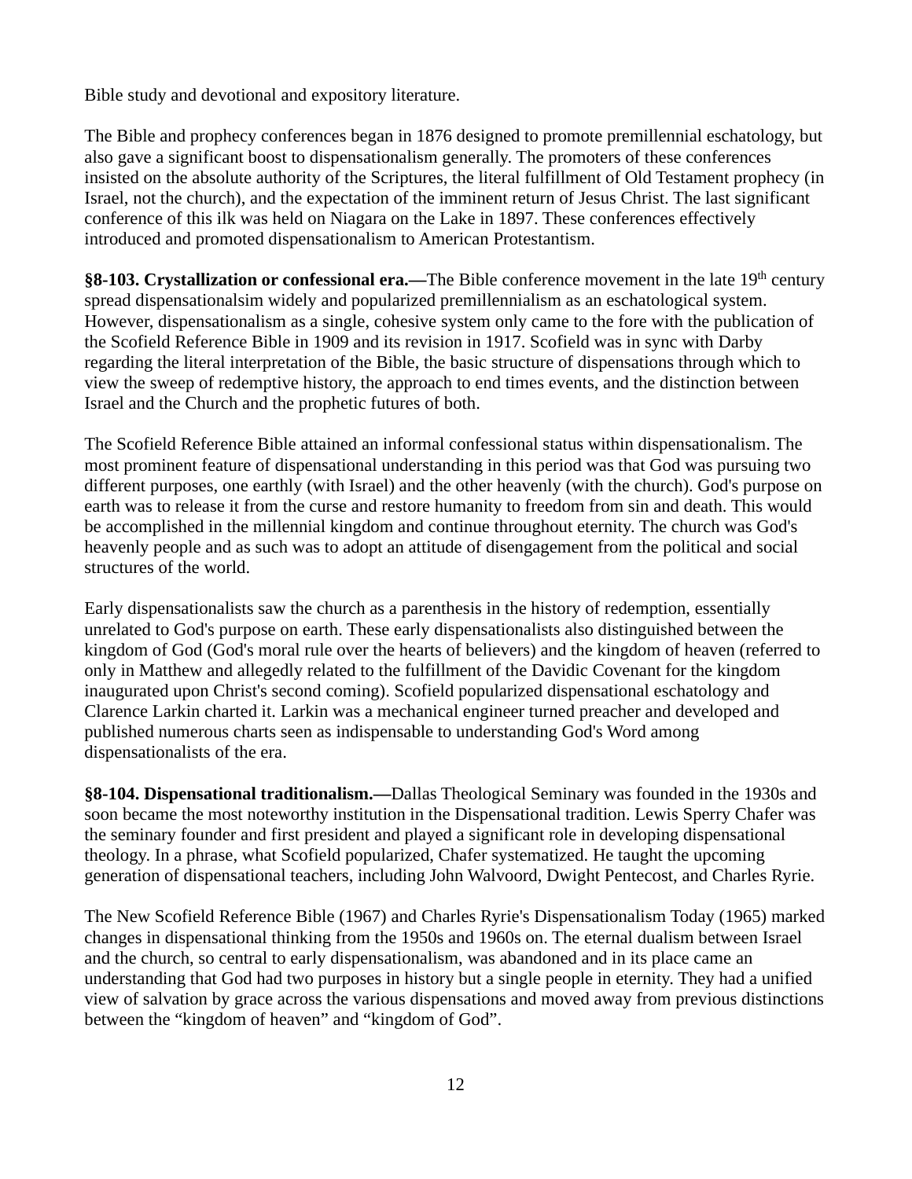Bible study and devotional and expository literature.

The Bible and prophecy conferences began in 1876 designed to promote premillennial eschatology, but also gave a significant boost to dispensationalism generally. The promoters of these conferences insisted on the absolute authority of the Scriptures, the literal fulfillment of Old Testament prophecy (in Israel, not the church), and the expectation of the imminent return of Jesus Christ. The last significant conference of this ilk was held on Niagara on the Lake in 1897. These conferences effectively introduced and promoted dispensationalism to American Protestantism.

**§8-103. Crystallization or confessional era.—**The Bible conference movement in the late 19th century spread dispensationalsim widely and popularized premillennialism as an eschatological system. However, dispensationalism as a single, cohesive system only came to the fore with the publication of the Scofield Reference Bible in 1909 and its revision in 1917. Scofield was in sync with Darby regarding the literal interpretation of the Bible, the basic structure of dispensations through which to view the sweep of redemptive history, the approach to end times events, and the distinction between Israel and the Church and the prophetic futures of both.

The Scofield Reference Bible attained an informal confessional status within dispensationalism. The most prominent feature of dispensational understanding in this period was that God was pursuing two different purposes, one earthly (with Israel) and the other heavenly (with the church). God's purpose on earth was to release it from the curse and restore humanity to freedom from sin and death. This would be accomplished in the millennial kingdom and continue throughout eternity. The church was God's heavenly people and as such was to adopt an attitude of disengagement from the political and social structures of the world.

Early dispensationalists saw the church as a parenthesis in the history of redemption, essentially unrelated to God's purpose on earth. These early dispensationalists also distinguished between the kingdom of God (God's moral rule over the hearts of believers) and the kingdom of heaven (referred to only in Matthew and allegedly related to the fulfillment of the Davidic Covenant for the kingdom inaugurated upon Christ's second coming). Scofield popularized dispensational eschatology and Clarence Larkin charted it. Larkin was a mechanical engineer turned preacher and developed and published numerous charts seen as indispensable to understanding God's Word among dispensationalists of the era.

**§8-104. Dispensational traditionalism.—**Dallas Theological Seminary was founded in the 1930s and soon became the most noteworthy institution in the Dispensational tradition. Lewis Sperry Chafer was the seminary founder and first president and played a significant role in developing dispensational theology. In a phrase, what Scofield popularized, Chafer systematized. He taught the upcoming generation of dispensational teachers, including John Walvoord, Dwight Pentecost, and Charles Ryrie.

The New Scofield Reference Bible (1967) and Charles Ryrie's Dispensationalism Today (1965) marked changes in dispensational thinking from the 1950s and 1960s on. The eternal dualism between Israel and the church, so central to early dispensationalism, was abandoned and in its place came an understanding that God had two purposes in history but a single people in eternity. They had a unified view of salvation by grace across the various dispensations and moved away from previous distinctions between the "kingdom of heaven" and "kingdom of God".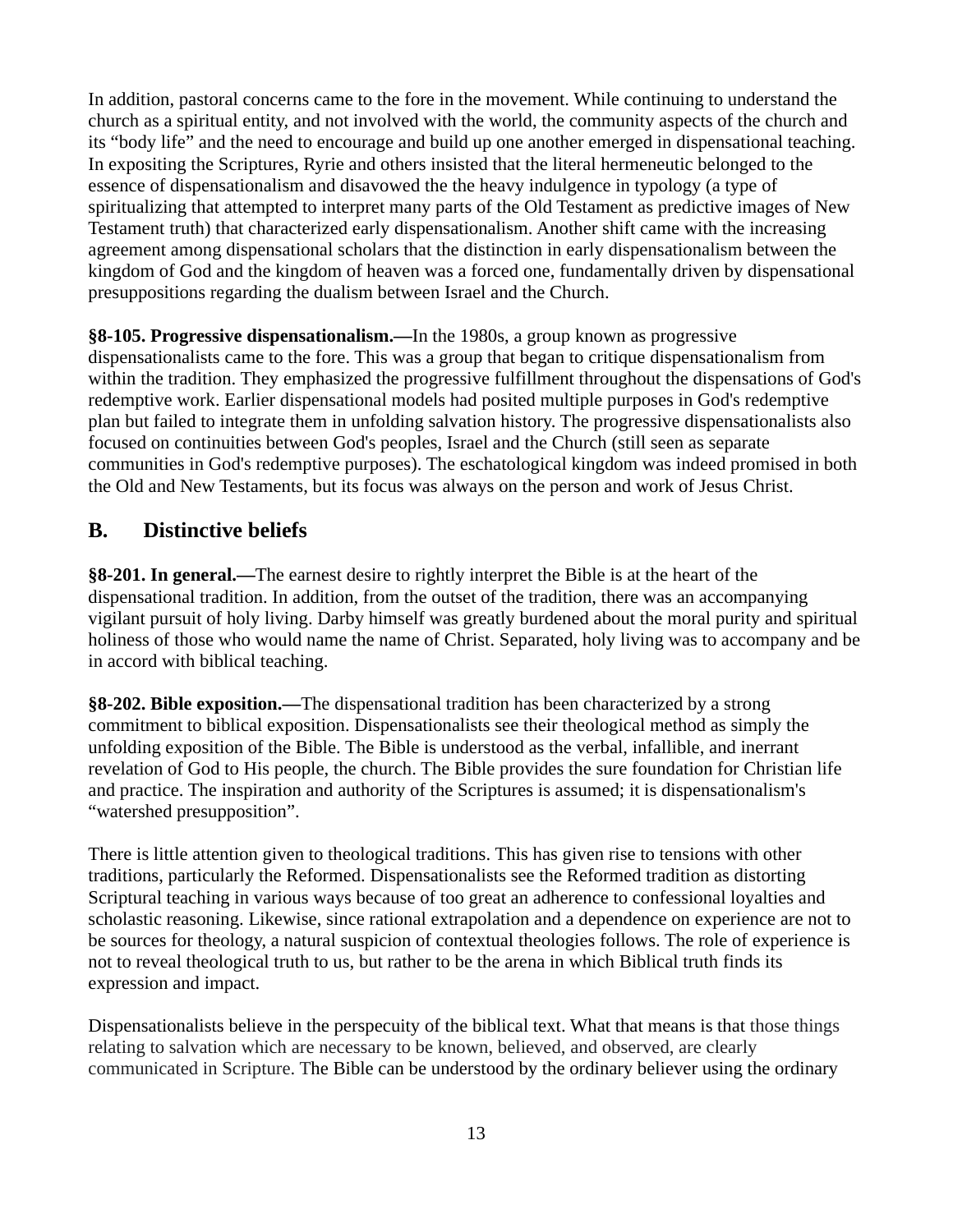In addition, pastoral concerns came to the fore in the movement. While continuing to understand the church as a spiritual entity, and not involved with the world, the community aspects of the church and its "body life" and the need to encourage and build up one another emerged in dispensational teaching. In expositing the Scriptures, Ryrie and others insisted that the literal hermeneutic belonged to the essence of dispensationalism and disavowed the the heavy indulgence in typology (a type of spiritualizing that attempted to interpret many parts of the Old Testament as predictive images of New Testament truth) that characterized early dispensationalism. Another shift came with the increasing agreement among dispensational scholars that the distinction in early dispensationalism between the kingdom of God and the kingdom of heaven was a forced one, fundamentally driven by dispensational presuppositions regarding the dualism between Israel and the Church.

**§8-105. Progressive dispensationalism.—**In the 1980s, a group known as progressive dispensationalists came to the fore. This was a group that began to critique dispensationalism from within the tradition. They emphasized the progressive fulfillment throughout the dispensations of God's redemptive work. Earlier dispensational models had posited multiple purposes in God's redemptive plan but failed to integrate them in unfolding salvation history. The progressive dispensationalists also focused on continuities between God's peoples, Israel and the Church (still seen as separate communities in God's redemptive purposes). The eschatological kingdom was indeed promised in both the Old and New Testaments, but its focus was always on the person and work of Jesus Christ.

## B. Distinctive beliefs

**§8-201. In general.—**The earnest desire to rightly interpret the Bible is at the heart of the dispensational tradition. In addition, from the outset of the tradition, there was an accompanying vigilant pursuit of holy living. Darby himself was greatly burdened about the moral purity and spiritual holiness of those who would name the name of Christ. Separated, holy living was to accompany and be in accord with biblical teaching.

**§8-202. Bible exposition.—**The dispensational tradition has been characterized by a strong commitment to biblical exposition. Dispensationalists see their theological method as simply the unfolding exposition of the Bible. The Bible is understood as the verbal, infallible, and inerrant revelation of God to His people, the church. The Bible provides the sure foundation for Christian life and practice. The inspiration and authority of the Scriptures is assumed; it is dispensationalism's "watershed presupposition".

There is little attention given to theological traditions. This has given rise to tensions with other traditions, particularly the Reformed. Dispensationalists see the Reformed tradition as distorting Scriptural teaching in various ways because of too great an adherence to confessional loyalties and scholastic reasoning. Likewise, since rational extrapolation and a dependence on experience are not to be sources for theology, a natural suspicion of contextual theologies follows. The role of experience is not to reveal theological truth to us, but rather to be the arena in which Biblical truth finds its expression and impact.

Dispensationalists believe in the perspecuity of the biblical text. What that means is that those things relating to salvation which are necessary to be known, believed, and observed, are clearly communicated in Scripture. The Bible can be understood by the ordinary believer using the ordinary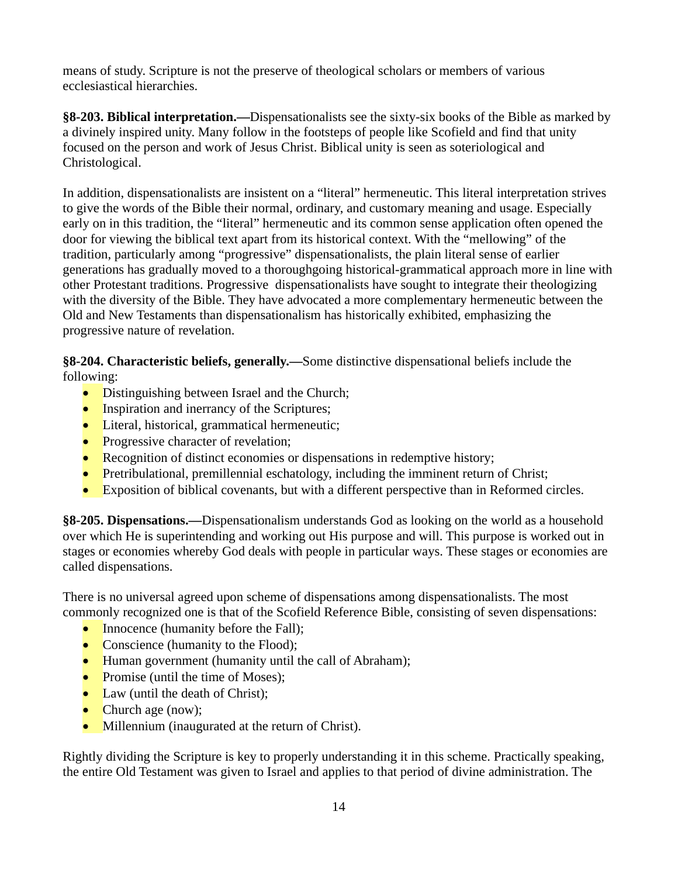means of study. Scripture is not the preserve of theological scholars or members of various ecclesiastical hierarchies.

**§8-203. Biblical interpretation.—**Dispensationalists see the sixty-six books of the Bible as marked by a divinely inspired unity. Many follow in the footsteps of people like Scofield and find that unity focused on the person and work of Jesus Christ. Biblical unity is seen as soteriological and Christological.

In addition, dispensationalists are insistent on a "literal" hermeneutic. This literal interpretation strives to give the words of the Bible their normal, ordinary, and customary meaning and usage. Especially early on in this tradition, the "literal" hermeneutic and its common sense application often opened the door for viewing the biblical text apart from its historical context. With the "mellowing" of the tradition, particularly among "progressive" dispensationalists, the plain literal sense of earlier generations has gradually moved to a thoroughgoing historical-grammatical approach more in line with other Protestant traditions. Progressive dispensationalists have sought to integrate their theologizing with the diversity of the Bible. They have advocated a more complementary hermeneutic between the Old and New Testaments than dispensationalism has historically exhibited, emphasizing the progressive nature of revelation.

**§8-204. Characteristic beliefs, generally.—**Some distinctive dispensational beliefs include the following:

- Distinguishing between Israel and the Church;
- Inspiration and inerrancy of the Scriptures;
- Literal, historical, grammatical hermeneutic;
- Progressive character of revelation;
- Recognition of distinct economies or dispensations in redemptive history;
- Pretribulational, premillennial eschatology, including the imminent return of Christ;
- Exposition of biblical covenants, but with a different perspective than in Reformed circles.

**§8-205. Dispensations.—**Dispensationalism understands God as looking on the world as a household over which He is superintending and working out His purpose and will. This purpose is worked out in stages or economies whereby God deals with people in particular ways. These stages or economies are called dispensations.

There is no universal agreed upon scheme of dispensations among dispensationalists. The most commonly recognized one is that of the Scofield Reference Bible, consisting of seven dispensations:

- Innocence (humanity before the Fall);
- Conscience (humanity to the Flood);
- Human government (humanity until the call of Abraham);
- Promise (until the time of Moses);
- Law (until the death of Christ);
- Church age (now);
- Millennium (inaugurated at the return of Christ).

Rightly dividing the Scripture is key to properly understanding it in this scheme. Practically speaking, the entire Old Testament was given to Israel and applies to that period of divine administration. The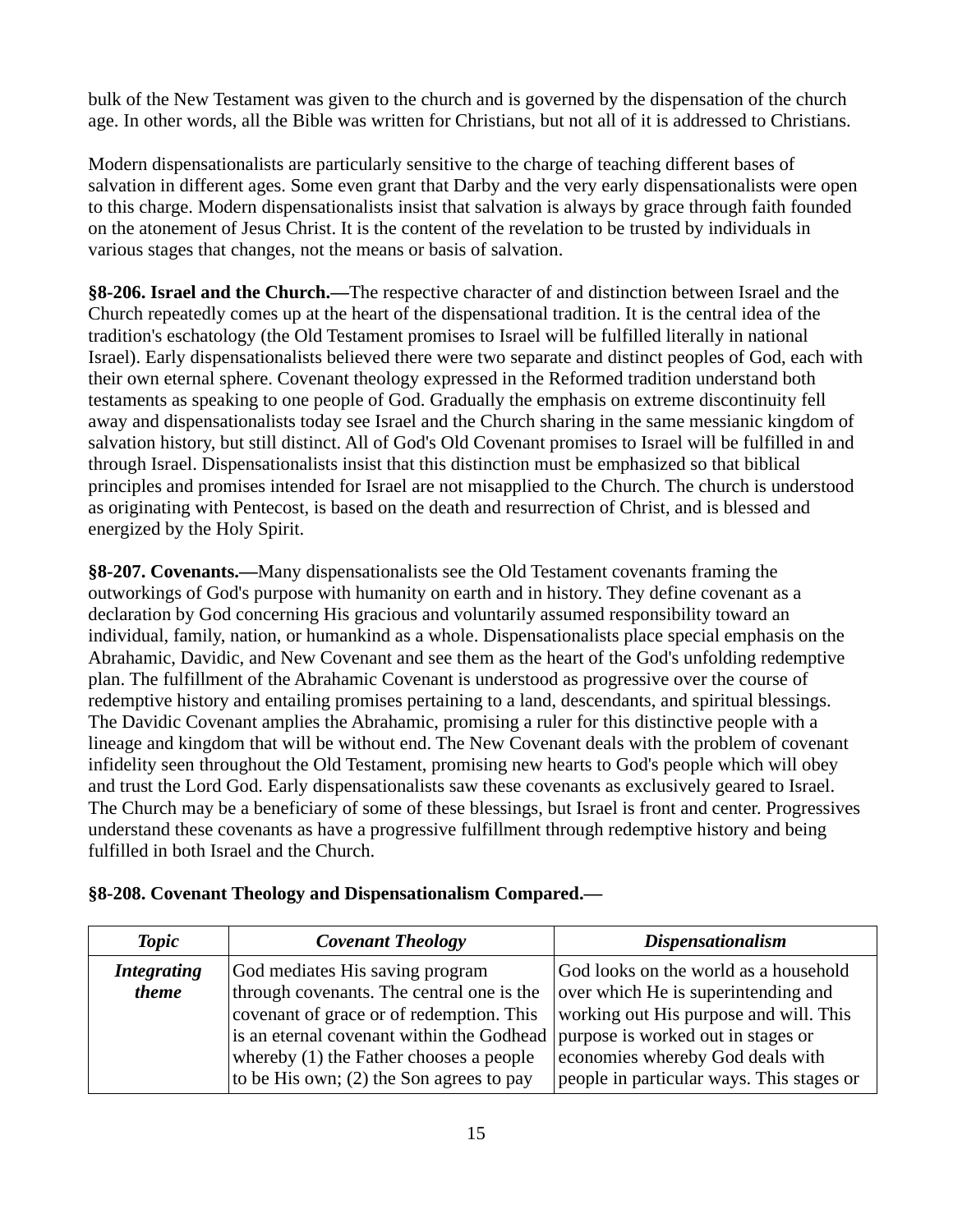bulk of the New Testament was given to the church and is governed by the dispensation of the church age. In other words, all the Bible was written for Christians, but not all of it is addressed to Christians.

Modern dispensationalists are particularly sensitive to the charge of teaching different bases of salvation in different ages. Some even grant that Darby and the very early dispensationalists were open to this charge. Modern dispensationalists insist that salvation is always by grace through faith founded on the atonement of Jesus Christ. It is the content of the revelation to be trusted by individuals in various stages that changes, not the means or basis of salvation.

**§8-206. Israel and the Church.—**The respective character of and distinction between Israel and the Church repeatedly comes up at the heart of the dispensational tradition. It is the central idea of the tradition's eschatology (the Old Testament promises to Israel will be fulfilled literally in national Israel). Early dispensationalists believed there were two separate and distinct peoples of God, each with their own eternal sphere. Covenant theology expressed in the Reformed tradition understand both testaments as speaking to one people of God. Gradually the emphasis on extreme discontinuity fell away and dispensationalists today see Israel and the Church sharing in the same messianic kingdom of salvation history, but still distinct. All of God's Old Covenant promises to Israel will be fulfilled in and through Israel. Dispensationalists insist that this distinction must be emphasized so that biblical principles and promises intended for Israel are not misapplied to the Church. The church is understood as originating with Pentecost, is based on the death and resurrection of Christ, and is blessed and energized by the Holy Spirit.

**§8-207. Covenants.—**Many dispensationalists see the Old Testament covenants framing the outworkings of God's purpose with humanity on earth and in history. They define covenant as a declaration by God concerning His gracious and voluntarily assumed responsibility toward an individual, family, nation, or humankind as a whole. Dispensationalists place special emphasis on the Abrahamic, Davidic, and New Covenant and see them as the heart of the God's unfolding redemptive plan. The fulfillment of the Abrahamic Covenant is understood as progressive over the course of redemptive history and entailing promises pertaining to a land, descendants, and spiritual blessings. The Davidic Covenant amplies the Abrahamic, promising a ruler for this distinctive people with a lineage and kingdom that will be without end. The New Covenant deals with the problem of covenant infidelity seen throughout the Old Testament, promising new hearts to God's people which will obey and trust the Lord God. Early dispensationalists saw these covenants as exclusively geared to Israel. The Church may be a beneficiary of some of these blessings, but Israel is front and center. Progressives understand these covenants as have a progressive fulfillment through redemptive history and being fulfilled in both Israel and the Church.

**§8-208. Covenant Theology and Dispensationalism Compared.—**

| *Topic* | *Covenant Theology* | *Dispensationalism* |
|---|---|---|
| ***Integrating theme*** | God mediates His saving program through covenants. The central one is the covenant of grace or of redemption. This is an eternal covenant within the Godhead whereby (1) the Father chooses a people to be His own; (2) the Son agrees to pay | God looks on the world as a household over which He is superintending and working out His purpose and will. This purpose is worked out in stages or economies whereby God deals with people in particular ways. This stages or |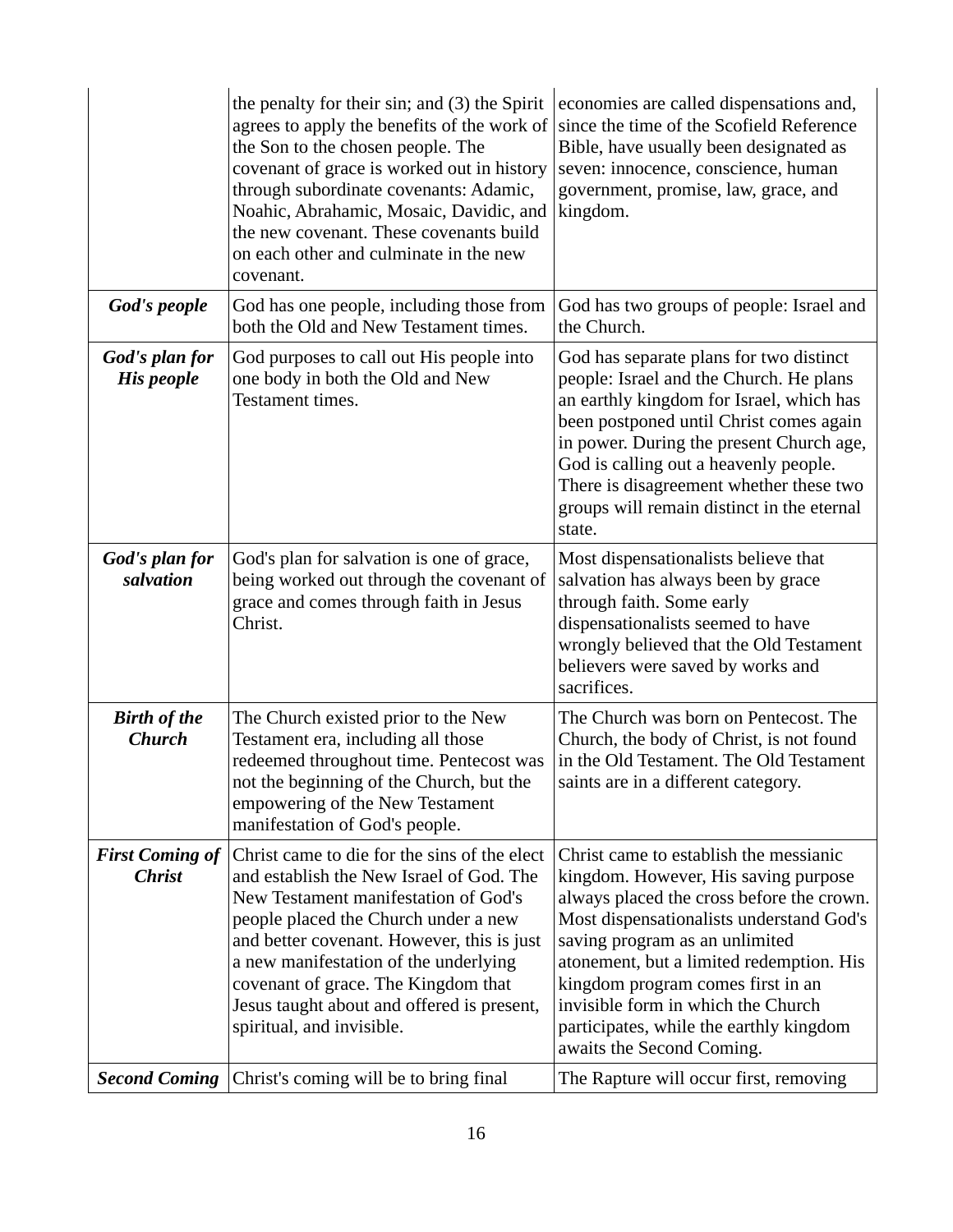| | | |
|---|---|---|
| | the penalty for their sin; and (3) the Spirit agrees to apply the benefits of the work of the Son to the chosen people. The covenant of grace is worked out in history through subordinate covenants: Adamic, Noahic, Abrahamic, Mosaic, Davidic, and the new covenant. These covenants build on each other and culminate in the new covenant. | economies are called dispensations and, since the time of the Scofield Reference Bible, have usually been designated as seven: innocence, conscience, human government, promise, law, grace, and kingdom. |
| ***God's people*** | God has one people, including those from both the Old and New Testament times. | God has two groups of people: Israel and the Church. |
| ***God's plan for His people*** | God purposes to call out His people into one body in both the Old and New Testament times. | God has separate plans for two distinct people: Israel and the Church. He plans an earthly kingdom for Israel, which has been postponed until Christ comes again in power. During the present Church age, God is calling out a heavenly people. There is disagreement whether these two groups will remain distinct in the eternal state. |
| ***God's plan for salvation*** | God's plan for salvation is one of grace, being worked out through the covenant of grace and comes through faith in Jesus Christ. | Most dispensationalists believe that salvation has always been by grace through faith. Some early dispensationalists seemed to have wrongly believed that the Old Testament believers were saved by works and sacrifices. |
| ***Birth of the Church*** | The Church existed prior to the New Testament era, including all those redeemed throughout time. Pentecost was not the beginning of the Church, but the empowering of the New Testament manifestation of God's people. | The Church was born on Pentecost. The Church, the body of Christ, is not found in the Old Testament. The Old Testament saints are in a different category. |
| ***First Coming of Christ*** | Christ came to die for the sins of the elect and establish the New Israel of God. The New Testament manifestation of God's people placed the Church under a new and better covenant. However, this is just a new manifestation of the underlying covenant of grace. The Kingdom that Jesus taught about and offered is present, spiritual, and invisible. | Christ came to establish the messianic kingdom. However, His saving purpose always placed the cross before the crown. Most dispensationalists understand God's saving program as an unlimited atonement, but a limited redemption. His kingdom program comes first in an invisible form in which the Church participates, while the earthly kingdom awaits the Second Coming. |
| ***Second Coming*** | Christ's coming will be to bring final | The Rapture will occur first, removing |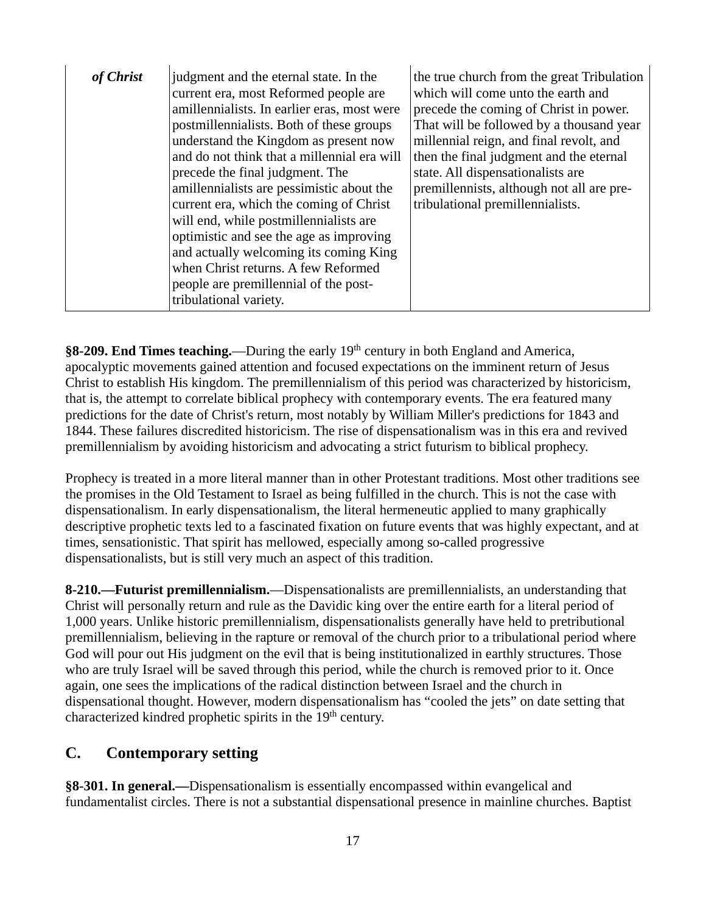| *of Christ* | judgment and the eternal state. In the current era, most Reformed people are amillennialists. In earlier eras, most were postmillennialists. Both of these groups understand the Kingdom as present now and do not think that a millennial era will precede the final judgment. The amillennialists are pessimistic about the current era, which the coming of Christ will end, while postmillennialists are optimistic and see the age as improving and actually welcoming its coming King when Christ returns. A few Reformed people are premillennial of the post-tribulational variety. | the true church from the great Tribulation which will come unto the earth and precede the coming of Christ in power. That will be followed by a thousand year millennial reign, and final revolt, and then the final judgment and the eternal state. All dispensationalists are premillennists, although not all are pre-tribulational premillennialists. |
|---|---|---|

**§8-209. End Times teaching.**—During the early 19th century in both England and America, apocalyptic movements gained attention and focused expectations on the imminent return of Jesus Christ to establish His kingdom. The premillennialism of this period was characterized by historicism, that is, the attempt to correlate biblical prophecy with contemporary events. The era featured many predictions for the date of Christ's return, most notably by William Miller's predictions for 1843 and 1844. These failures discredited historicism. The rise of dispensationalism was in this era and revived premillennialism by avoiding historicism and advocating a strict futurism to biblical prophecy.

Prophecy is treated in a more literal manner than in other Protestant traditions. Most other traditions see the promises in the Old Testament to Israel as being fulfilled in the church. This is not the case with dispensationalism. In early dispensationalism, the literal hermeneutic applied to many graphically descriptive prophetic texts led to a fascinated fixation on future events that was highly expectant, and at times, sensationistic. That spirit has mellowed, especially among so-called progressive dispensationalists, but is still very much an aspect of this tradition.

**8-210.—Futurist premillennialism.**—Dispensationalists are premillennialists, an understanding that Christ will personally return and rule as the Davidic king over the entire earth for a literal period of 1,000 years. Unlike historic premillennialism, dispensationalists generally have held to pretributional premillennialism, believing in the rapture or removal of the church prior to a tribulational period where God will pour out His judgment on the evil that is being institutionalized in earthly structures. Those who are truly Israel will be saved through this period, while the church is removed prior to it. Once again, one sees the implications of the radical distinction between Israel and the church in dispensational thought. However, modern dispensationalism has "cooled the jets" on date setting that characterized kindred prophetic spirits in the 19th century.

## C. Contemporary setting

**§8-301. In general.—**Dispensationalism is essentially encompassed within evangelical and fundamentalist circles. There is not a substantial dispensational presence in mainline churches. Baptist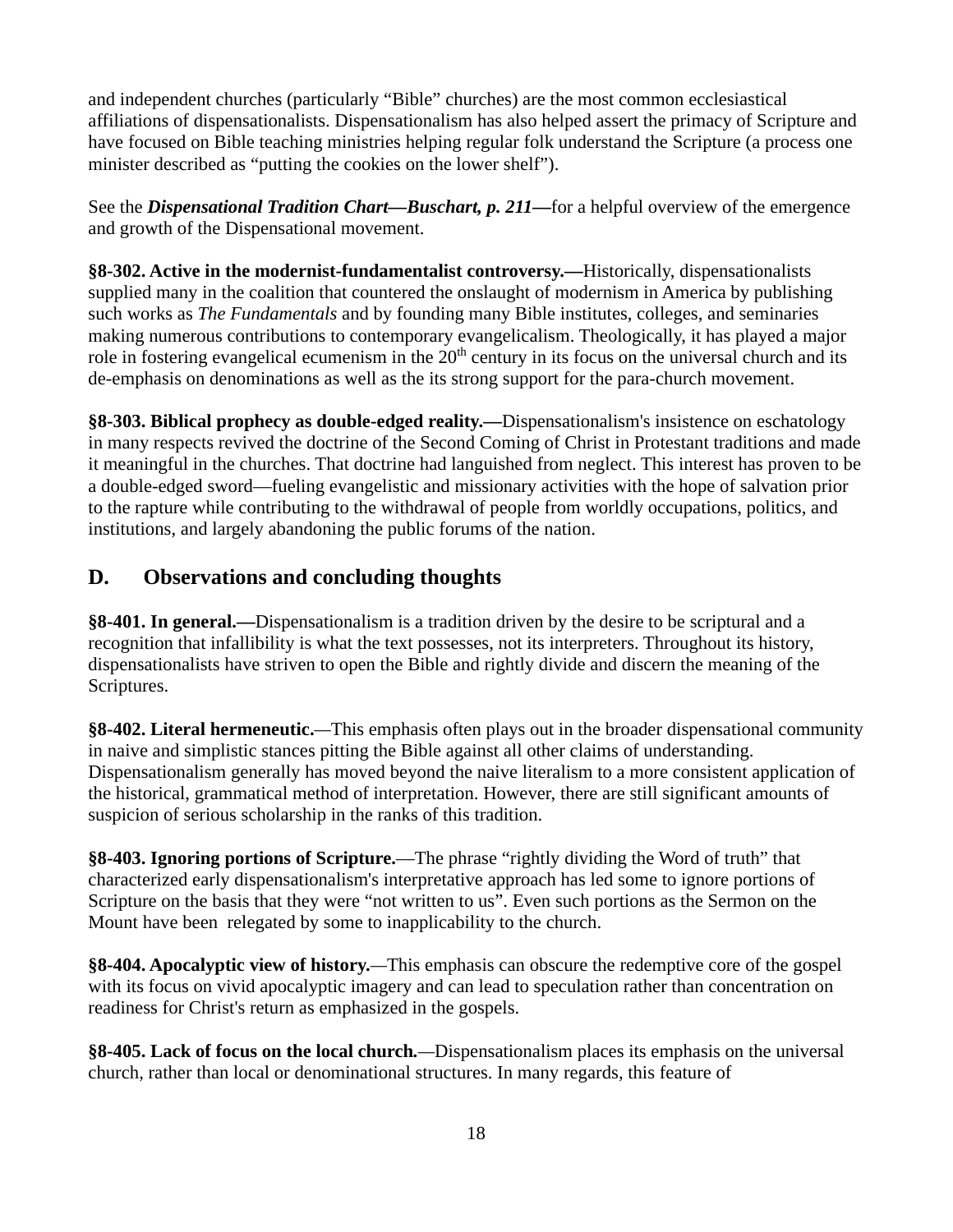and independent churches (particularly "Bible" churches) are the most common ecclesiastical affiliations of dispensationalists. Dispensationalism has also helped assert the primacy of Scripture and have focused on Bible teaching ministries helping regular folk understand the Scripture (a process one minister described as "putting the cookies on the lower shelf").

See the ***Dispensational Tradition Chart—Buschart, p. 211—***for a helpful overview of the emergence and growth of the Dispensational movement.

**§8-302. Active in the modernist-fundamentalist controversy.—**Historically, dispensationalists supplied many in the coalition that countered the onslaught of modernism in America by publishing such works as *The Fundamentals* and by founding many Bible institutes, colleges, and seminaries making numerous contributions to contemporary evangelicalism. Theologically, it has played a major role in fostering evangelical ecumenism in the 20th century in its focus on the universal church and its de-emphasis on denominations as well as the its strong support for the para-church movement.

**§8-303. Biblical prophecy as double-edged reality.—**Dispensationalism's insistence on eschatology in many respects revived the doctrine of the Second Coming of Christ in Protestant traditions and made it meaningful in the churches. That doctrine had languished from neglect. This interest has proven to be a double-edged sword—fueling evangelistic and missionary activities with the hope of salvation prior to the rapture while contributing to the withdrawal of people from worldly occupations, politics, and institutions, and largely abandoning the public forums of the nation.

## D. Observations and concluding thoughts

**§8-401. In general.—**Dispensationalism is a tradition driven by the desire to be scriptural and a recognition that infallibility is what the text possesses, not its interpreters. Throughout its history, dispensationalists have striven to open the Bible and rightly divide and discern the meaning of the Scriptures.

**§8-402. Literal hermeneutic.**—This emphasis often plays out in the broader dispensational community in naive and simplistic stances pitting the Bible against all other claims of understanding. Dispensationalism generally has moved beyond the naive literalism to a more consistent application of the historical, grammatical method of interpretation. However, there are still significant amounts of suspicion of serious scholarship in the ranks of this tradition.

**§8-403. Ignoring portions of Scripture.**—The phrase "rightly dividing the Word of truth" that characterized early dispensationalism's interpretative approach has led some to ignore portions of Scripture on the basis that they were "not written to us". Even such portions as the Sermon on the Mount have been relegated by some to inapplicability to the church.

**§8-404. Apocalyptic view of history.**—This emphasis can obscure the redemptive core of the gospel with its focus on vivid apocalyptic imagery and can lead to speculation rather than concentration on readiness for Christ's return as emphasized in the gospels.

**§8-405. Lack of focus on the local church.**—Dispensationalism places its emphasis on the universal church, rather than local or denominational structures. In many regards, this feature of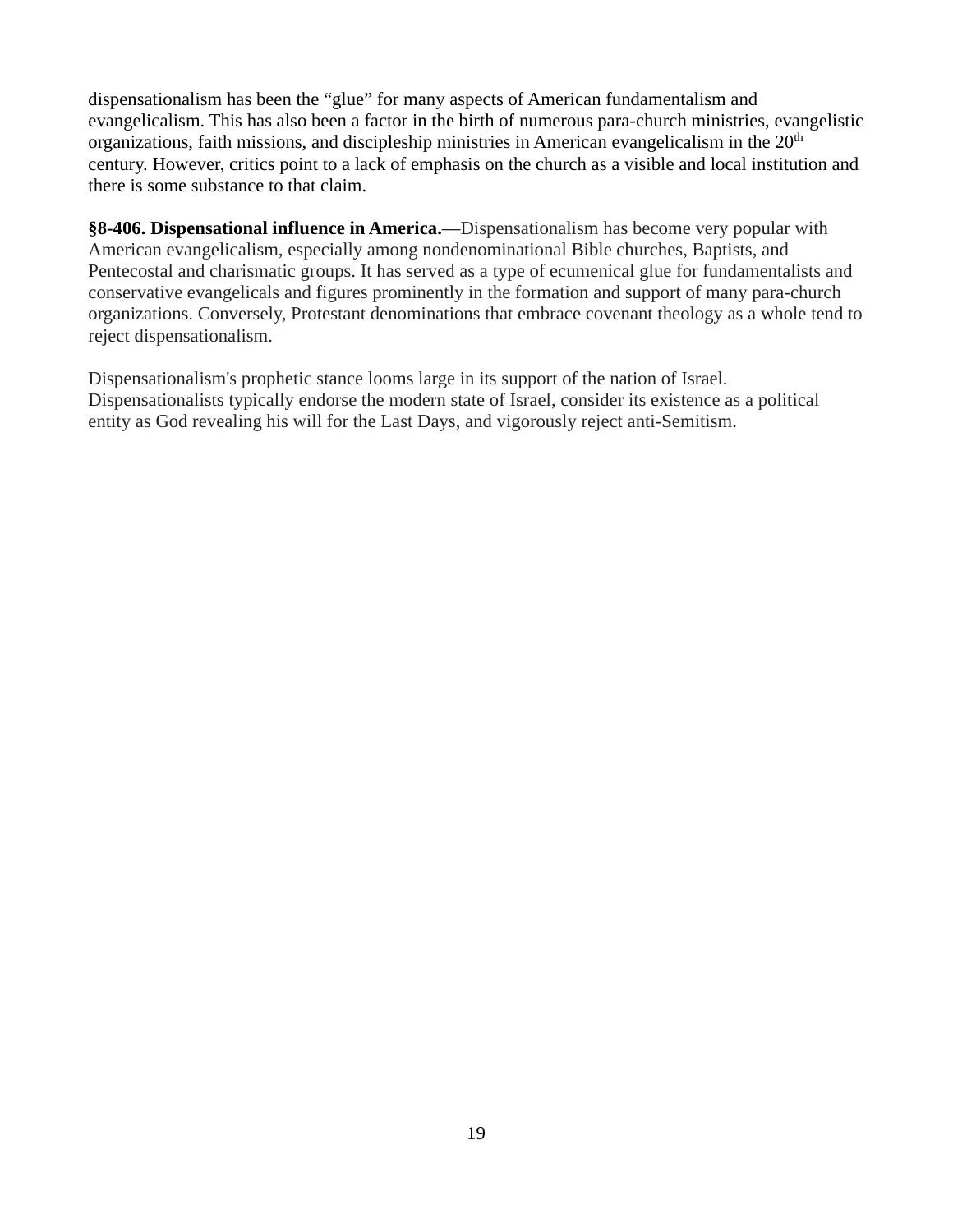dispensationalism has been the “glue” for many aspects of American fundamentalism and evangelicalism. This has also been a factor in the birth of numerous para-church ministries, evangelistic organizations, faith missions, and discipleship ministries in American evangelicalism in the 20th century. However, critics point to a lack of emphasis on the church as a visible and local institution and there is some substance to that claim.

**§8-406. Dispensational influence in America.**—Dispensationalism has become very popular with American evangelicalism, especially among nondenominational Bible churches, Baptists, and Pentecostal and charismatic groups. It has served as a type of ecumenical glue for fundamentalists and conservative evangelicals and figures prominently in the formation and support of many para-church organizations. Conversely, Protestant denominations that embrace covenant theology as a whole tend to reject dispensationalism.

Dispensationalism's prophetic stance looms large in its support of the nation of Israel. Dispensationalists typically endorse the modern state of Israel, consider its existence as a political entity as God revealing his will for the Last Days, and vigorously reject anti-Semitism.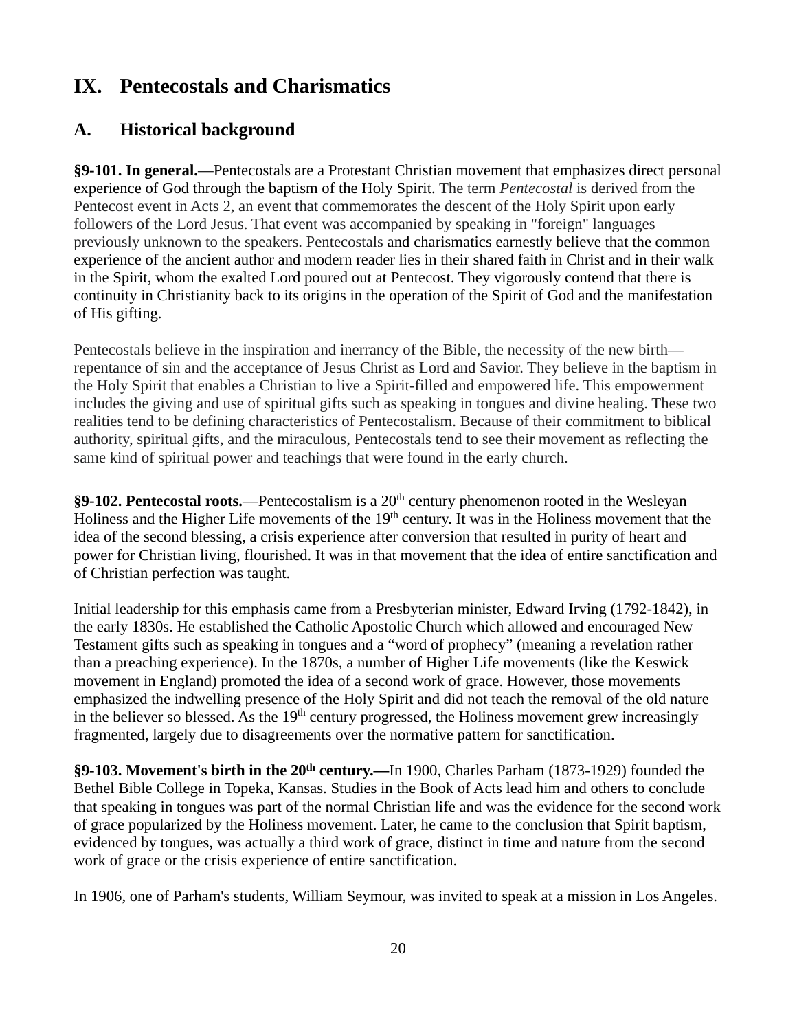# IX. Pentecostals and Charismatics

## A. Historical background

**§9-101. In general.**—Pentecostals are a Protestant Christian movement that emphasizes direct personal experience of God through the baptism of the Holy Spirit. The term *Pentecostal* is derived from the Pentecost event in Acts 2, an event that commemorates the descent of the Holy Spirit upon early followers of the Lord Jesus. That event was accompanied by speaking in "foreign" languages previously unknown to the speakers. Pentecostals and charismatics earnestly believe that the common experience of the ancient author and modern reader lies in their shared faith in Christ and in their walk in the Spirit, whom the exalted Lord poured out at Pentecost. They vigorously contend that there is continuity in Christianity back to its origins in the operation of the Spirit of God and the manifestation of His gifting.

Pentecostals believe in the inspiration and inerrancy of the Bible, the necessity of the new birth—repentance of sin and the acceptance of Jesus Christ as Lord and Savior. They believe in the baptism in the Holy Spirit that enables a Christian to live a Spirit-filled and empowered life. This empowerment includes the giving and use of spiritual gifts such as speaking in tongues and divine healing. These two realities tend to be defining characteristics of Pentecostalism. Because of their commitment to biblical authority, spiritual gifts, and the miraculous, Pentecostals tend to see their movement as reflecting the same kind of spiritual power and teachings that were found in the early church.

**§9-102. Pentecostal roots.**—Pentecostalism is a 20th century phenomenon rooted in the Wesleyan Holiness and the Higher Life movements of the 19th century. It was in the Holiness movement that the idea of the second blessing, a crisis experience after conversion that resulted in purity of heart and power for Christian living, flourished. It was in that movement that the idea of entire sanctification and of Christian perfection was taught.

Initial leadership for this emphasis came from a Presbyterian minister, Edward Irving (1792-1842), in the early 1830s. He established the Catholic Apostolic Church which allowed and encouraged New Testament gifts such as speaking in tongues and a “word of prophecy” (meaning a revelation rather than a preaching experience). In the 1870s, a number of Higher Life movements (like the Keswick movement in England) promoted the idea of a second work of grace. However, those movements emphasized the indwelling presence of the Holy Spirit and did not teach the removal of the old nature in the believer so blessed. As the 19th century progressed, the Holiness movement grew increasingly fragmented, largely due to disagreements over the normative pattern for sanctification.

**§9-103. Movement's birth in the 20th century.—**In 1900, Charles Parham (1873-1929) founded the Bethel Bible College in Topeka, Kansas. Studies in the Book of Acts lead him and others to conclude that speaking in tongues was part of the normal Christian life and was the evidence for the second work of grace popularized by the Holiness movement. Later, he came to the conclusion that Spirit baptism, evidenced by tongues, was actually a third work of grace, distinct in time and nature from the second work of grace or the crisis experience of entire sanctification.

In 1906, one of Parham's students, William Seymour, was invited to speak at a mission in Los Angeles.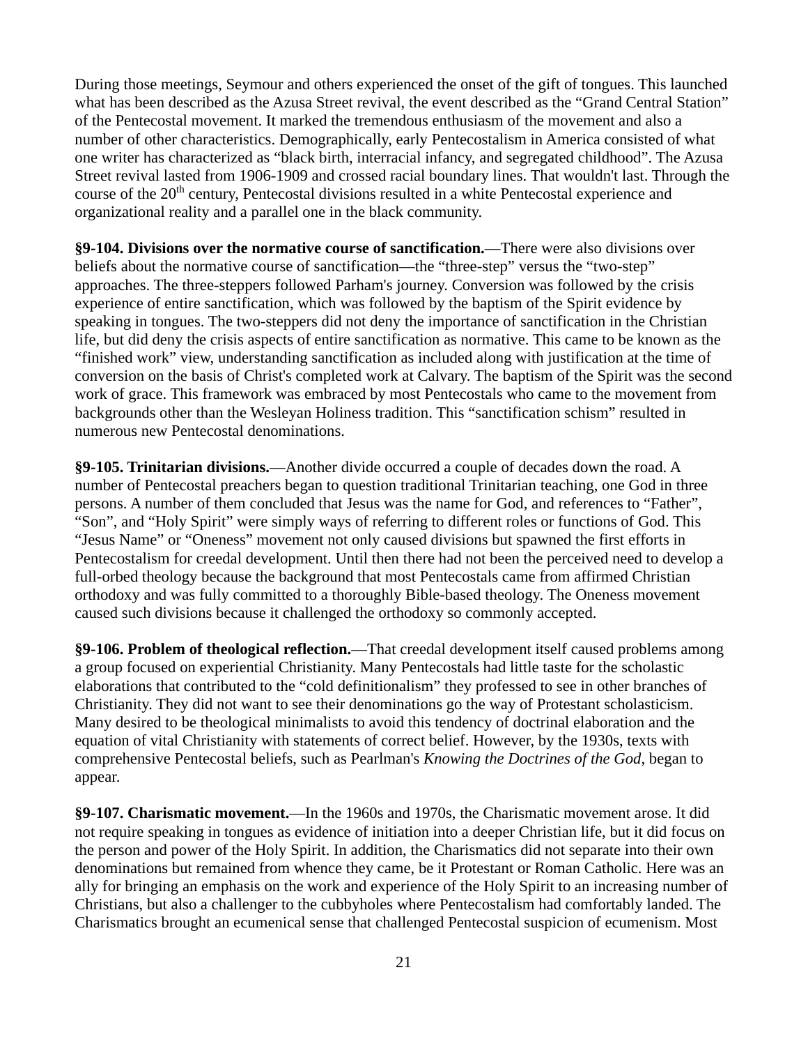During those meetings, Seymour and others experienced the onset of the gift of tongues. This launched what has been described as the Azusa Street revival, the event described as the "Grand Central Station" of the Pentecostal movement. It marked the tremendous enthusiasm of the movement and also a number of other characteristics. Demographically, early Pentecostalism in America consisted of what one writer has characterized as "black birth, interracial infancy, and segregated childhood". The Azusa Street revival lasted from 1906-1909 and crossed racial boundary lines. That wouldn't last. Through the course of the 20$^{th}$ century, Pentecostal divisions resulted in a white Pentecostal experience and organizational reality and a parallel one in the black community.

**§9-104. Divisions over the normative course of sanctification.**—There were also divisions over beliefs about the normative course of sanctification—the "three-step" versus the "two-step" approaches. The three-steppers followed Parham's journey. Conversion was followed by the crisis experience of entire sanctification, which was followed by the baptism of the Spirit evidence by speaking in tongues. The two-steppers did not deny the importance of sanctification in the Christian life, but did deny the crisis aspects of entire sanctification as normative. This came to be known as the "finished work" view, understanding sanctification as included along with justification at the time of conversion on the basis of Christ's completed work at Calvary. The baptism of the Spirit was the second work of grace. This framework was embraced by most Pentecostals who came to the movement from backgrounds other than the Wesleyan Holiness tradition. This "sanctification schism" resulted in numerous new Pentecostal denominations.

**§9-105. Trinitarian divisions.**—Another divide occurred a couple of decades down the road. A number of Pentecostal preachers began to question traditional Trinitarian teaching, one God in three persons. A number of them concluded that Jesus was the name for God, and references to "Father", "Son", and "Holy Spirit" were simply ways of referring to different roles or functions of God. This "Jesus Name" or "Oneness" movement not only caused divisions but spawned the first efforts in Pentecostalism for creedal development. Until then there had not been the perceived need to develop a full-orbed theology because the background that most Pentecostals came from affirmed Christian orthodoxy and was fully committed to a thoroughly Bible-based theology. The Oneness movement caused such divisions because it challenged the orthodoxy so commonly accepted.

**§9-106. Problem of theological reflection.**—That creedal development itself caused problems among a group focused on experiential Christianity. Many Pentecostals had little taste for the scholastic elaborations that contributed to the "cold definitionalism" they professed to see in other branches of Christianity. They did not want to see their denominations go the way of Protestant scholasticism. Many desired to be theological minimalists to avoid this tendency of doctrinal elaboration and the equation of vital Christianity with statements of correct belief. However, by the 1930s, texts with comprehensive Pentecostal beliefs, such as Pearlman's *Knowing the Doctrines of the God*, began to appear.

**§9-107. Charismatic movement.**—In the 1960s and 1970s, the Charismatic movement arose. It did not require speaking in tongues as evidence of initiation into a deeper Christian life, but it did focus on the person and power of the Holy Spirit. In addition, the Charismatics did not separate into their own denominations but remained from whence they came, be it Protestant or Roman Catholic. Here was an ally for bringing an emphasis on the work and experience of the Holy Spirit to an increasing number of Christians, but also a challenger to the cubbyholes where Pentecostalism had comfortably landed. The Charismatics brought an ecumenical sense that challenged Pentecostal suspicion of ecumenism. Most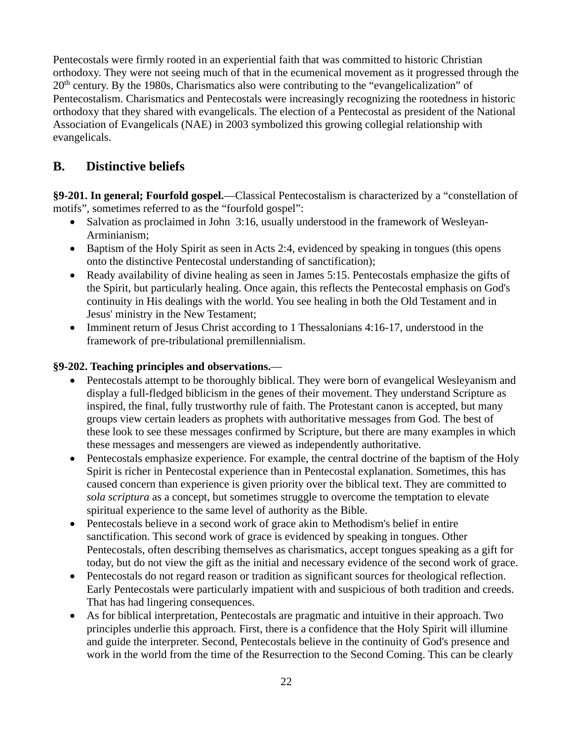Pentecostals were firmly rooted in an experiential faith that was committed to historic Christian orthodoxy. They were not seeing much of that in the ecumenical movement as it progressed through the 20th century. By the 1980s, Charismatics also were contributing to the "evangelicalization" of Pentecostalism. Charismatics and Pentecostals were increasingly recognizing the rootedness in historic orthodoxy that they shared with evangelicals. The election of a Pentecostal as president of the National Association of Evangelicals (NAE) in 2003 symbolized this growing collegial relationship with evangelicals.

## B. Distinctive beliefs

**§9-201. In general; Fourfold gospel.**—Classical Pentecostalism is characterized by a "constellation of motifs", sometimes referred to as the "fourfold gospel":

- Salvation as proclaimed in John 3:16, usually understood in the framework of Wesleyan-Arminianism;
- Baptism of the Holy Spirit as seen in Acts 2:4, evidenced by speaking in tongues (this opens onto the distinctive Pentecostal understanding of sanctification);
- Ready availability of divine healing as seen in James 5:15. Pentecostals emphasize the gifts of the Spirit, but particularly healing. Once again, this reflects the Pentecostal emphasis on God's continuity in His dealings with the world. You see healing in both the Old Testament and in Jesus' ministry in the New Testament;
- Imminent return of Jesus Christ according to 1 Thessalonians 4:16-17, understood in the framework of pre-tribulational premillennialism.

**§9-202. Teaching principles and observations.**—

- Pentecostals attempt to be thoroughly biblical. They were born of evangelical Wesleyanism and display a full-fledged biblicism in the genes of their movement. They understand Scripture as inspired, the final, fully trustworthy rule of faith. The Protestant canon is accepted, but many groups view certain leaders as prophets with authoritative messages from God. The best of these look to see these messages confirmed by Scripture, but there are many examples in which these messages and messengers are viewed as independently authoritative.
- Pentecostals emphasize experience. For example, the central doctrine of the baptism of the Holy Spirit is richer in Pentecostal experience than in Pentecostal explanation. Sometimes, this has caused concern than experience is given priority over the biblical text. They are committed to *sola scriptura* as a concept, but sometimes struggle to overcome the temptation to elevate spiritual experience to the same level of authority as the Bible.
- Pentecostals believe in a second work of grace akin to Methodism's belief in entire sanctification. This second work of grace is evidenced by speaking in tongues. Other Pentecostals, often describing themselves as charismatics, accept tongues speaking as a gift for today, but do not view the gift as the initial and necessary evidence of the second work of grace.
- Pentecostals do not regard reason or tradition as significant sources for theological reflection. Early Pentecostals were particularly impatient with and suspicious of both tradition and creeds. That has had lingering consequences.
- As for biblical interpretation, Pentecostals are pragmatic and intuitive in their approach. Two principles underlie this approach. First, there is a confidence that the Holy Spirit will illumine and guide the interpreter. Second, Pentecostals believe in the continuity of God's presence and work in the world from the time of the Resurrection to the Second Coming. This can be clearly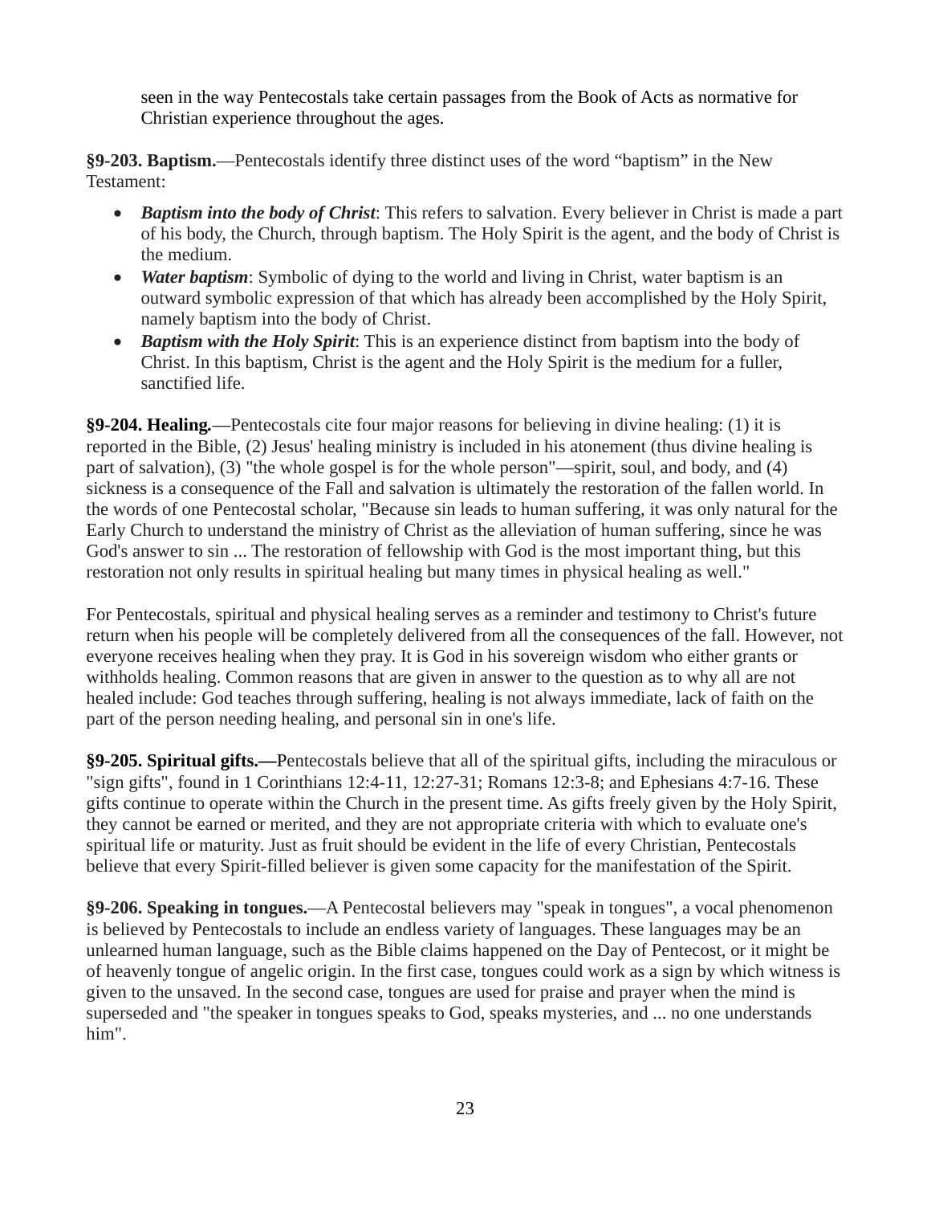seen in the way Pentecostals take certain passages from the Book of Acts as normative for Christian experience throughout the ages.

**§9-203. Baptism.**—Pentecostals identify three distinct uses of the word "baptism" in the New Testament:

- ***Baptism into the body of Christ***: This refers to salvation. Every believer in Christ is made a part of his body, the Church, through baptism. The Holy Spirit is the agent, and the body of Christ is the medium.
- ***Water baptism***: Symbolic of dying to the world and living in Christ, water baptism is an outward symbolic expression of that which has already been accomplished by the Holy Spirit, namely baptism into the body of Christ.
- ***Baptism with the Holy Spirit***: This is an experience distinct from baptism into the body of Christ. In this baptism, Christ is the agent and the Holy Spirit is the medium for a fuller, sanctified life.

**§9-204. Healing.**—Pentecostals cite four major reasons for believing in divine healing: (1) it is reported in the Bible, (2) Jesus' healing ministry is included in his atonement (thus divine healing is part of salvation), (3) "the whole gospel is for the whole person"—spirit, soul, and body, and (4) sickness is a consequence of the Fall and salvation is ultimately the restoration of the fallen world. In the words of one Pentecostal scholar, "Because sin leads to human suffering, it was only natural for the Early Church to understand the ministry of Christ as the alleviation of human suffering, since he was God's answer to sin ... The restoration of fellowship with God is the most important thing, but this restoration not only results in spiritual healing but many times in physical healing as well."

For Pentecostals, spiritual and physical healing serves as a reminder and testimony to Christ's future return when his people will be completely delivered from all the consequences of the fall. However, not everyone receives healing when they pray. It is God in his sovereign wisdom who either grants or withholds healing. Common reasons that are given in answer to the question as to why all are not healed include: God teaches through suffering, healing is not always immediate, lack of faith on the part of the person needing healing, and personal sin in one's life.

**§9-205. Spiritual gifts.—**Pentecostals believe that all of the spiritual gifts, including the miraculous or "sign gifts", found in 1 Corinthians 12:4-11, 12:27-31; Romans 12:3-8; and Ephesians 4:7-16. These gifts continue to operate within the Church in the present time. As gifts freely given by the Holy Spirit, they cannot be earned or merited, and they are not appropriate criteria with which to evaluate one's spiritual life or maturity. Just as fruit should be evident in the life of every Christian, Pentecostals believe that every Spirit-filled believer is given some capacity for the manifestation of the Spirit.

**§9-206. Speaking in tongues.**—A Pentecostal believers may "speak in tongues", a vocal phenomenon is believed by Pentecostals to include an endless variety of languages. These languages may be an unlearned human language, such as the Bible claims happened on the Day of Pentecost, or it might be of heavenly tongue of angelic origin. In the first case, tongues could work as a sign by which witness is given to the unsaved. In the second case, tongues are used for praise and prayer when the mind is superseded and "the speaker in tongues speaks to God, speaks mysteries, and ... no one understands him".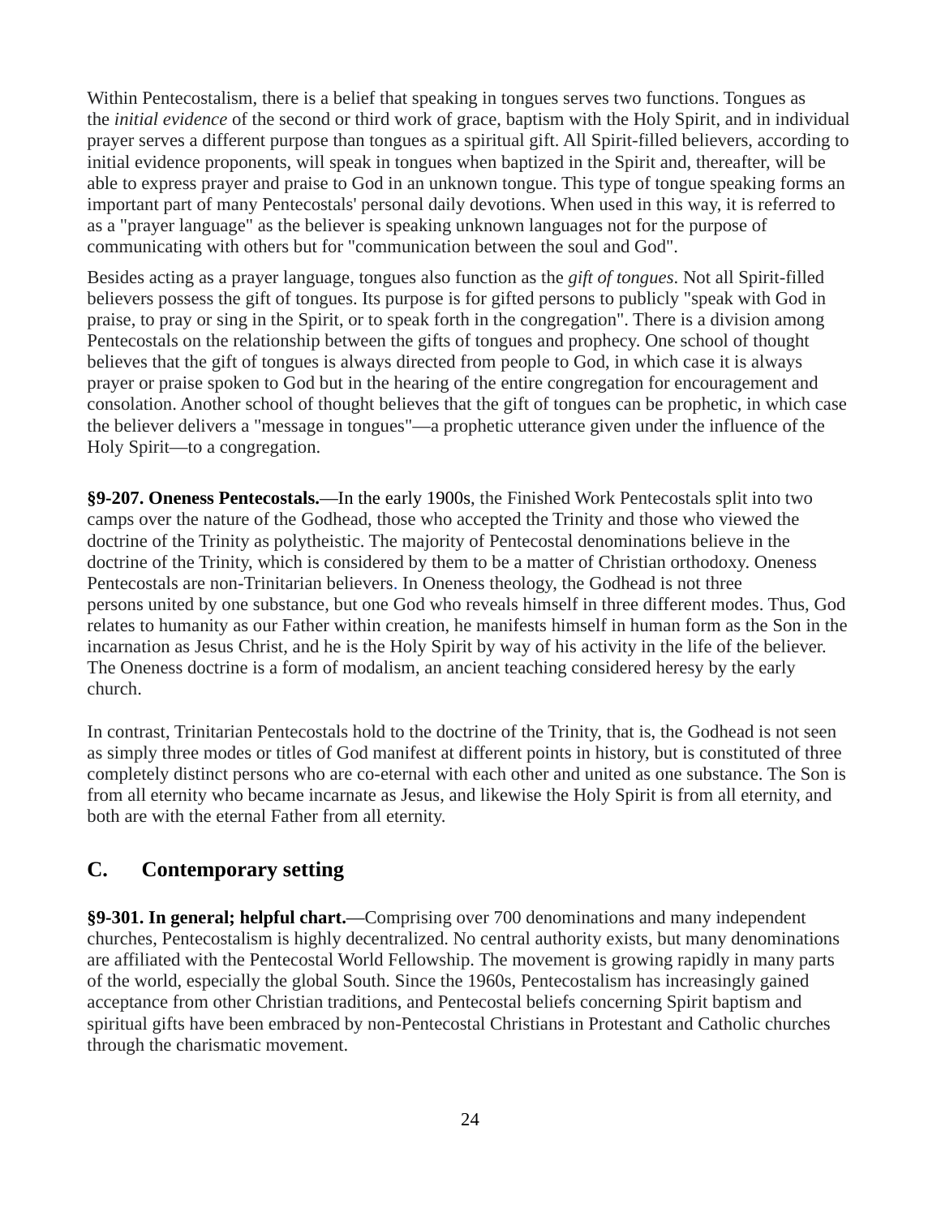Within Pentecostalism, there is a belief that speaking in tongues serves two functions. Tongues as the *initial evidence* of the second or third work of grace, baptism with the Holy Spirit, and in individual prayer serves a different purpose than tongues as a spiritual gift. All Spirit-filled believers, according to initial evidence proponents, will speak in tongues when baptized in the Spirit and, thereafter, will be able to express prayer and praise to God in an unknown tongue. This type of tongue speaking forms an important part of many Pentecostals' personal daily devotions. When used in this way, it is referred to as a "prayer language" as the believer is speaking unknown languages not for the purpose of communicating with others but for "communication between the soul and God".

Besides acting as a prayer language, tongues also function as the *gift of tongues*. Not all Spirit-filled believers possess the gift of tongues. Its purpose is for gifted persons to publicly "speak with God in praise, to pray or sing in the Spirit, or to speak forth in the congregation". There is a division among Pentecostals on the relationship between the gifts of tongues and prophecy. One school of thought believes that the gift of tongues is always directed from people to God, in which case it is always prayer or praise spoken to God but in the hearing of the entire congregation for encouragement and consolation. Another school of thought believes that the gift of tongues can be prophetic, in which case the believer delivers a "message in tongues"—a prophetic utterance given under the influence of the Holy Spirit—to a congregation.

**§9-207. Oneness Pentecostals.**—In the early 1900s, the Finished Work Pentecostals split into two camps over the nature of the Godhead, those who accepted the Trinity and those who viewed the doctrine of the Trinity as polytheistic. The majority of Pentecostal denominations believe in the doctrine of the Trinity, which is considered by them to be a matter of Christian orthodoxy. Oneness Pentecostals are non-Trinitarian believers. In Oneness theology, the Godhead is not three persons united by one substance, but one God who reveals himself in three different modes. Thus, God relates to humanity as our Father within creation, he manifests himself in human form as the Son in the incarnation as Jesus Christ, and he is the Holy Spirit by way of his activity in the life of the believer. The Oneness doctrine is a form of modalism, an ancient teaching considered heresy by the early church.

In contrast, Trinitarian Pentecostals hold to the doctrine of the Trinity, that is, the Godhead is not seen as simply three modes or titles of God manifest at different points in history, but is constituted of three completely distinct persons who are co-eternal with each other and united as one substance. The Son is from all eternity who became incarnate as Jesus, and likewise the Holy Spirit is from all eternity, and both are with the eternal Father from all eternity.

## C. Contemporary setting

**§9-301. In general; helpful chart.**—Comprising over 700 denominations and many independent churches, Pentecostalism is highly decentralized. No central authority exists, but many denominations are affiliated with the Pentecostal World Fellowship. The movement is growing rapidly in many parts of the world, especially the global South. Since the 1960s, Pentecostalism has increasingly gained acceptance from other Christian traditions, and Pentecostal beliefs concerning Spirit baptism and spiritual gifts have been embraced by non-Pentecostal Christians in Protestant and Catholic churches through the charismatic movement.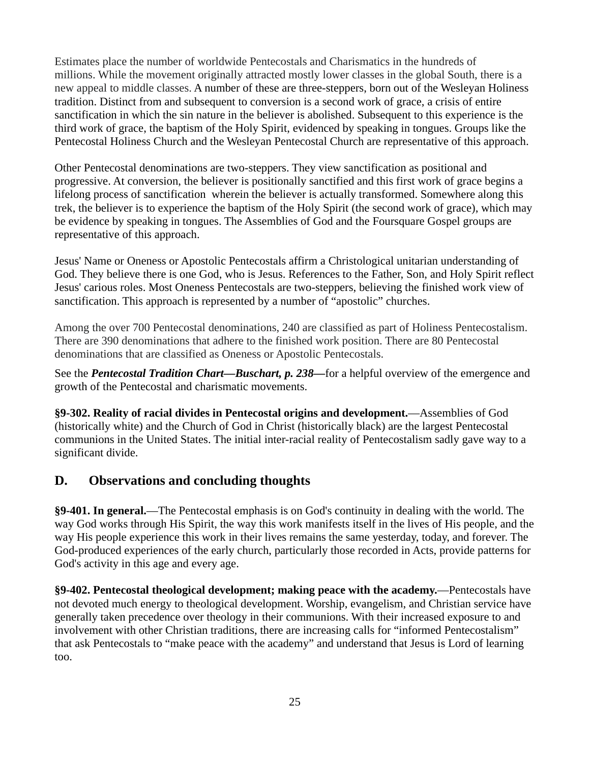Estimates place the number of worldwide Pentecostals and Charismatics in the hundreds of millions. While the movement originally attracted mostly lower classes in the global South, there is a new appeal to middle classes. A number of these are three-steppers, born out of the Wesleyan Holiness tradition. Distinct from and subsequent to conversion is a second work of grace, a crisis of entire sanctification in which the sin nature in the believer is abolished. Subsequent to this experience is the third work of grace, the baptism of the Holy Spirit, evidenced by speaking in tongues. Groups like the Pentecostal Holiness Church and the Wesleyan Pentecostal Church are representative of this approach.

Other Pentecostal denominations are two-steppers. They view sanctification as positional and progressive. At conversion, the believer is positionally sanctified and this first work of grace begins a lifelong process of sanctification  wherein the believer is actually transformed. Somewhere along this trek, the believer is to experience the baptism of the Holy Spirit (the second work of grace), which may be evidence by speaking in tongues. The Assemblies of God and the Foursquare Gospel groups are representative of this approach.

Jesus' Name or Oneness or Apostolic Pentecostals affirm a Christological unitarian understanding of God. They believe there is one God, who is Jesus. References to the Father, Son, and Holy Spirit reflect Jesus' carious roles. Most Oneness Pentecostals are two-steppers, believing the finished work view of sanctification. This approach is represented by a number of "apostolic" churches.

Among the over 700 Pentecostal denominations, 240 are classified as part of Holiness Pentecostalism. There are 390 denominations that adhere to the finished work position. There are 80 Pentecostal denominations that are classified as Oneness or Apostolic Pentecostals.

See the ***Pentecostal Tradition Chart—Buschart, p. 238—***for a helpful overview of the emergence and growth of the Pentecostal and charismatic movements.

**§9-302. Reality of racial divides in Pentecostal origins and development.**—Assemblies of God (historically white) and the Church of God in Christ (historically black) are the largest Pentecostal communions in the United States. The initial inter-racial reality of Pentecostalism sadly gave way to a significant divide.

## D. Observations and concluding thoughts

**§9-401. In general.**—The Pentecostal emphasis is on God's continuity in dealing with the world. The way God works through His Spirit, the way this work manifests itself in the lives of His people, and the way His people experience this work in their lives remains the same yesterday, today, and forever. The God-produced experiences of the early church, particularly those recorded in Acts, provide patterns for God's activity in this age and every age.

**§9-402. Pentecostal theological development; making peace with the academy.**—Pentecostals have not devoted much energy to theological development. Worship, evangelism, and Christian service have generally taken precedence over theology in their communions. With their increased exposure to and involvement with other Christian traditions, there are increasing calls for "informed Pentecostalism" that ask Pentecostals to "make peace with the academy" and understand that Jesus is Lord of learning too.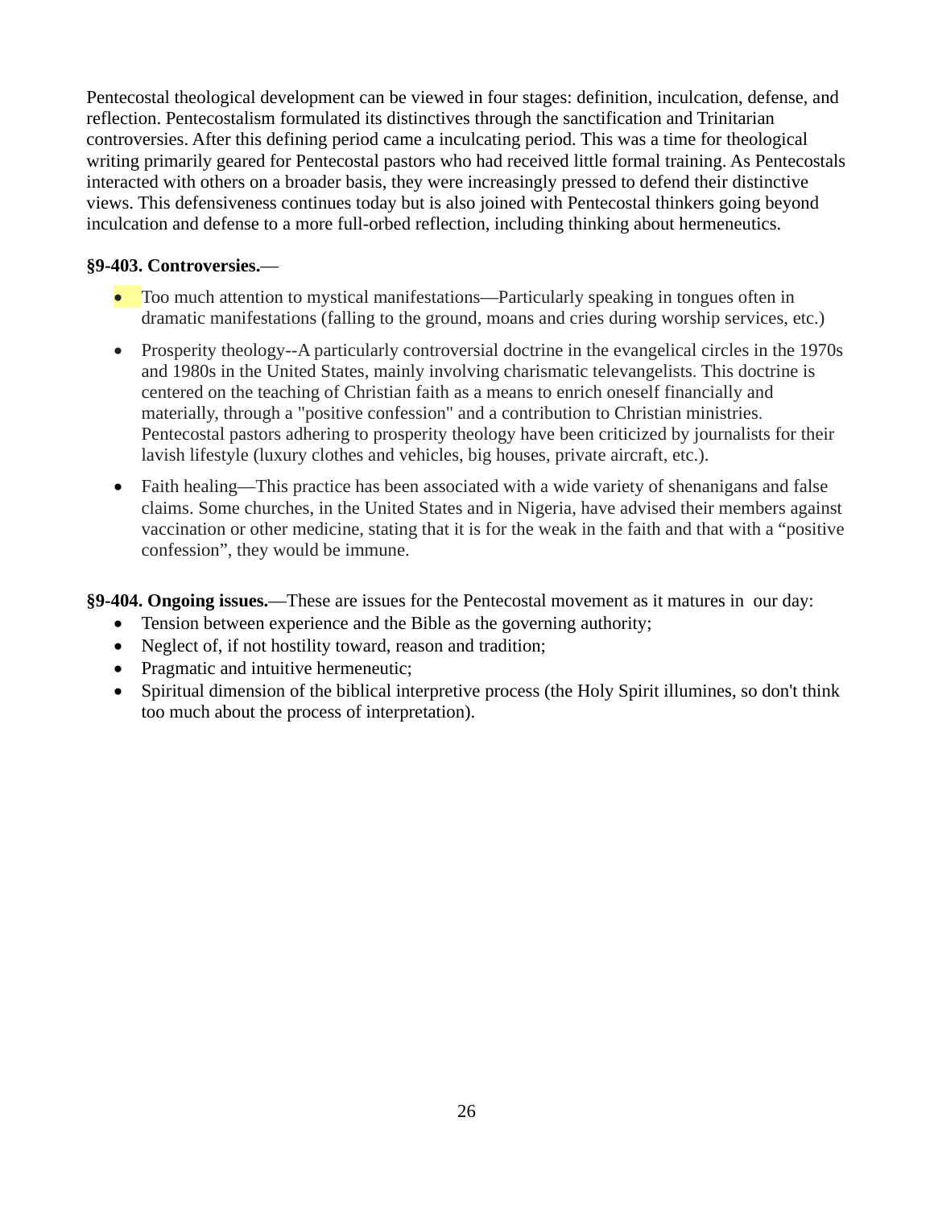Pentecostal theological development can be viewed in four stages: definition, inculcation, defense, and reflection. Pentecostalism formulated its distinctives through the sanctification and Trinitarian controversies. After this defining period came a inculcating period. This was a time for theological writing primarily geared for Pentecostal pastors who had received little formal training. As Pentecostals interacted with others on a broader basis, they were increasingly pressed to defend their distinctive views. This defensiveness continues today but is also joined with Pentecostal thinkers going beyond inculcation and defense to a more full-orbed reflection, including thinking about hermeneutics.

**§9-403. Controversies.**—

- Too much attention to mystical manifestations—Particularly speaking in tongues often in dramatic manifestations (falling to the ground, moans and cries during worship services, etc.)
- Prosperity theology--A particularly controversial doctrine in the evangelical circles in the 1970s and 1980s in the United States, mainly involving charismatic televangelists. This doctrine is centered on the teaching of Christian faith as a means to enrich oneself financially and materially, through a "positive confession" and a contribution to Christian ministries. Pentecostal pastors adhering to prosperity theology have been criticized by journalists for their lavish lifestyle (luxury clothes and vehicles, big houses, private aircraft, etc.).
- Faith healing—This practice has been associated with a wide variety of shenanigans and false claims. Some churches, in the United States and in Nigeria, have advised their members against vaccination or other medicine, stating that it is for the weak in the faith and that with a "positive confession", they would be immune.

**§9-404. Ongoing issues.**—These are issues for the Pentecostal movement as it matures in our day:

- Tension between experience and the Bible as the governing authority;
- Neglect of, if not hostility toward, reason and tradition;
- Pragmatic and intuitive hermeneutic;
- Spiritual dimension of the biblical interpretive process (the Holy Spirit illumines, so don't think too much about the process of interpretation).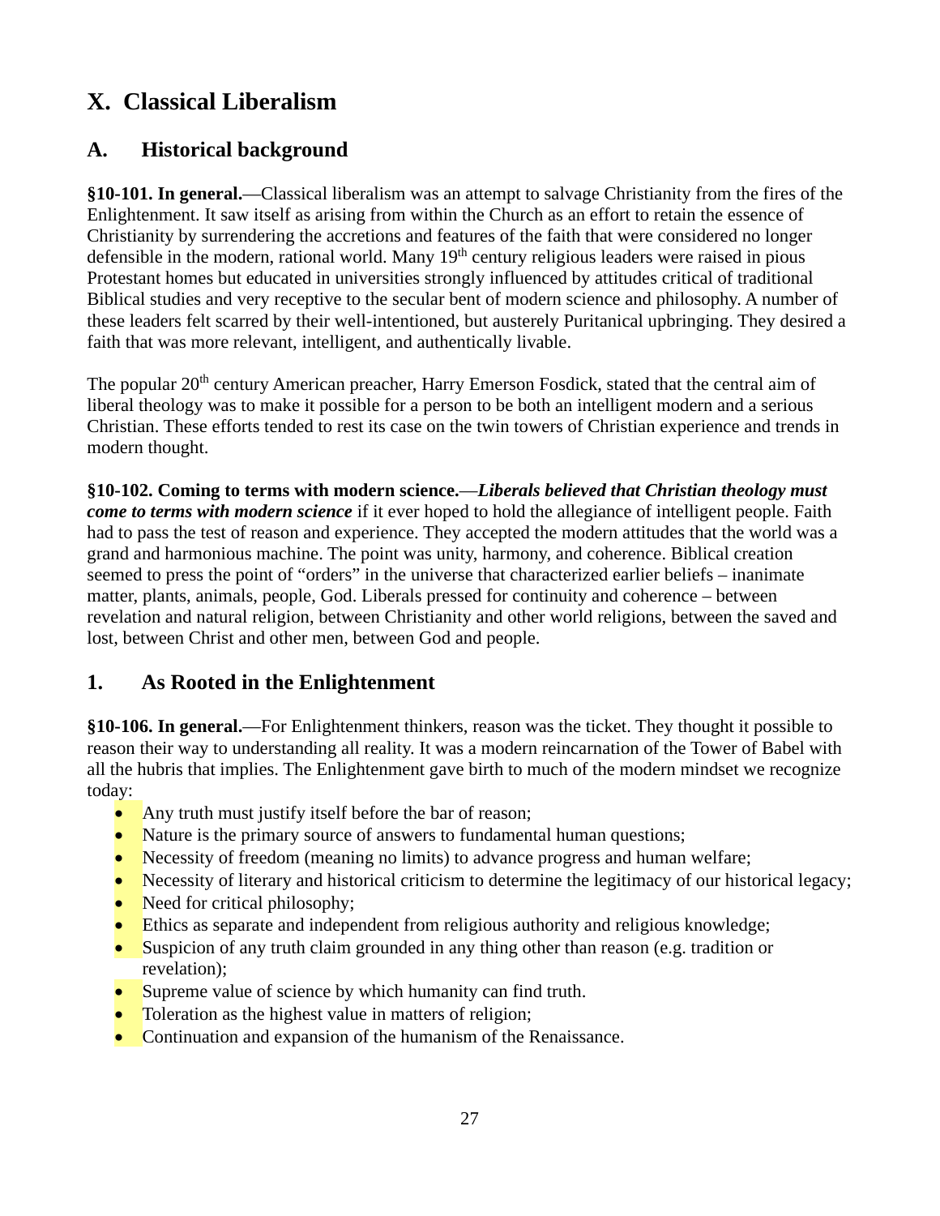# X. Classical Liberalism

## A. Historical background

**§10-101. In general.**—Classical liberalism was an attempt to salvage Christianity from the fires of the Enlightenment. It saw itself as arising from within the Church as an effort to retain the essence of Christianity by surrendering the accretions and features of the faith that were considered no longer defensible in the modern, rational world. Many 19th century religious leaders were raised in pious Protestant homes but educated in universities strongly influenced by attitudes critical of traditional Biblical studies and very receptive to the secular bent of modern science and philosophy. A number of these leaders felt scarred by their well-intentioned, but austerely Puritanical upbringing. They desired a faith that was more relevant, intelligent, and authentically livable.

The popular 20th century American preacher, Harry Emerson Fosdick, stated that the central aim of liberal theology was to make it possible for a person to be both an intelligent modern and a serious Christian. These efforts tended to rest its case on the twin towers of Christian experience and trends in modern thought.

**§10-102. Coming to terms with modern science.**—***Liberals believed that Christian theology must come to terms with modern science*** if it ever hoped to hold the allegiance of intelligent people. Faith had to pass the test of reason and experience. They accepted the modern attitudes that the world was a grand and harmonious machine. The point was unity, harmony, and coherence. Biblical creation seemed to press the point of "orders" in the universe that characterized earlier beliefs – inanimate matter, plants, animals, people, God. Liberals pressed for continuity and coherence – between revelation and natural religion, between Christianity and other world religions, between the saved and lost, between Christ and other men, between God and people.

## 1. As Rooted in the Enlightenment

**§10-106. In general.**—For Enlightenment thinkers, reason was the ticket. They thought it possible to reason their way to understanding all reality. It was a modern reincarnation of the Tower of Babel with all the hubris that implies. The Enlightenment gave birth to much of the modern mindset we recognize today:

- Any truth must justify itself before the bar of reason;
- Nature is the primary source of answers to fundamental human questions;
- Necessity of freedom (meaning no limits) to advance progress and human welfare;
- Necessity of literary and historical criticism to determine the legitimacy of our historical legacy;
- Need for critical philosophy;
- Ethics as separate and independent from religious authority and religious knowledge;
- Suspicion of any truth claim grounded in any thing other than reason (e.g. tradition or revelation);
- Supreme value of science by which humanity can find truth.
- Toleration as the highest value in matters of religion;
- Continuation and expansion of the humanism of the Renaissance.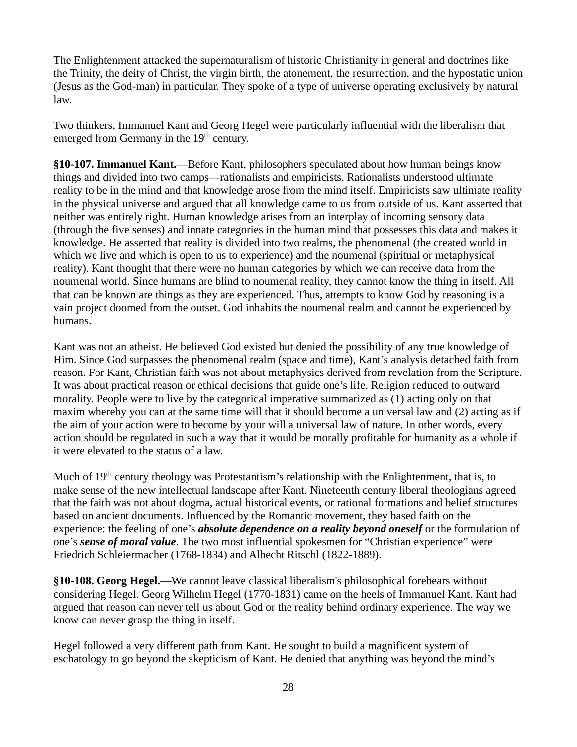The Enlightenment attacked the supernaturalism of historic Christianity in general and doctrines like the Trinity, the deity of Christ, the virgin birth, the atonement, the resurrection, and the hypostatic union (Jesus as the God-man) in particular. They spoke of a type of universe operating exclusively by natural law.

Two thinkers, Immanuel Kant and Georg Hegel were particularly influential with the liberalism that emerged from Germany in the 19th century.

**§10-107. Immanuel Kant.**—Before Kant, philosophers speculated about how human beings know things and divided into two camps—rationalists and empiricists. Rationalists understood ultimate reality to be in the mind and that knowledge arose from the mind itself. Empiricists saw ultimate reality in the physical universe and argued that all knowledge came to us from outside of us. Kant asserted that neither was entirely right. Human knowledge arises from an interplay of incoming sensory data (through the five senses) and innate categories in the human mind that possesses this data and makes it knowledge. He asserted that reality is divided into two realms, the phenomenal (the created world in which we live and which is open to us to experience) and the noumenal (spiritual or metaphysical reality). Kant thought that there were no human categories by which we can receive data from the noumenal world. Since humans are blind to noumenal reality, they cannot know the thing in itself. All that can be known are things as they are experienced. Thus, attempts to know God by reasoning is a vain project doomed from the outset. God inhabits the noumenal realm and cannot be experienced by humans.

Kant was not an atheist. He believed God existed but denied the possibility of any true knowledge of Him. Since God surpasses the phenomenal realm (space and time), Kant's analysis detached faith from reason. For Kant, Christian faith was not about metaphysics derived from revelation from the Scripture. It was about practical reason or ethical decisions that guide one's life. Religion reduced to outward morality. People were to live by the categorical imperative summarized as (1) acting only on that maxim whereby you can at the same time will that it should become a universal law and (2) acting as if the aim of your action were to become by your will a universal law of nature. In other words, every action should be regulated in such a way that it would be morally profitable for humanity as a whole if it were elevated to the status of a law.

Much of 19th century theology was Protestantism's relationship with the Enlightenment, that is, to make sense of the new intellectual landscape after Kant. Nineteenth century liberal theologians agreed that the faith was not about dogma, actual historical events, or rational formations and belief structures based on ancient documents. Influenced by the Romantic movement, they based faith on the experience: the feeling of one's ***absolute dependence on a reality beyond oneself*** or the formulation of one's ***sense of moral value***. The two most influential spokesmen for "Christian experience" were Friedrich Schleiermacher (1768-1834) and Albecht Ritschl (1822-1889).

**§10-108. Georg Hegel.**—We cannot leave classical liberalism's philosophical forebears without considering Hegel. Georg Wilhelm Hegel (1770-1831) came on the heels of Immanuel Kant. Kant had argued that reason can never tell us about God or the reality behind ordinary experience. The way we know can never grasp the thing in itself.

Hegel followed a very different path from Kant. He sought to build a magnificent system of eschatology to go beyond the skepticism of Kant. He denied that anything was beyond the mind's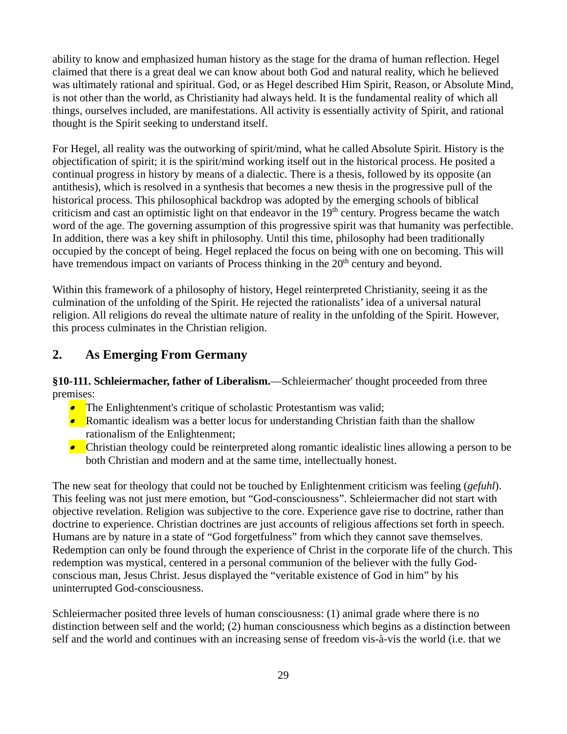ability to know and emphasized human history as the stage for the drama of human reflection. Hegel claimed that there is a great deal we can know about both God and natural reality, which he believed was ultimately rational and spiritual. God, or as Hegel described Him Spirit, Reason, or Absolute Mind, is not other than the world, as Christianity had always held. It is the fundamental reality of which all things, ourselves included, are manifestations. All activity is essentially activity of Spirit, and rational thought is the Spirit seeking to understand itself.

For Hegel, all reality was the outworking of spirit/mind, what he called Absolute Spirit. History is the objectification of spirit; it is the spirit/mind working itself out in the historical process. He posited a continual progress in history by means of a dialectic. There is a thesis, followed by its opposite (an antithesis), which is resolved in a synthesis that becomes a new thesis in the progressive pull of the historical process. This philosophical backdrop was adopted by the emerging schools of biblical criticism and cast an optimistic light on that endeavor in the 19th century. Progress became the watch word of the age. The governing assumption of this progressive spirit was that humanity was perfectible. In addition, there was a key shift in philosophy. Until this time, philosophy had been traditionally occupied by the concept of being. Hegel replaced the focus on being with one on becoming. This will have tremendous impact on variants of Process thinking in the 20th century and beyond.

Within this framework of a philosophy of history, Hegel reinterpreted Christianity, seeing it as the culmination of the unfolding of the Spirit. He rejected the rationalists' idea of a universal natural religion. All religions do reveal the ultimate nature of reality in the unfolding of the Spirit. However, this process culminates in the Christian religion.

## 2. As Emerging From Germany

**§10-111. Schleiermacher, father of Liberalism.**—Schleiermacher' thought proceeded from three premises:

- The Enlightenment's critique of scholastic Protestantism was valid;
- Romantic idealism was a better locus for understanding Christian faith than the shallow rationalism of the Enlightenment;
- Christian theology could be reinterpreted along romantic idealistic lines allowing a person to be both Christian and modern and at the same time, intellectually honest.

The new seat for theology that could not be touched by Enlightenment criticism was feeling (*gefuhl*). This feeling was not just mere emotion, but "God-consciousness". Schleiermacher did not start with objective revelation. Religion was subjective to the core. Experience gave rise to doctrine, rather than doctrine to experience. Christian doctrines are just accounts of religious affections set forth in speech. Humans are by nature in a state of "God forgetfulness" from which they cannot save themselves. Redemption can only be found through the experience of Christ in the corporate life of the church. This redemption was mystical, centered in a personal communion of the believer with the fully God-conscious man, Jesus Christ. Jesus displayed the "veritable existence of God in him" by his uninterrupted God-consciousness.

Schleiermacher posited three levels of human consciousness: (1) animal grade where there is no distinction between self and the world; (2) human consciousness which begins as a distinction between self and the world and continues with an increasing sense of freedom vis-à-vis the world (i.e. that we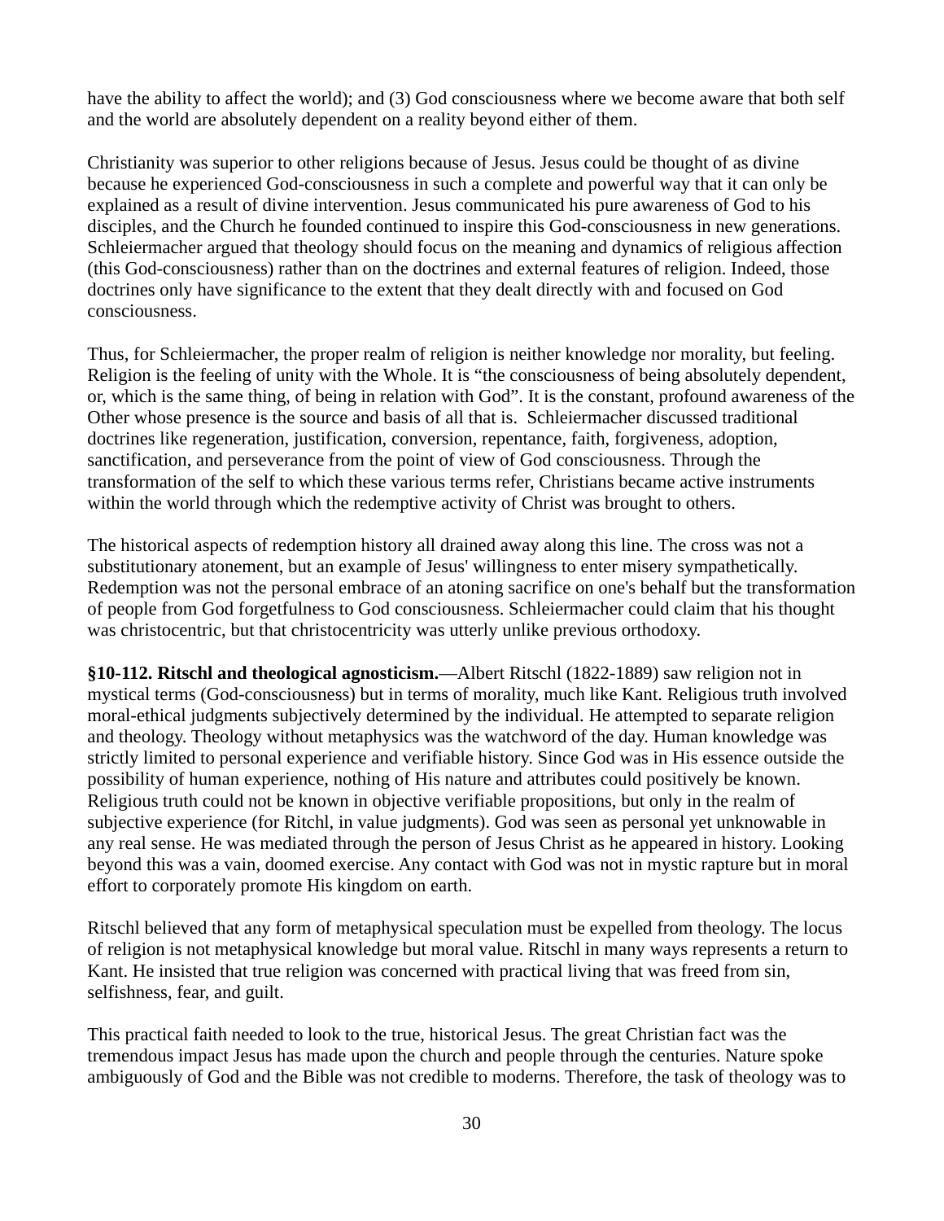have the ability to affect the world); and (3) God consciousness where we become aware that both self and the world are absolutely dependent on a reality beyond either of them.

Christianity was superior to other religions because of Jesus. Jesus could be thought of as divine because he experienced God-consciousness in such a complete and powerful way that it can only be explained as a result of divine intervention. Jesus communicated his pure awareness of God to his disciples, and the Church he founded continued to inspire this God-consciousness in new generations. Schleiermacher argued that theology should focus on the meaning and dynamics of religious affection (this God-consciousness) rather than on the doctrines and external features of religion. Indeed, those doctrines only have significance to the extent that they dealt directly with and focused on God consciousness.

Thus, for Schleiermacher, the proper realm of religion is neither knowledge nor morality, but feeling. Religion is the feeling of unity with the Whole. It is "the consciousness of being absolutely dependent, or, which is the same thing, of being in relation with God". It is the constant, profound awareness of the Other whose presence is the source and basis of all that is.  Schleiermacher discussed traditional doctrines like regeneration, justification, conversion, repentance, faith, forgiveness, adoption, sanctification, and perseverance from the point of view of God consciousness. Through the transformation of the self to which these various terms refer, Christians became active instruments within the world through which the redemptive activity of Christ was brought to others.

The historical aspects of redemption history all drained away along this line. The cross was not a substitutionary atonement, but an example of Jesus' willingness to enter misery sympathetically. Redemption was not the personal embrace of an atoning sacrifice on one's behalf but the transformation of people from God forgetfulness to God consciousness. Schleiermacher could claim that his thought was christocentric, but that christocentricity was utterly unlike previous orthodoxy.

**§10-112. Ritschl and theological agnosticism.**—Albert Ritschl (1822-1889) saw religion not in mystical terms (God-consciousness) but in terms of morality, much like Kant. Religious truth involved moral-ethical judgments subjectively determined by the individual. He attempted to separate religion and theology. Theology without metaphysics was the watchword of the day. Human knowledge was strictly limited to personal experience and verifiable history. Since God was in His essence outside the possibility of human experience, nothing of His nature and attributes could positively be known. Religious truth could not be known in objective verifiable propositions, but only in the realm of subjective experience (for Ritschl, in value judgments). God was seen as personal yet unknowable in any real sense. He was mediated through the person of Jesus Christ as he appeared in history. Looking beyond this was a vain, doomed exercise. Any contact with God was not in mystic rapture but in moral effort to corporately promote His kingdom on earth.

Ritschl believed that any form of metaphysical speculation must be expelled from theology. The locus of religion is not metaphysical knowledge but moral value. Ritschl in many ways represents a return to Kant. He insisted that true religion was concerned with practical living that was freed from sin, selfishness, fear, and guilt.

This practical faith needed to look to the true, historical Jesus. The great Christian fact was the tremendous impact Jesus has made upon the church and people through the centuries. Nature spoke ambiguously of God and the Bible was not credible to moderns. Therefore, the task of theology was to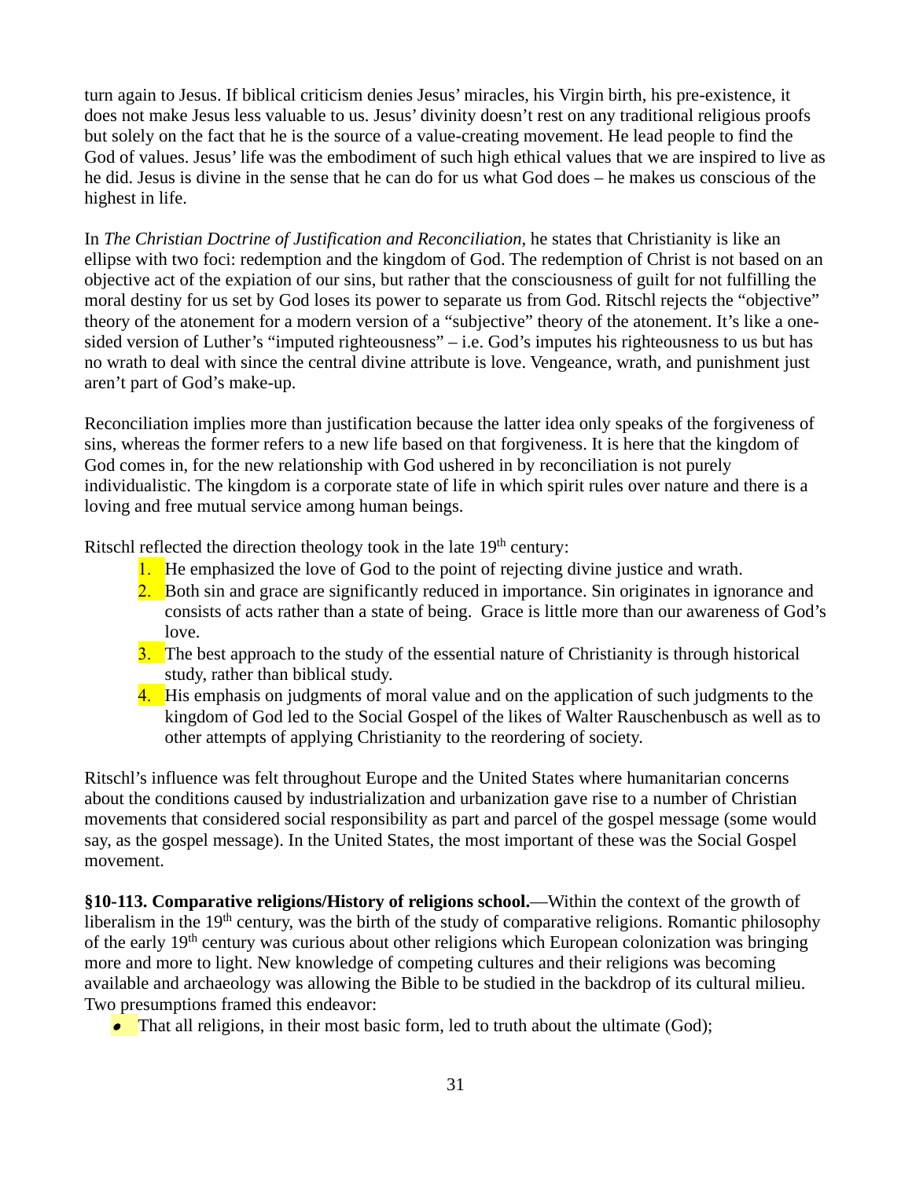turn again to Jesus. If biblical criticism denies Jesus' miracles, his Virgin birth, his pre-existence, it does not make Jesus less valuable to us. Jesus' divinity doesn't rest on any traditional religious proofs but solely on the fact that he is the source of a value-creating movement. He lead people to find the God of values. Jesus' life was the embodiment of such high ethical values that we are inspired to live as he did. Jesus is divine in the sense that he can do for us what God does – he makes us conscious of the highest in life.

In *The Christian Doctrine of Justification and Reconciliation*, he states that Christianity is like an ellipse with two foci: redemption and the kingdom of God. The redemption of Christ is not based on an objective act of the expiation of our sins, but rather that the consciousness of guilt for not fulfilling the moral destiny for us set by God loses its power to separate us from God. Ritschl rejects the "objective" theory of the atonement for a modern version of a "subjective" theory of the atonement. It's like a one-sided version of Luther's "imputed righteousness" – i.e. God's imputes his righteousness to us but has no wrath to deal with since the central divine attribute is love. Vengeance, wrath, and punishment just aren't part of God's make-up.

Reconciliation implies more than justification because the latter idea only speaks of the forgiveness of sins, whereas the former refers to a new life based on that forgiveness. It is here that the kingdom of God comes in, for the new relationship with God ushered in by reconciliation is not purely individualistic. The kingdom is a corporate state of life in which spirit rules over nature and there is a loving and free mutual service among human beings.

Ritschl reflected the direction theology took in the late 19th century:

1. He emphasized the love of God to the point of rejecting divine justice and wrath.
2. Both sin and grace are significantly reduced in importance. Sin originates in ignorance and consists of acts rather than a state of being. Grace is little more than our awareness of God's love.
3. The best approach to the study of the essential nature of Christianity is through historical study, rather than biblical study.
4. His emphasis on judgments of moral value and on the application of such judgments to the kingdom of God led to the Social Gospel of the likes of Walter Rauschenbusch as well as to other attempts of applying Christianity to the reordering of society.

Ritschl's influence was felt throughout Europe and the United States where humanitarian concerns about the conditions caused by industrialization and urbanization gave rise to a number of Christian movements that considered social responsibility as part and parcel of the gospel message (some would say, as the gospel message). In the United States, the most important of these was the Social Gospel movement.

**§10-113. Comparative religions/History of religions school.**—Within the context of the growth of liberalism in the 19th century, was the birth of the study of comparative religions. Romantic philosophy of the early 19th century was curious about other religions which European colonization was bringing more and more to light. New knowledge of competing cultures and their religions was becoming available and archaeology was allowing the Bible to be studied in the backdrop of its cultural milieu. Two presumptions framed this endeavor:

- That all religions, in their most basic form, led to truth about the ultimate (God);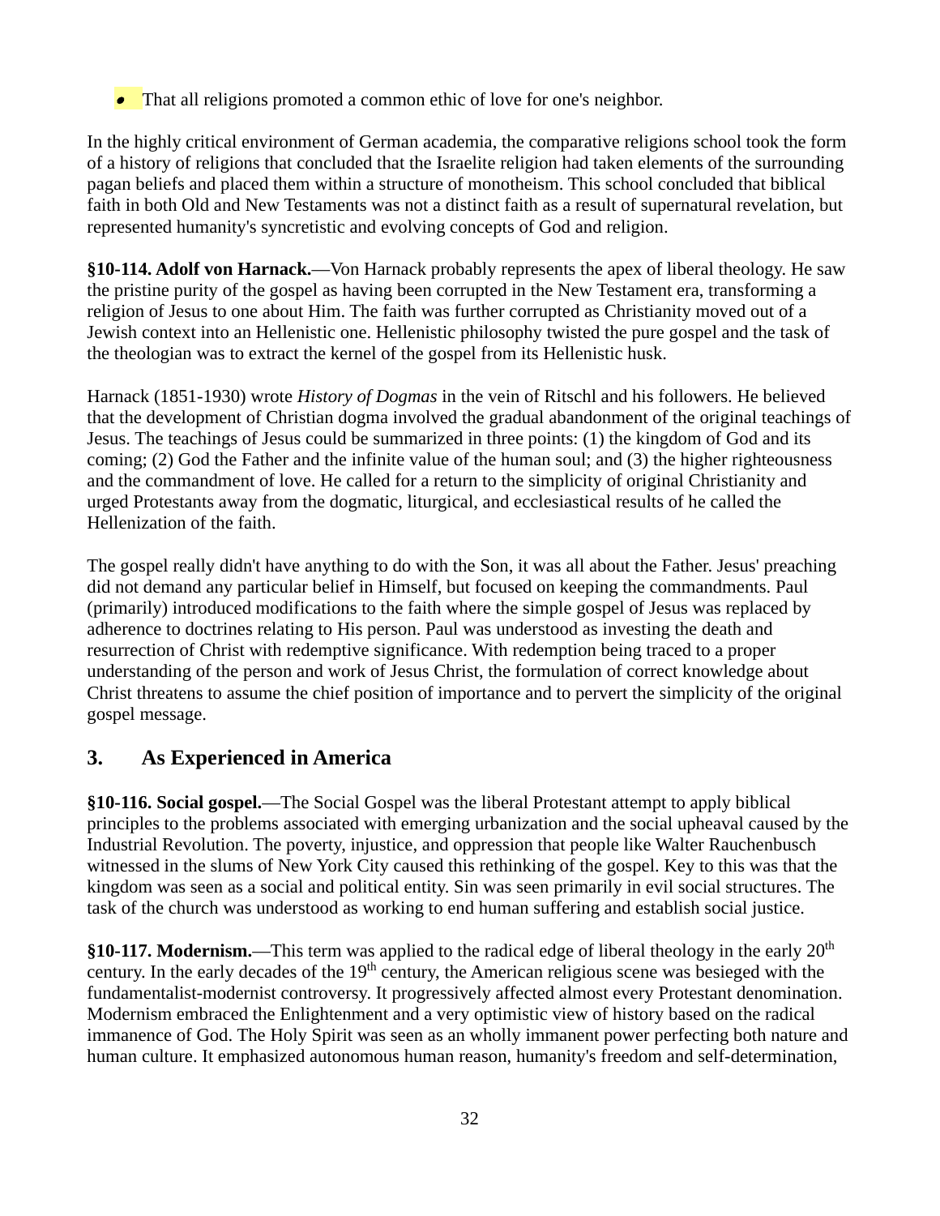- That all religions promoted a common ethic of love for one's neighbor.

In the highly critical environment of German academia, the comparative religions school took the form of a history of religions that concluded that the Israelite religion had taken elements of the surrounding pagan beliefs and placed them within a structure of monotheism. This school concluded that biblical faith in both Old and New Testaments was not a distinct faith as a result of supernatural revelation, but represented humanity's syncretistic and evolving concepts of God and religion.

**§10-114. Adolf von Harnack.**—Von Harnack probably represents the apex of liberal theology. He saw the pristine purity of the gospel as having been corrupted in the New Testament era, transforming a religion of Jesus to one about Him. The faith was further corrupted as Christianity moved out of a Jewish context into an Hellenistic one. Hellenistic philosophy twisted the pure gospel and the task of the theologian was to extract the kernel of the gospel from its Hellenistic husk.

Harnack (1851-1930) wrote *History of Dogmas* in the vein of Ritschl and his followers. He believed that the development of Christian dogma involved the gradual abandonment of the original teachings of Jesus. The teachings of Jesus could be summarized in three points: (1) the kingdom of God and its coming; (2) God the Father and the infinite value of the human soul; and (3) the higher righteousness and the commandment of love. He called for a return to the simplicity of original Christianity and urged Protestants away from the dogmatic, liturgical, and ecclesiastical results of he called the Hellenization of the faith.

The gospel really didn't have anything to do with the Son, it was all about the Father. Jesus' preaching did not demand any particular belief in Himself, but focused on keeping the commandments. Paul (primarily) introduced modifications to the faith where the simple gospel of Jesus was replaced by adherence to doctrines relating to His person. Paul was understood as investing the death and resurrection of Christ with redemptive significance. With redemption being traced to a proper understanding of the person and work of Jesus Christ, the formulation of correct knowledge about Christ threatens to assume the chief position of importance and to pervert the simplicity of the original gospel message.

## 3. As Experienced in America

**§10-116. Social gospel.**—The Social Gospel was the liberal Protestant attempt to apply biblical principles to the problems associated with emerging urbanization and the social upheaval caused by the Industrial Revolution. The poverty, injustice, and oppression that people like Walter Rauchenbusch witnessed in the slums of New York City caused this rethinking of the gospel. Key to this was that the kingdom was seen as a social and political entity. Sin was seen primarily in evil social structures. The task of the church was understood as working to end human suffering and establish social justice.

**§10-117. Modernism.**—This term was applied to the radical edge of liberal theology in the early 20th century. In the early decades of the 19th century, the American religious scene was besieged with the fundamentalist-modernist controversy. It progressively affected almost every Protestant denomination. Modernism embraced the Enlightenment and a very optimistic view of history based on the radical immanence of God. The Holy Spirit was seen as an wholly immanent power perfecting both nature and human culture. It emphasized autonomous human reason, humanity's freedom and self-determination,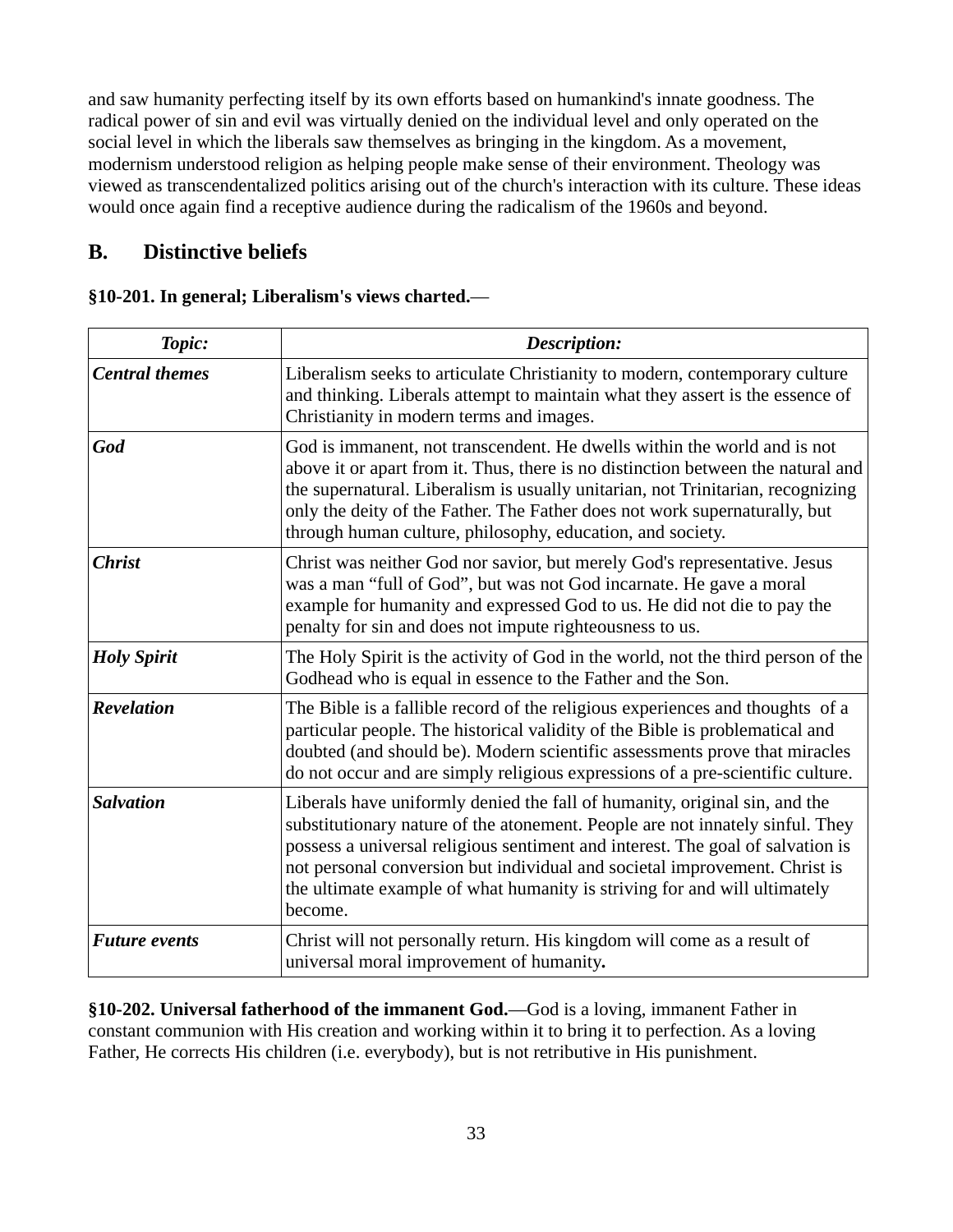and saw humanity perfecting itself by its own efforts based on humankind's innate goodness. The radical power of sin and evil was virtually denied on the individual level and only operated on the social level in which the liberals saw themselves as bringing in the kingdom. As a movement, modernism understood religion as helping people make sense of their environment. Theology was viewed as transcendentalized politics arising out of the church's interaction with its culture. These ideas would once again find a receptive audience during the radicalism of the 1960s and beyond.

## B. Distinctive beliefs

**§10-201. In general; Liberalism's views charted.**—

| ***Topic:*** | ***Description:*** |
|---|---|
| ***Central themes*** | Liberalism seeks to articulate Christianity to modern, contemporary culture and thinking. Liberals attempt to maintain what they assert is the essence of Christianity in modern terms and images. |
| ***God*** | God is immanent, not transcendent. He dwells within the world and is not above it or apart from it. Thus, there is no distinction between the natural and the supernatural. Liberalism is usually unitarian, not Trinitarian, recognizing only the deity of the Father. The Father does not work supernaturally, but through human culture, philosophy, education, and society. |
| ***Christ*** | Christ was neither God nor savior, but merely God's representative. Jesus was a man "full of God", but was not God incarnate. He gave a moral example for humanity and expressed God to us. He did not die to pay the penalty for sin and does not impute righteousness to us. |
| ***Holy Spirit*** | The Holy Spirit is the activity of God in the world, not the third person of the Godhead who is equal in essence to the Father and the Son. |
| ***Revelation*** | The Bible is a fallible record of the religious experiences and thoughts of a particular people. The historical validity of the Bible is problematical and doubted (and should be). Modern scientific assessments prove that miracles do not occur and are simply religious expressions of a pre-scientific culture. |
| ***Salvation*** | Liberals have uniformly denied the fall of humanity, original sin, and the substitutionary nature of the atonement. People are not innately sinful. They possess a universal religious sentiment and interest. The goal of salvation is not personal conversion but individual and societal improvement. Christ is the ultimate example of what humanity is striving for and will ultimately become. |
| ***Future events*** | Christ will not personally return. His kingdom will come as a result of universal moral improvement of humanity**.** |

**§10-202. Universal fatherhood of the immanent God.**—God is a loving, immanent Father in constant communion with His creation and working within it to bring it to perfection. As a loving Father, He corrects His children (i.e. everybody), but is not retributive in His punishment.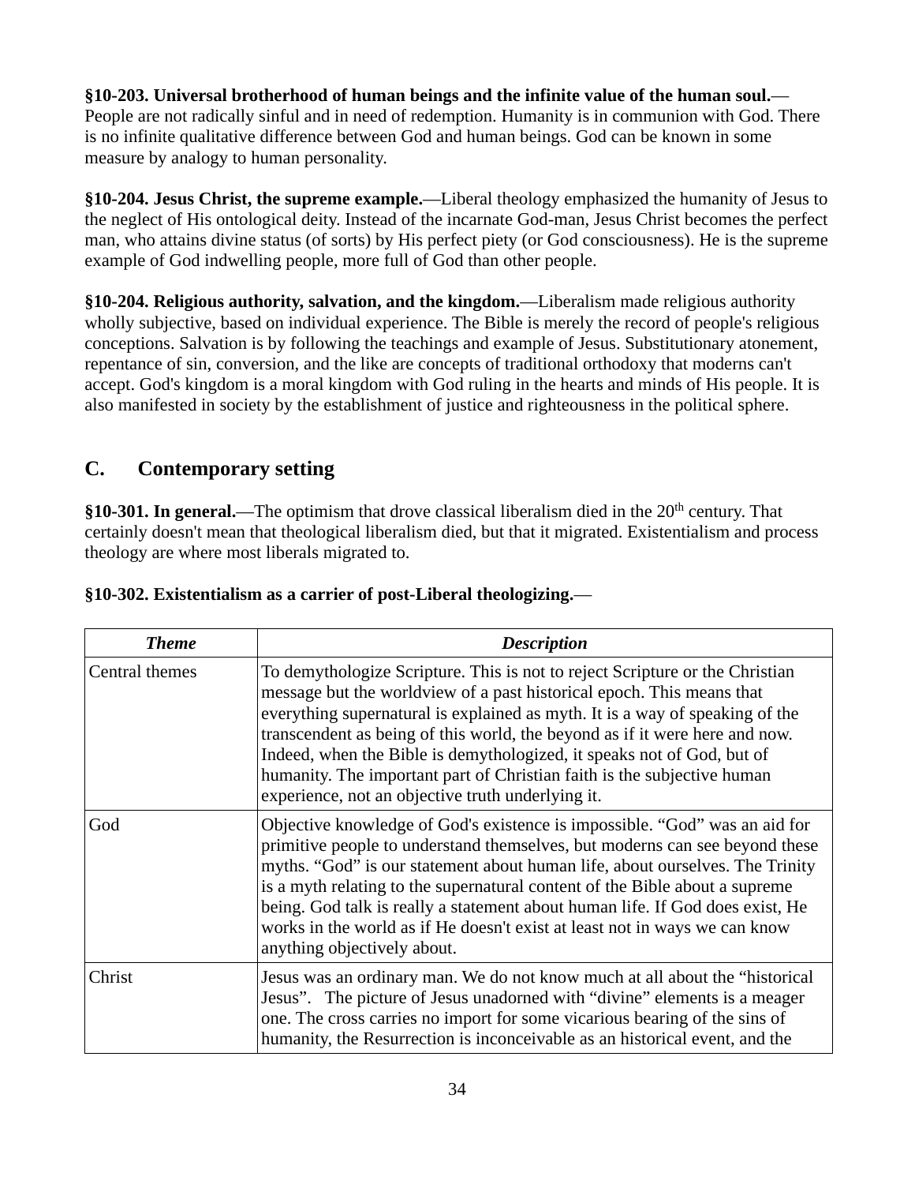**§10-203. Universal brotherhood of human beings and the infinite value of the human soul.**— People are not radically sinful and in need of redemption. Humanity is in communion with God. There is no infinite qualitative difference between God and human beings. God can be known in some measure by analogy to human personality.

**§10-204. Jesus Christ, the supreme example.**—Liberal theology emphasized the humanity of Jesus to the neglect of His ontological deity. Instead of the incarnate God-man, Jesus Christ becomes the perfect man, who attains divine status (of sorts) by His perfect piety (or God consciousness). He is the supreme example of God indwelling people, more full of God than other people.

**§10-204. Religious authority, salvation, and the kingdom.**—Liberalism made religious authority wholly subjective, based on individual experience. The Bible is merely the record of people's religious conceptions. Salvation is by following the teachings and example of Jesus. Substitutionary atonement, repentance of sin, conversion, and the like are concepts of traditional orthodoxy that moderns can't accept. God's kingdom is a moral kingdom with God ruling in the hearts and minds of His people. It is also manifested in society by the establishment of justice and righteousness in the political sphere.

## C. Contemporary setting

**§10-301. In general.**—The optimism that drove classical liberalism died in the 20th century. That certainly doesn't mean that theological liberalism died, but that it migrated. Existentialism and process theology are where most liberals migrated to.

**§10-302. Existentialism as a carrier of post-Liberal theologizing.**—

| ***Theme*** | ***Description*** |
|---|---|
| Central themes | To demythologize Scripture. This is not to reject Scripture or the Christian message but the worldview of a past historical epoch. This means that everything supernatural is explained as myth. It is a way of speaking of the transcendent as being of this world, the beyond as if it were here and now. Indeed, when the Bible is demythologized, it speaks not of God, but of humanity. The important part of Christian faith is the subjective human experience, not an objective truth underlying it. |
| God | Objective knowledge of God's existence is impossible. "God" was an aid for primitive people to understand themselves, but moderns can see beyond these myths. "God" is our statement about human life, about ourselves. The Trinity is a myth relating to the supernatural content of the Bible about a supreme being. God talk is really a statement about human life. If God does exist, He works in the world as if He doesn't exist at least not in ways we can know anything objectively about. |
| Christ | Jesus was an ordinary man. We do not know much at all about the "historical Jesus". The picture of Jesus unadorned with "divine" elements is a meager one. The cross carries no import for some vicarious bearing of the sins of humanity, the Resurrection is inconceivable as an historical event, and the |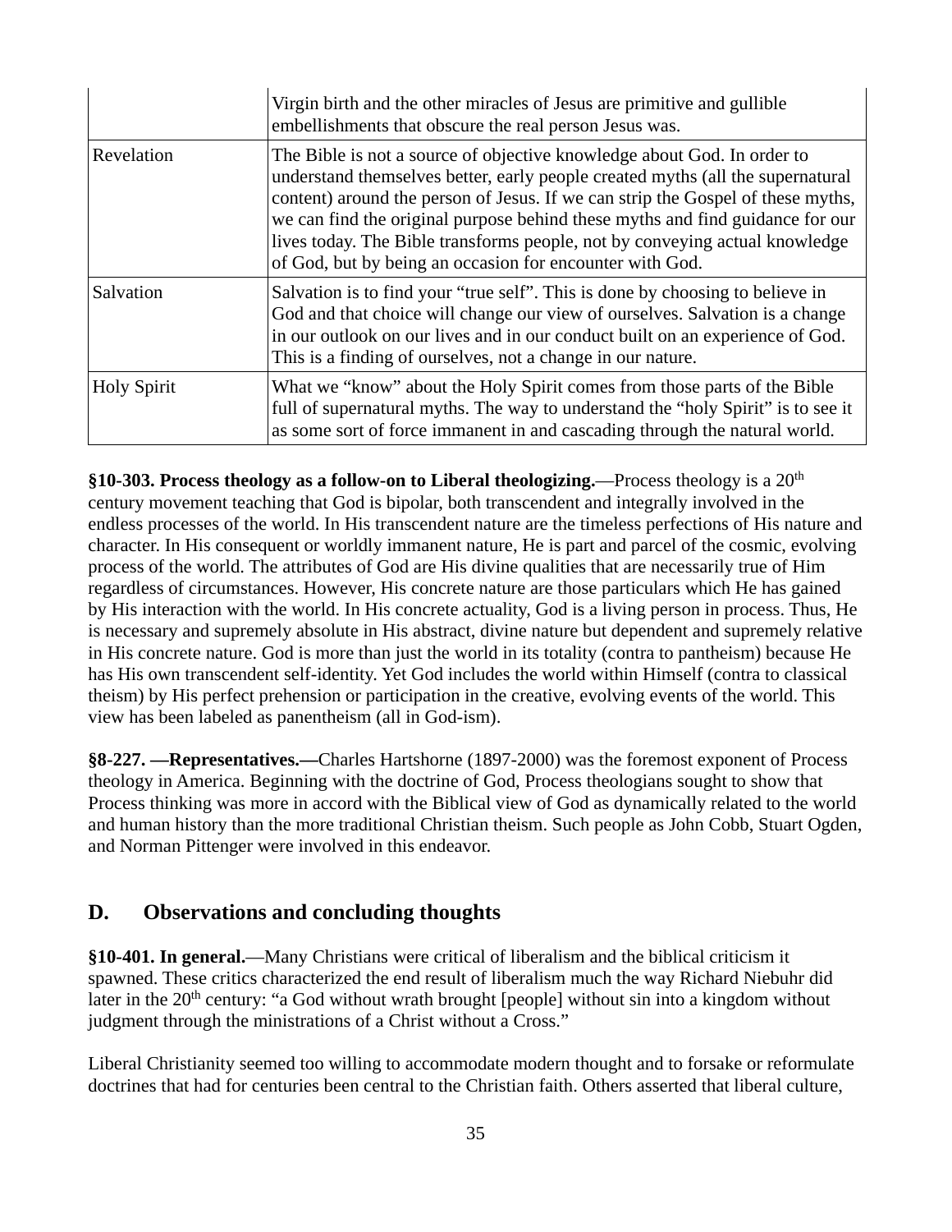| | |
|---|---|
| | Virgin birth and the other miracles of Jesus are primitive and gullible embellishments that obscure the real person Jesus was. |
| Revelation | The Bible is not a source of objective knowledge about God. In order to understand themselves better, early people created myths (all the supernatural content) around the person of Jesus. If we can strip the Gospel of these myths, we can find the original purpose behind these myths and find guidance for our lives today. The Bible transforms people, not by conveying actual knowledge of God, but by being an occasion for encounter with God. |
| Salvation | Salvation is to find your “true self”. This is done by choosing to believe in God and that choice will change our view of ourselves. Salvation is a change in our outlook on our lives and in our conduct built on an experience of God. This is a finding of ourselves, not a change in our nature. |
| Holy Spirit | What we “know” about the Holy Spirit comes from those parts of the Bible full of supernatural myths. The way to understand the “holy Spirit” is to see it as some sort of force immanent in and cascading through the natural world. |

**§10-303. Process theology as a follow-on to Liberal theologizing.**—Process theology is a 20th century movement teaching that God is bipolar, both transcendent and integrally involved in the endless processes of the world. In His transcendent nature are the timeless perfections of His nature and character. In His consequent or worldly immanent nature, He is part and parcel of the cosmic, evolving process of the world. The attributes of God are His divine qualities that are necessarily true of Him regardless of circumstances. However, His concrete nature are those particulars which He has gained by His interaction with the world. In His concrete actuality, God is a living person in process. Thus, He is necessary and supremely absolute in His abstract, divine nature but dependent and supremely relative in His concrete nature. God is more than just the world in its totality (contra to pantheism) because He has His own transcendent self-identity. Yet God includes the world within Himself (contra to classical theism) by His perfect prehension or participation in the creative, evolving events of the world. This view has been labeled as panentheism (all in God-ism).

**§8-227. —Representatives.—**Charles Hartshorne (1897-2000) was the foremost exponent of Process theology in America. Beginning with the doctrine of God, Process theologians sought to show that Process thinking was more in accord with the Biblical view of God as dynamically related to the world and human history than the more traditional Christian theism. Such people as John Cobb, Stuart Ogden, and Norman Pittenger were involved in this endeavor.

## D. Observations and concluding thoughts

**§10-401. In general.**—Many Christians were critical of liberalism and the biblical criticism it spawned. These critics characterized the end result of liberalism much the way Richard Niebuhr did later in the 20th century: “a God without wrath brought [people] without sin into a kingdom without judgment through the ministrations of a Christ without a Cross.”

Liberal Christianity seemed too willing to accommodate modern thought and to forsake or reformulate doctrines that had for centuries been central to the Christian faith. Others asserted that liberal culture,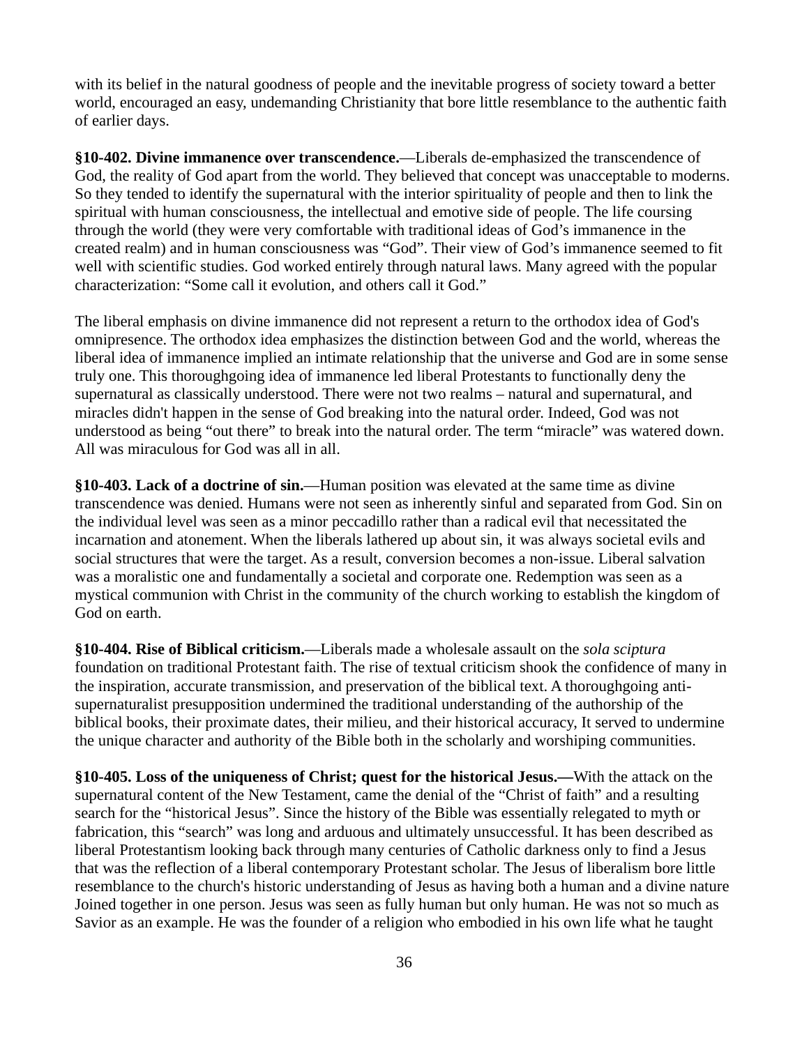with its belief in the natural goodness of people and the inevitable progress of society toward a better world, encouraged an easy, undemanding Christianity that bore little resemblance to the authentic faith of earlier days.

**§10-402. Divine immanence over transcendence.**—Liberals de-emphasized the transcendence of God, the reality of God apart from the world. They believed that concept was unacceptable to moderns. So they tended to identify the supernatural with the interior spirituality of people and then to link the spiritual with human consciousness, the intellectual and emotive side of people. The life coursing through the world (they were very comfortable with traditional ideas of God's immanence in the created realm) and in human consciousness was "God". Their view of God's immanence seemed to fit well with scientific studies. God worked entirely through natural laws. Many agreed with the popular characterization: "Some call it evolution, and others call it God."

The liberal emphasis on divine immanence did not represent a return to the orthodox idea of God's omnipresence. The orthodox idea emphasizes the distinction between God and the world, whereas the liberal idea of immanence implied an intimate relationship that the universe and God are in some sense truly one. This thoroughgoing idea of immanence led liberal Protestants to functionally deny the supernatural as classically understood. There were not two realms – natural and supernatural, and miracles didn't happen in the sense of God breaking into the natural order. Indeed, God was not understood as being "out there" to break into the natural order. The term "miracle" was watered down. All was miraculous for God was all in all.

**§10-403. Lack of a doctrine of sin.**—Human position was elevated at the same time as divine transcendence was denied. Humans were not seen as inherently sinful and separated from God. Sin on the individual level was seen as a minor peccadillo rather than a radical evil that necessitated the incarnation and atonement. When the liberals lathered up about sin, it was always societal evils and social structures that were the target. As a result, conversion becomes a non-issue. Liberal salvation was a moralistic one and fundamentally a societal and corporate one. Redemption was seen as a mystical communion with Christ in the community of the church working to establish the kingdom of God on earth.

**§10-404. Rise of Biblical criticism.**—Liberals made a wholesale assault on the *sola sciptura* foundation on traditional Protestant faith. The rise of textual criticism shook the confidence of many in the inspiration, accurate transmission, and preservation of the biblical text. A thoroughgoing anti-supernaturalist presupposition undermined the traditional understanding of the authorship of the biblical books, their proximate dates, their milieu, and their historical accuracy, It served to undermine the unique character and authority of the Bible both in the scholarly and worshiping communities.

**§10-405. Loss of the uniqueness of Christ; quest for the historical Jesus.—**With the attack on the supernatural content of the New Testament, came the denial of the "Christ of faith" and a resulting search for the "historical Jesus". Since the history of the Bible was essentially relegated to myth or fabrication, this "search" was long and arduous and ultimately unsuccessful. It has been described as liberal Protestantism looking back through many centuries of Catholic darkness only to find a Jesus that was the reflection of a liberal contemporary Protestant scholar. The Jesus of liberalism bore little resemblance to the church's historic understanding of Jesus as having both a human and a divine nature Joined together in one person. Jesus was seen as fully human but only human. He was not so much as Savior as an example. He was the founder of a religion who embodied in his own life what he taught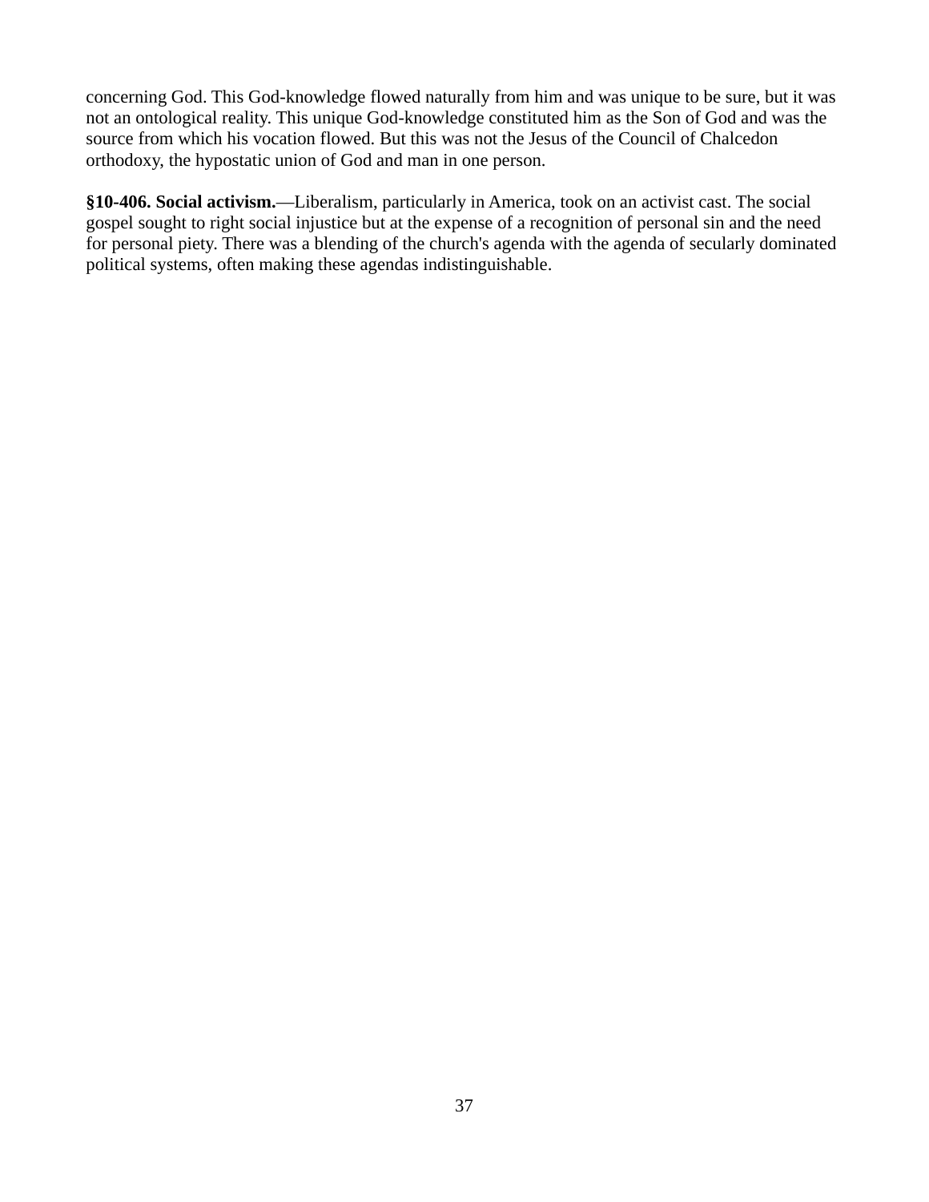concerning God. This God-knowledge flowed naturally from him and was unique to be sure, but it was not an ontological reality. This unique God-knowledge constituted him as the Son of God and was the source from which his vocation flowed. But this was not the Jesus of the Council of Chalcedon orthodoxy, the hypostatic union of God and man in one person.

**§10-406. Social activism.**—Liberalism, particularly in America, took on an activist cast. The social gospel sought to right social injustice but at the expense of a recognition of personal sin and the need for personal piety. There was a blending of the church's agenda with the agenda of secularly dominated political systems, often making these agendas indistinguishable.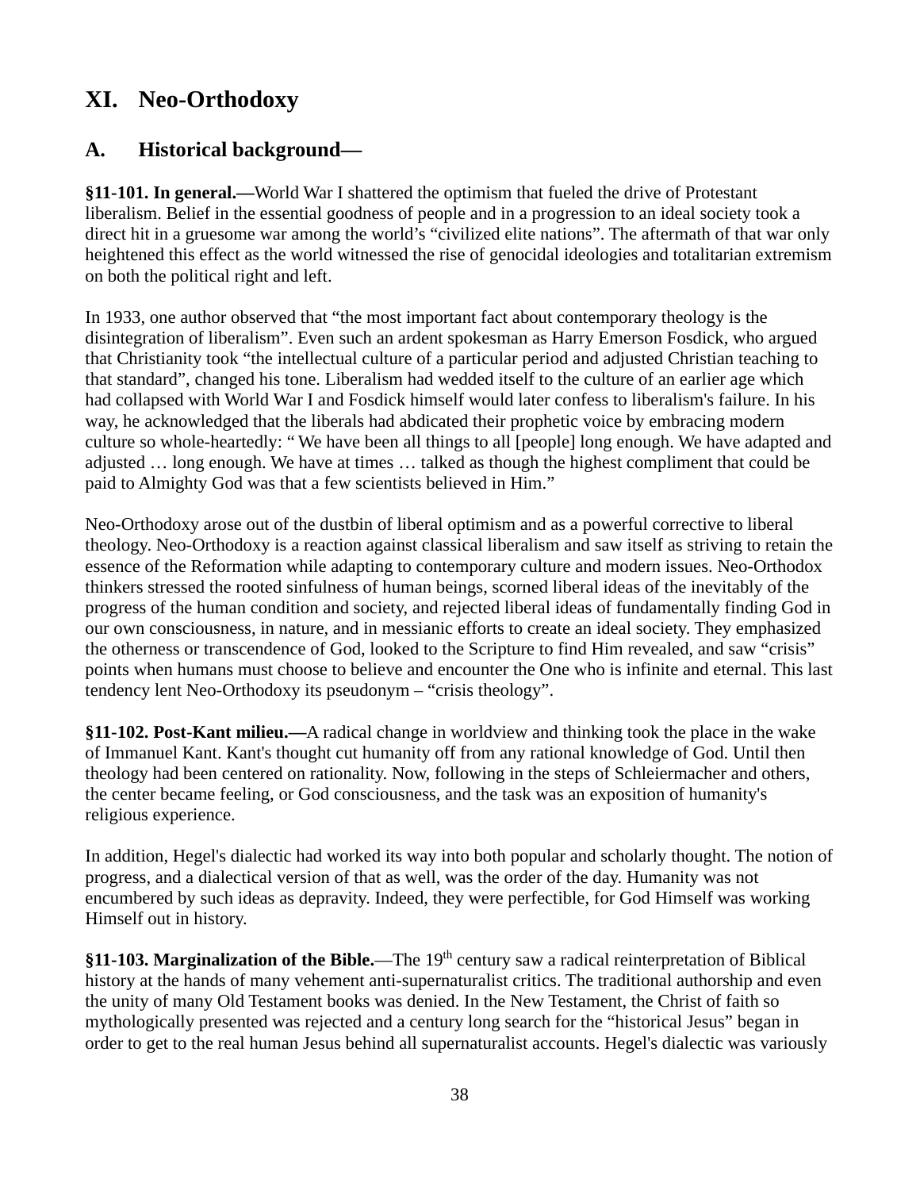# XI. Neo-Orthodoxy

## A. Historical background—

**§11-101. In general.—**World War I shattered the optimism that fueled the drive of Protestant liberalism. Belief in the essential goodness of people and in a progression to an ideal society took a direct hit in a gruesome war among the world's "civilized elite nations". The aftermath of that war only heightened this effect as the world witnessed the rise of genocidal ideologies and totalitarian extremism on both the political right and left.

In 1933, one author observed that "the most important fact about contemporary theology is the disintegration of liberalism". Even such an ardent spokesman as Harry Emerson Fosdick, who argued that Christianity took "the intellectual culture of a particular period and adjusted Christian teaching to that standard", changed his tone. Liberalism had wedded itself to the culture of an earlier age which had collapsed with World War I and Fosdick himself would later confess to liberalism's failure. In his way, he acknowledged that the liberals had abdicated their prophetic voice by embracing modern culture so whole-heartedly: " We have been all things to all [people] long enough. We have adapted and adjusted … long enough. We have at times … talked as though the highest compliment that could be paid to Almighty God was that a few scientists believed in Him."

Neo-Orthodoxy arose out of the dustbin of liberal optimism and as a powerful corrective to liberal theology. Neo-Orthodoxy is a reaction against classical liberalism and saw itself as striving to retain the essence of the Reformation while adapting to contemporary culture and modern issues. Neo-Orthodox thinkers stressed the rooted sinfulness of human beings, scorned liberal ideas of the inevitably of the progress of the human condition and society, and rejected liberal ideas of fundamentally finding God in our own consciousness, in nature, and in messianic efforts to create an ideal society. They emphasized the otherness or transcendence of God, looked to the Scripture to find Him revealed, and saw "crisis" points when humans must choose to believe and encounter the One who is infinite and eternal. This last tendency lent Neo-Orthodoxy its pseudonym – "crisis theology".

**§11-102. Post-Kant milieu.—**A radical change in worldview and thinking took the place in the wake of Immanuel Kant. Kant's thought cut humanity off from any rational knowledge of God. Until then theology had been centered on rationality. Now, following in the steps of Schleiermacher and others, the center became feeling, or God consciousness, and the task was an exposition of humanity's religious experience.

In addition, Hegel's dialectic had worked its way into both popular and scholarly thought. The notion of progress, and a dialectical version of that as well, was the order of the day. Humanity was not encumbered by such ideas as depravity. Indeed, they were perfectible, for God Himself was working Himself out in history.

**§11-103. Marginalization of the Bible.**—The 19th century saw a radical reinterpretation of Biblical history at the hands of many vehement anti-supernaturalist critics. The traditional authorship and even the unity of many Old Testament books was denied. In the New Testament, the Christ of faith so mythologically presented was rejected and a century long search for the "historical Jesus" began in order to get to the real human Jesus behind all supernaturalist accounts. Hegel's dialectic was variously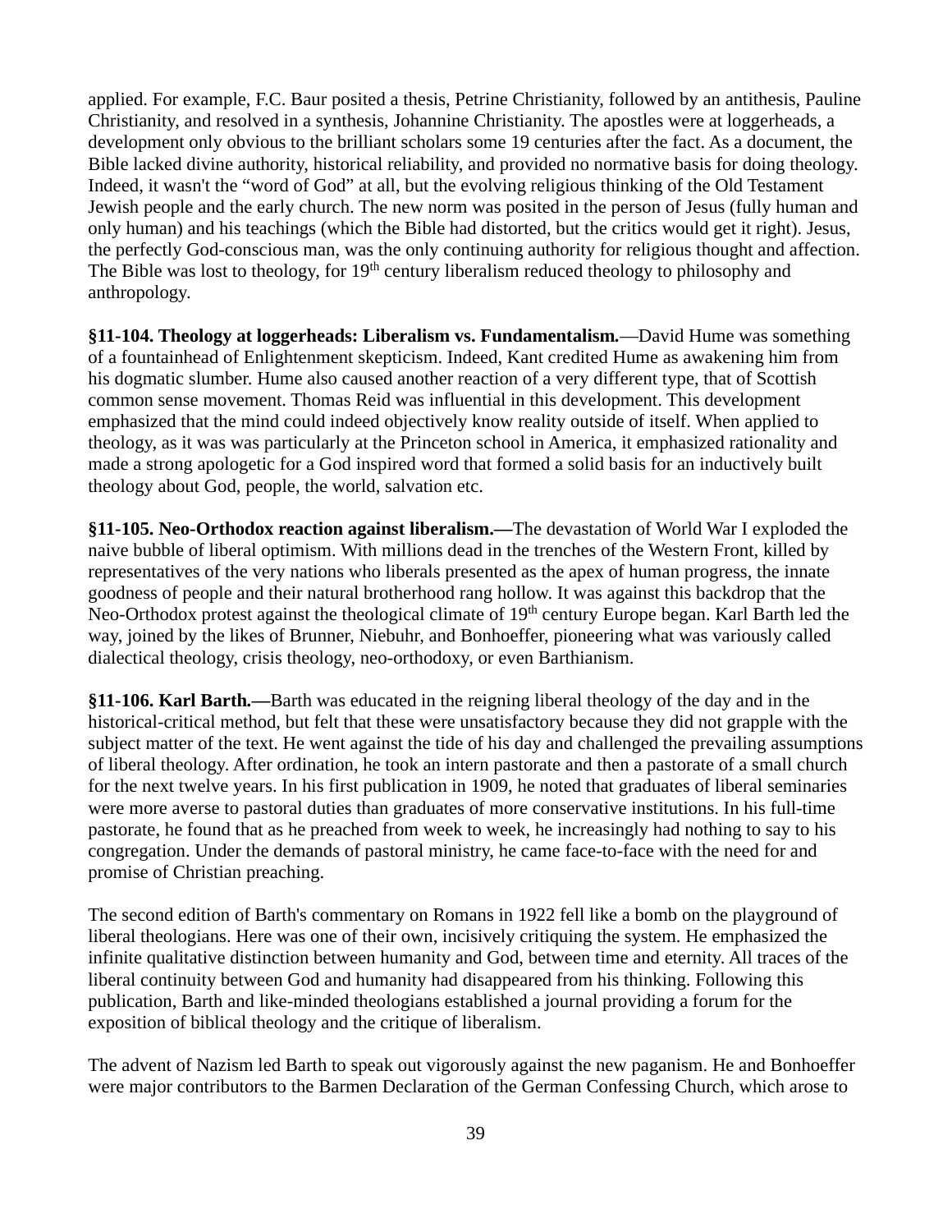applied. For example, F.C. Baur posited a thesis, Petrine Christianity, followed by an antithesis, Pauline Christianity, and resolved in a synthesis, Johannine Christianity. The apostles were at loggerheads, a development only obvious to the brilliant scholars some 19 centuries after the fact. As a document, the Bible lacked divine authority, historical reliability, and provided no normative basis for doing theology. Indeed, it wasn't the "word of God" at all, but the evolving religious thinking of the Old Testament Jewish people and the early church. The new norm was posited in the person of Jesus (fully human and only human) and his teachings (which the Bible had distorted, but the critics would get it right). Jesus, the perfectly God-conscious man, was the only continuing authority for religious thought and affection. The Bible was lost to theology, for 19th century liberalism reduced theology to philosophy and anthropology.

**§11-104. Theology at loggerheads: Liberalism vs. Fundamentalism.**—David Hume was something of a fountainhead of Enlightenment skepticism. Indeed, Kant credited Hume as awakening him from his dogmatic slumber. Hume also caused another reaction of a very different type, that of Scottish common sense movement. Thomas Reid was influential in this development. This development emphasized that the mind could indeed objectively know reality outside of itself. When applied to theology, as it was was particularly at the Princeton school in America, it emphasized rationality and made a strong apologetic for a God inspired word that formed a solid basis for an inductively built theology about God, people, the world, salvation etc.

**§11-105. Neo-Orthodox reaction against liberalism.—**The devastation of World War I exploded the naive bubble of liberal optimism. With millions dead in the trenches of the Western Front, killed by representatives of the very nations who liberals presented as the apex of human progress, the innate goodness of people and their natural brotherhood rang hollow. It was against this backdrop that the Neo-Orthodox protest against the theological climate of 19th century Europe began. Karl Barth led the way, joined by the likes of Brunner, Niebuhr, and Bonhoeffer, pioneering what was variously called dialectical theology, crisis theology, neo-orthodoxy, or even Barthianism.

**§11-106. Karl Barth.—**Barth was educated in the reigning liberal theology of the day and in the historical-critical method, but felt that these were unsatisfactory because they did not grapple with the subject matter of the text. He went against the tide of his day and challenged the prevailing assumptions of liberal theology. After ordination, he took an intern pastorate and then a pastorate of a small church for the next twelve years. In his first publication in 1909, he noted that graduates of liberal seminaries were more averse to pastoral duties than graduates of more conservative institutions. In his full-time pastorate, he found that as he preached from week to week, he increasingly had nothing to say to his congregation. Under the demands of pastoral ministry, he came face-to-face with the need for and promise of Christian preaching.

The second edition of Barth's commentary on Romans in 1922 fell like a bomb on the playground of liberal theologians. Here was one of their own, incisively critiquing the system. He emphasized the infinite qualitative distinction between humanity and God, between time and eternity. All traces of the liberal continuity between God and humanity had disappeared from his thinking. Following this publication, Barth and like-minded theologians established a journal providing a forum for the exposition of biblical theology and the critique of liberalism.

The advent of Nazism led Barth to speak out vigorously against the new paganism. He and Bonhoeffer were major contributors to the Barmen Declaration of the German Confessing Church, which arose to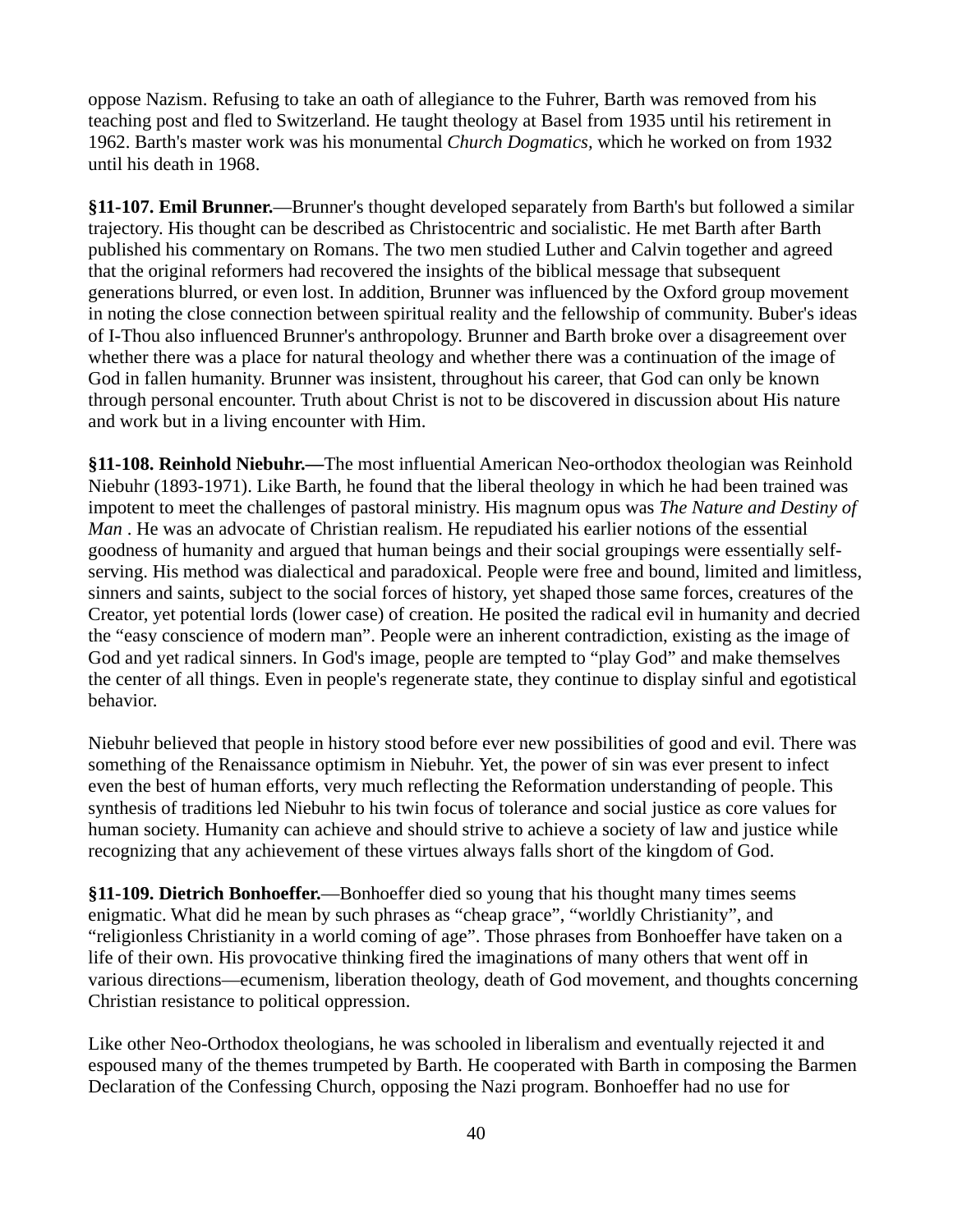oppose Nazism. Refusing to take an oath of allegiance to the Fuhrer, Barth was removed from his teaching post and fled to Switzerland. He taught theology at Basel from 1935 until his retirement in 1962. Barth's master work was his monumental *Church Dogmatics*, which he worked on from 1932 until his death in 1968.

**§11-107. Emil Brunner.**—Brunner's thought developed separately from Barth's but followed a similar trajectory. His thought can be described as Christocentric and socialistic. He met Barth after Barth published his commentary on Romans. The two men studied Luther and Calvin together and agreed that the original reformers had recovered the insights of the biblical message that subsequent generations blurred, or even lost. In addition, Brunner was influenced by the Oxford group movement in noting the close connection between spiritual reality and the fellowship of community. Buber's ideas of I-Thou also influenced Brunner's anthropology. Brunner and Barth broke over a disagreement over whether there was a place for natural theology and whether there was a continuation of the image of God in fallen humanity. Brunner was insistent, throughout his career, that God can only be known through personal encounter. Truth about Christ is not to be discovered in discussion about His nature and work but in a living encounter with Him.

**§11-108. Reinhold Niebuhr.—**The most influential American Neo-orthodox theologian was Reinhold Niebuhr (1893-1971). Like Barth, he found that the liberal theology in which he had been trained was impotent to meet the challenges of pastoral ministry. His magnum opus was *The Nature and Destiny of Man* . He was an advocate of Christian realism. He repudiated his earlier notions of the essential goodness of humanity and argued that human beings and their social groupings were essentially self-serving. His method was dialectical and paradoxical. People were free and bound, limited and limitless, sinners and saints, subject to the social forces of history, yet shaped those same forces, creatures of the Creator, yet potential lords (lower case) of creation. He posited the radical evil in humanity and decried the "easy conscience of modern man". People were an inherent contradiction, existing as the image of God and yet radical sinners. In God's image, people are tempted to "play God" and make themselves the center of all things. Even in people's regenerate state, they continue to display sinful and egotistical behavior.

Niebuhr believed that people in history stood before ever new possibilities of good and evil. There was something of the Renaissance optimism in Niebuhr. Yet, the power of sin was ever present to infect even the best of human efforts, very much reflecting the Reformation understanding of people. This synthesis of traditions led Niebuhr to his twin focus of tolerance and social justice as core values for human society. Humanity can achieve and should strive to achieve a society of law and justice while recognizing that any achievement of these virtues always falls short of the kingdom of God.

**§11-109. Dietrich Bonhoeffer.**—Bonhoeffer died so young that his thought many times seems enigmatic. What did he mean by such phrases as "cheap grace", "worldly Christianity", and "religionless Christianity in a world coming of age". Those phrases from Bonhoeffer have taken on a life of their own. His provocative thinking fired the imaginations of many others that went off in various directions—ecumenism, liberation theology, death of God movement, and thoughts concerning Christian resistance to political oppression.

Like other Neo-Orthodox theologians, he was schooled in liberalism and eventually rejected it and espoused many of the themes trumpeted by Barth. He cooperated with Barth in composing the Barmen Declaration of the Confessing Church, opposing the Nazi program. Bonhoeffer had no use for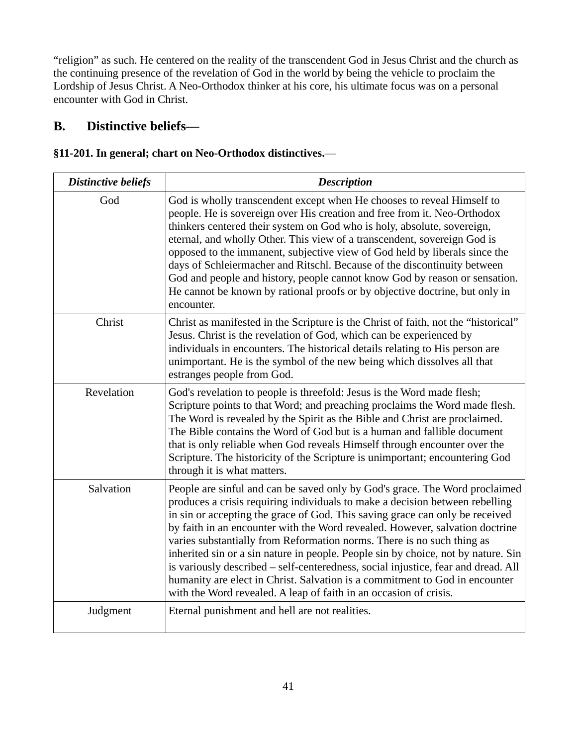"religion" as such. He centered on the reality of the transcendent God in Jesus Christ and the church as the continuing presence of the revelation of God in the world by being the vehicle to proclaim the Lordship of Jesus Christ. A Neo-Orthodox thinker at his core, his ultimate focus was on a personal encounter with God in Christ.

## B. Distinctive beliefs—

**§11-201. In general; chart on Neo-Orthodox distinctives.**—

| ***Distinctive beliefs*** | ***Description*** |
|---|---|
| God | God is wholly transcendent except when He chooses to reveal Himself to people. He is sovereign over His creation and free from it. Neo-Orthodox thinkers centered their system on God who is holy, absolute, sovereign, eternal, and wholly Other. This view of a transcendent, sovereign God is opposed to the immanent, subjective view of God held by liberals since the days of Schleiermacher and Ritschl. Because of the discontinuity between God and people and history, people cannot know God by reason or sensation. He cannot be known by rational proofs or by objective doctrine, but only in encounter. |
| Christ | Christ as manifested in the Scripture is the Christ of faith, not the "historical" Jesus. Christ is the revelation of God, which can be experienced by individuals in encounters. The historical details relating to His person are unimportant. He is the symbol of the new being which dissolves all that estranges people from God. |
| Revelation | God's revelation to people is threefold: Jesus is the Word made flesh; Scripture points to that Word; and preaching proclaims the Word made flesh. The Word is revealed by the Spirit as the Bible and Christ are proclaimed. The Bible contains the Word of God but is a human and fallible document that is only reliable when God reveals Himself through encounter over the Scripture. The historicity of the Scripture is unimportant; encountering God through it is what matters. |
| Salvation | People are sinful and can be saved only by God's grace. The Word proclaimed produces a crisis requiring individuals to make a decision between rebelling in sin or accepting the grace of God. This saving grace can only be received by faith in an encounter with the Word revealed. However, salvation doctrine varies substantially from Reformation norms. There is no such thing as inherited sin or a sin nature in people. People sin by choice, not by nature. Sin is variously described – self-centeredness, social injustice, fear and dread. All humanity are elect in Christ. Salvation is a commitment to God in encounter with the Word revealed. A leap of faith in an occasion of crisis. |
| Judgment | Eternal punishment and hell are not realities. |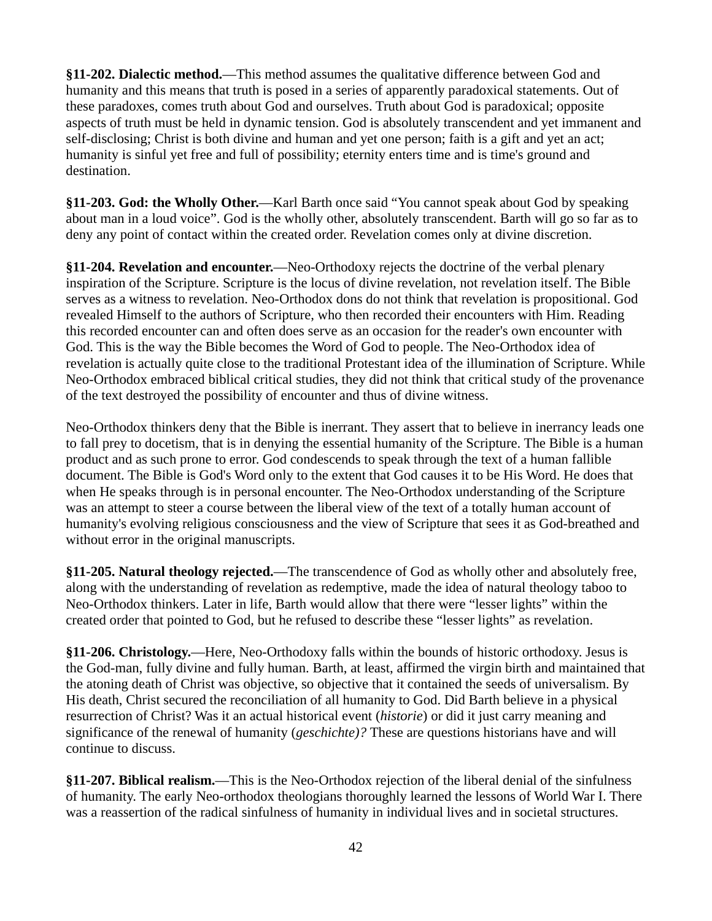**§11-202. Dialectic method.**—This method assumes the qualitative difference between God and humanity and this means that truth is posed in a series of apparently paradoxical statements. Out of these paradoxes, comes truth about God and ourselves. Truth about God is paradoxical; opposite aspects of truth must be held in dynamic tension. God is absolutely transcendent and yet immanent and self-disclosing; Christ is both divine and human and yet one person; faith is a gift and yet an act; humanity is sinful yet free and full of possibility; eternity enters time and is time's ground and destination.

**§11-203. God: the Wholly Other.**—Karl Barth once said “You cannot speak about God by speaking about man in a loud voice”. God is the wholly other, absolutely transcendent. Barth will go so far as to deny any point of contact within the created order. Revelation comes only at divine discretion.

**§11-204. Revelation and encounter.**—Neo-Orthodoxy rejects the doctrine of the verbal plenary inspiration of the Scripture. Scripture is the locus of divine revelation, not revelation itself. The Bible serves as a witness to revelation. Neo-Orthodox dons do not think that revelation is propositional. God revealed Himself to the authors of Scripture, who then recorded their encounters with Him. Reading this recorded encounter can and often does serve as an occasion for the reader's own encounter with God. This is the way the Bible becomes the Word of God to people. The Neo-Orthodox idea of revelation is actually quite close to the traditional Protestant idea of the illumination of Scripture. While Neo-Orthodox embraced biblical critical studies, they did not think that critical study of the provenance of the text destroyed the possibility of encounter and thus of divine witness.

Neo-Orthodox thinkers deny that the Bible is inerrant. They assert that to believe in inerrancy leads one to fall prey to docetism, that is in denying the essential humanity of the Scripture. The Bible is a human product and as such prone to error. God condescends to speak through the text of a human fallible document. The Bible is God's Word only to the extent that God causes it to be His Word. He does that when He speaks through is in personal encounter. The Neo-Orthodox understanding of the Scripture was an attempt to steer a course between the liberal view of the text of a totally human account of humanity's evolving religious consciousness and the view of Scripture that sees it as God-breathed and without error in the original manuscripts.

**§11-205. Natural theology rejected.**—The transcendence of God as wholly other and absolutely free, along with the understanding of revelation as redemptive, made the idea of natural theology taboo to Neo-Orthodox thinkers. Later in life, Barth would allow that there were “lesser lights” within the created order that pointed to God, but he refused to describe these “lesser lights” as revelation.

**§11-206. Christology.**—Here, Neo-Orthodoxy falls within the bounds of historic orthodoxy. Jesus is the God-man, fully divine and fully human. Barth, at least, affirmed the virgin birth and maintained that the atoning death of Christ was objective, so objective that it contained the seeds of universalism. By His death, Christ secured the reconciliation of all humanity to God. Did Barth believe in a physical resurrection of Christ? Was it an actual historical event (*historie*) or did it just carry meaning and significance of the renewal of humanity (*geschichte)?* These are questions historians have and will continue to discuss.

**§11-207. Biblical realism.**—This is the Neo-Orthodox rejection of the liberal denial of the sinfulness of humanity. The early Neo-orthodox theologians thoroughly learned the lessons of World War I. There was a reassertion of the radical sinfulness of humanity in individual lives and in societal structures.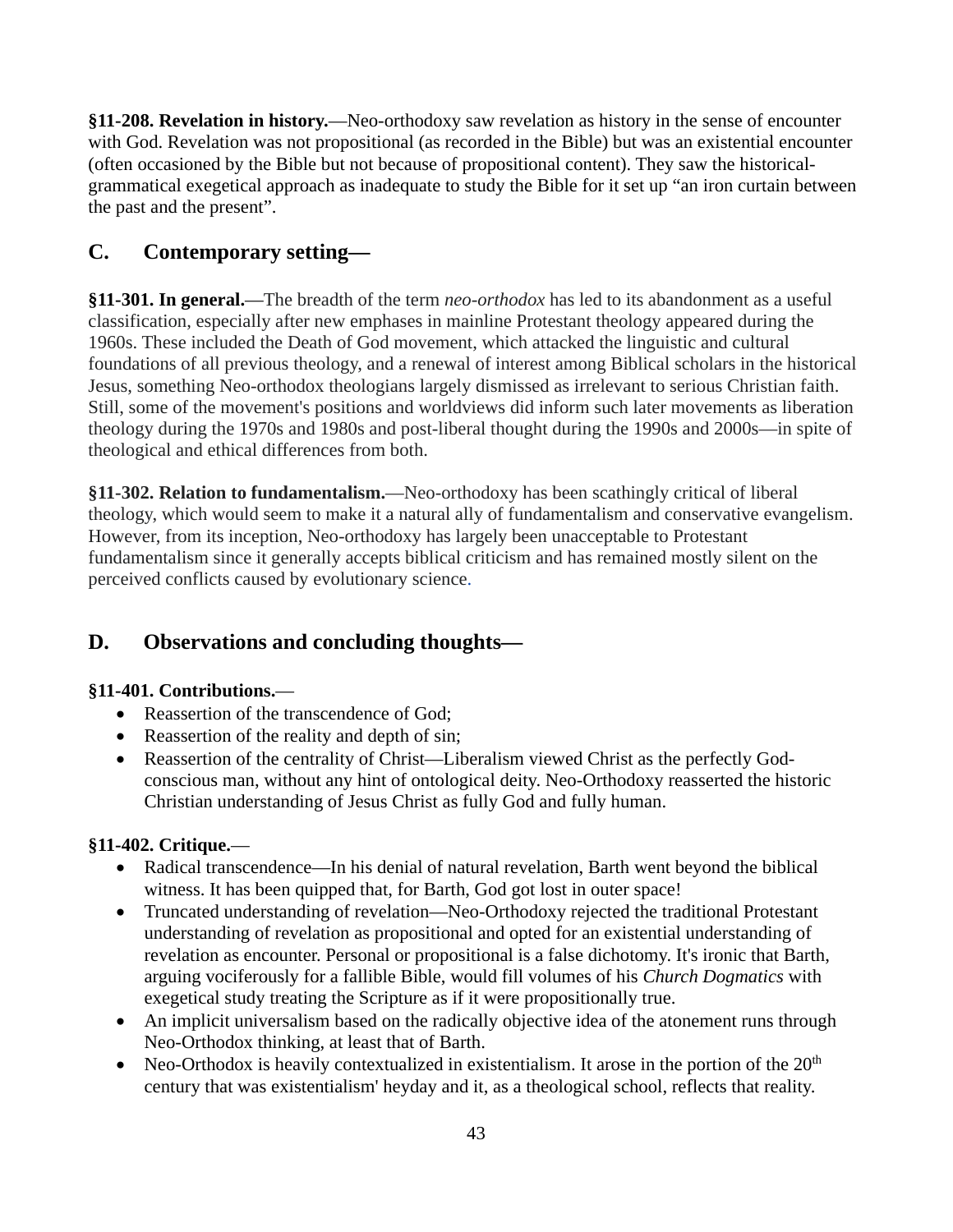**§11-208. Revelation in history.**—Neo-orthodoxy saw revelation as history in the sense of encounter with God. Revelation was not propositional (as recorded in the Bible) but was an existential encounter (often occasioned by the Bible but not because of propositional content). They saw the historical-grammatical exegetical approach as inadequate to study the Bible for it set up "an iron curtain between the past and the present".

## C. Contemporary setting—

**§11-301. In general.**—The breadth of the term *neo-orthodox* has led to its abandonment as a useful classification, especially after new emphases in mainline Protestant theology appeared during the 1960s. These included the Death of God movement, which attacked the linguistic and cultural foundations of all previous theology, and a renewal of interest among Biblical scholars in the historical Jesus, something Neo-orthodox theologians largely dismissed as irrelevant to serious Christian faith. Still, some of the movement's positions and worldviews did inform such later movements as liberation theology during the 1970s and 1980s and post-liberal thought during the 1990s and 2000s—in spite of theological and ethical differences from both.

**§11-302. Relation to fundamentalism.**—Neo-orthodoxy has been scathingly critical of liberal theology, which would seem to make it a natural ally of fundamentalism and conservative evangelism. However, from its inception, Neo-orthodoxy has largely been unacceptable to Protestant fundamentalism since it generally accepts biblical criticism and has remained mostly silent on the perceived conflicts caused by evolutionary science.

## D. Observations and concluding thoughts—

**§11-401. Contributions.**—

- Reassertion of the transcendence of God;
- Reassertion of the reality and depth of sin;
- Reassertion of the centrality of Christ—Liberalism viewed Christ as the perfectly God-conscious man, without any hint of ontological deity. Neo-Orthodoxy reasserted the historic Christian understanding of Jesus Christ as fully God and fully human.

**§11-402. Critique.**—

- Radical transcendence—In his denial of natural revelation, Barth went beyond the biblical witness. It has been quipped that, for Barth, God got lost in outer space!
- Truncated understanding of revelation—Neo-Orthodoxy rejected the traditional Protestant understanding of revelation as propositional and opted for an existential understanding of revelation as encounter. Personal or propositional is a false dichotomy. It's ironic that Barth, arguing vociferously for a fallible Bible, would fill volumes of his *Church Dogmatics* with exegetical study treating the Scripture as if it were propositionally true.
- An implicit universalism based on the radically objective idea of the atonement runs through Neo-Orthodox thinking, at least that of Barth.
- Neo-Orthodox is heavily contextualized in existentialism. It arose in the portion of the 20th century that was existentialism' heyday and it, as a theological school, reflects that reality.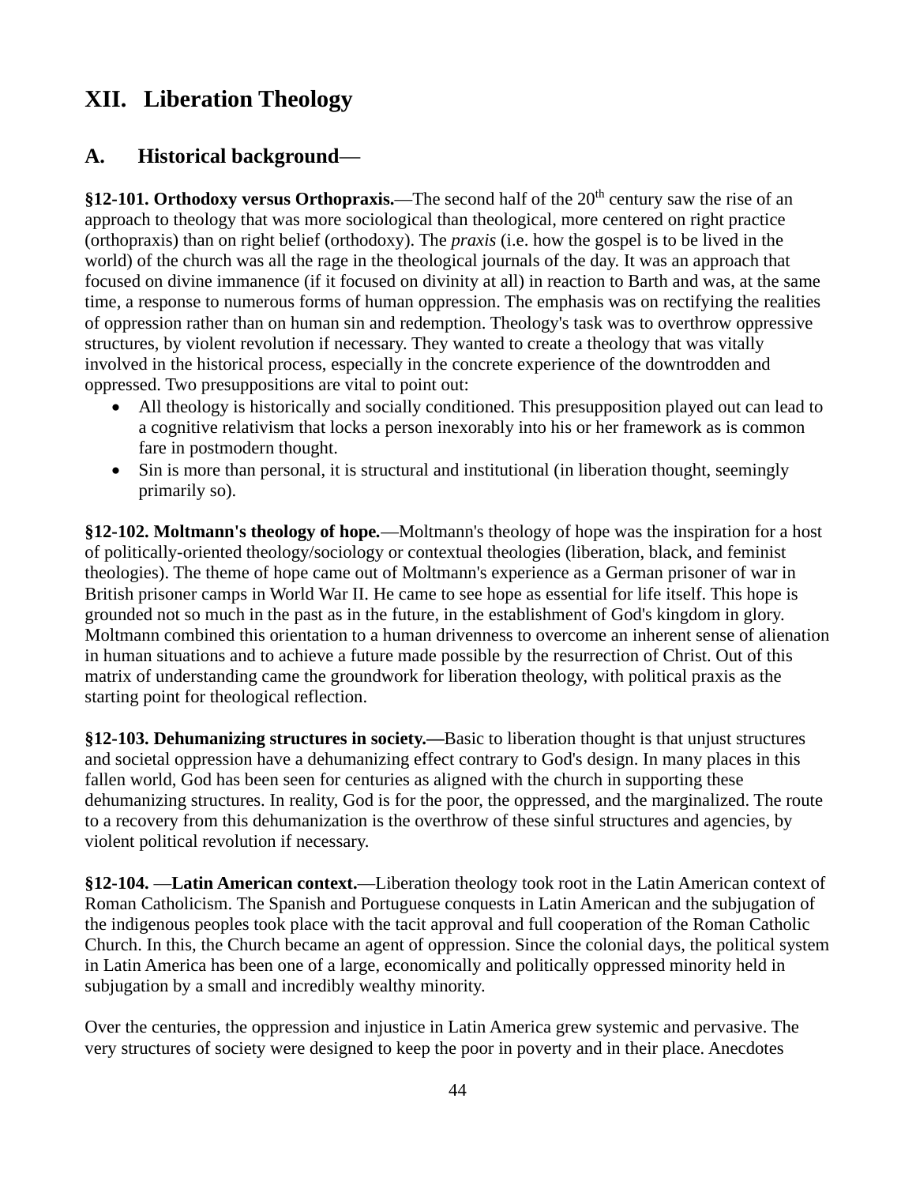# XII. Liberation Theology

## A. Historical background—

**§12-101. Orthodoxy versus Orthopraxis.**—The second half of the 20th century saw the rise of an approach to theology that was more sociological than theological, more centered on right practice (orthopraxis) than on right belief (orthodoxy). The *praxis* (i.e. how the gospel is to be lived in the world) of the church was all the rage in the theological journals of the day. It was an approach that focused on divine immanence (if it focused on divinity at all) in reaction to Barth and was, at the same time, a response to numerous forms of human oppression. The emphasis was on rectifying the realities of oppression rather than on human sin and redemption. Theology's task was to overthrow oppressive structures, by violent revolution if necessary. They wanted to create a theology that was vitally involved in the historical process, especially in the concrete experience of the downtrodden and oppressed. Two presuppositions are vital to point out:

- All theology is historically and socially conditioned. This presupposition played out can lead to a cognitive relativism that locks a person inexorably into his or her framework as is common fare in postmodern thought.
- Sin is more than personal, it is structural and institutional (in liberation thought, seemingly primarily so).

**§12-102. Moltmann's theology of hope.**—Moltmann's theology of hope was the inspiration for a host of politically-oriented theology/sociology or contextual theologies (liberation, black, and feminist theologies). The theme of hope came out of Moltmann's experience as a German prisoner of war in British prisoner camps in World War II. He came to see hope as essential for life itself. This hope is grounded not so much in the past as in the future, in the establishment of God's kingdom in glory. Moltmann combined this orientation to a human drivenness to overcome an inherent sense of alienation in human situations and to achieve a future made possible by the resurrection of Christ. Out of this matrix of understanding came the groundwork for liberation theology, with political praxis as the starting point for theological reflection.

**§12-103. Dehumanizing structures in society.—**Basic to liberation thought is that unjust structures and societal oppression have a dehumanizing effect contrary to God's design. In many places in this fallen world, God has been seen for centuries as aligned with the church in supporting these dehumanizing structures. In reality, God is for the poor, the oppressed, and the marginalized. The route to a recovery from this dehumanization is the overthrow of these sinful structures and agencies, by violent political revolution if necessary.

**§12-104.** —**Latin American context.**—Liberation theology took root in the Latin American context of Roman Catholicism. The Spanish and Portuguese conquests in Latin American and the subjugation of the indigenous peoples took place with the tacit approval and full cooperation of the Roman Catholic Church. In this, the Church became an agent of oppression. Since the colonial days, the political system in Latin America has been one of a large, economically and politically oppressed minority held in subjugation by a small and incredibly wealthy minority.

Over the centuries, the oppression and injustice in Latin America grew systemic and pervasive. The very structures of society were designed to keep the poor in poverty and in their place. Anecdotes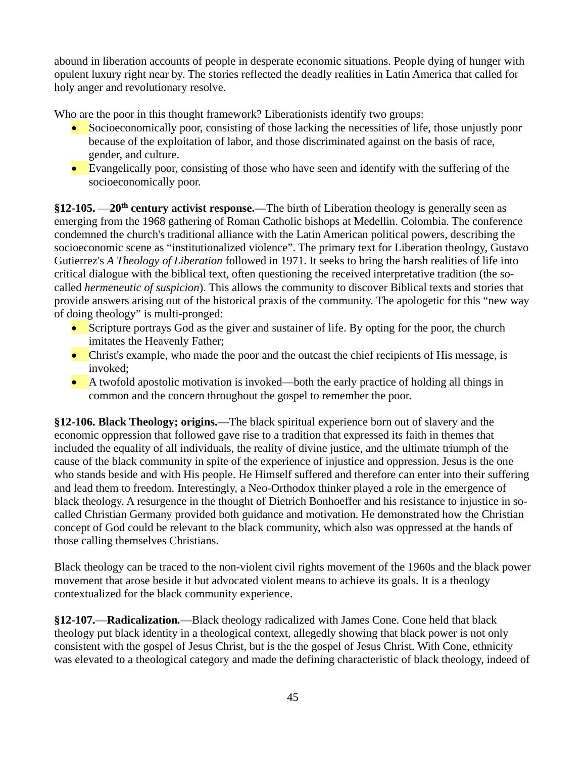abound in liberation accounts of people in desperate economic situations. People dying of hunger with opulent luxury right near by. The stories reflected the deadly realities in Latin America that called for holy anger and revolutionary resolve.

Who are the poor in this thought framework? Liberationists identify two groups:

- Socioeconomically poor, consisting of those lacking the necessities of life, those unjustly poor because of the exploitation of labor, and those discriminated against on the basis of race, gender, and culture.
- Evangelically poor, consisting of those who have seen and identify with the suffering of the socioeconomically poor.

**§12-105. —20th century activist response.—**The birth of Liberation theology is generally seen as emerging from the 1968 gathering of Roman Catholic bishops at Medellin. Colombia. The conference condemned the church's traditional alliance with the Latin American political powers, describing the socioeconomic scene as "institutionalized violence". The primary text for Liberation theology, Gustavo Gutierrez's *A Theology of Liberation* followed in 1971. It seeks to bring the harsh realities of life into critical dialogue with the biblical text, often questioning the received interpretative tradition (the so-called *hermeneutic of suspicion*). This allows the community to discover Biblical texts and stories that provide answers arising out of the historical praxis of the community. The apologetic for this "new way of doing theology" is multi-pronged:

- Scripture portrays God as the giver and sustainer of life. By opting for the poor, the church imitates the Heavenly Father;
- Christ's example, who made the poor and the outcast the chief recipients of His message, is invoked;
- A twofold apostolic motivation is invoked—both the early practice of holding all things in common and the concern throughout the gospel to remember the poor.

**§12-106. Black Theology; origins.**—The black spiritual experience born out of slavery and the economic oppression that followed gave rise to a tradition that expressed its faith in themes that included the equality of all individuals, the reality of divine justice, and the ultimate triumph of the cause of the black community in spite of the experience of injustice and oppression. Jesus is the one who stands beside and with His people. He Himself suffered and therefore can enter into their suffering and lead them to freedom. Interestingly, a Neo-Orthodox thinker played a role in the emergence of black theology. A resurgence in the thought of Dietrich Bonhoeffer and his resistance to injustice in so-called Christian Germany provided both guidance and motivation. He demonstrated how the Christian concept of God could be relevant to the black community, which also was oppressed at the hands of those calling themselves Christians.

Black theology can be traced to the non-violent civil rights movement of the 1960s and the black power movement that arose beside it but advocated violent means to achieve its goals. It is a theology contextualized for the black community experience.

**§12-107.—Radicalization.**—Black theology radicalized with James Cone. Cone held that black theology put black identity in a theological context, allegedly showing that black power is not only consistent with the gospel of Jesus Christ, but is the the gospel of Jesus Christ. With Cone, ethnicity was elevated to a theological category and made the defining characteristic of black theology, indeed of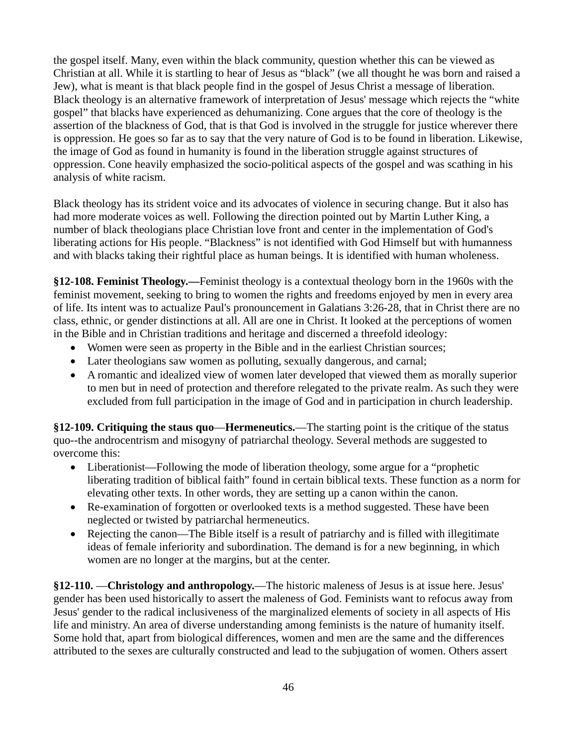the gospel itself. Many, even within the black community, question whether this can be viewed as Christian at all. While it is startling to hear of Jesus as "black" (we all thought he was born and raised a Jew), what is meant is that black people find in the gospel of Jesus Christ a message of liberation. Black theology is an alternative framework of interpretation of Jesus' message which rejects the "white gospel" that blacks have experienced as dehumanizing. Cone argues that the core of theology is the assertion of the blackness of God, that is that God is involved in the struggle for justice wherever there is oppression. He goes so far as to say that the very nature of God is to be found in liberation. Likewise, the image of God as found in humanity is found in the liberation struggle against structures of oppression. Cone heavily emphasized the socio-political aspects of the gospel and was scathing in his analysis of white racism.

Black theology has its strident voice and its advocates of violence in securing change. But it also has had more moderate voices as well. Following the direction pointed out by Martin Luther King, a number of black theologians place Christian love front and center in the implementation of God's liberating actions for His people. "Blackness" is not identified with God Himself but with humanness and with blacks taking their rightful place as human beings. It is identified with human wholeness.

**§12-108. Feminist Theology.—**Feminist theology is a contextual theology born in the 1960s with the feminist movement, seeking to bring to women the rights and freedoms enjoyed by men in every area of life. Its intent was to actualize Paul's pronouncement in Galatians 3:26-28, that in Christ there are no class, ethnic, or gender distinctions at all. All are one in Christ. It looked at the perceptions of women in the Bible and in Christian traditions and heritage and discerned a threefold ideology:

- Women were seen as property in the Bible and in the earliest Christian sources;
- Later theologians saw women as polluting, sexually dangerous, and carnal;
- A romantic and idealized view of women later developed that viewed them as morally superior to men but in need of protection and therefore relegated to the private realm. As such they were excluded from full participation in the image of God and in participation in church leadership.

**§12-109. Critiquing the staus quo—Hermeneutics.**—The starting point is the critique of the status quo--the androcentrism and misogyny of patriarchal theology. Several methods are suggested to overcome this:

- Liberationist—Following the mode of liberation theology, some argue for a "prophetic liberating tradition of biblical faith" found in certain biblical texts. These function as a norm for elevating other texts. In other words, they are setting up a canon within the canon.
- Re-examination of forgotten or overlooked texts is a method suggested. These have been neglected or twisted by patriarchal hermeneutics.
- Rejecting the canon—The Bible itself is a result of patriarchy and is filled with illegitimate ideas of female inferiority and subordination. The demand is for a new beginning, in which women are no longer at the margins, but at the center.

**§12-110.** —**Christology and anthropology.**—The historic maleness of Jesus is at issue here. Jesus' gender has been used historically to assert the maleness of God. Feminists want to refocus away from Jesus' gender to the radical inclusiveness of the marginalized elements of society in all aspects of His life and ministry. An area of diverse understanding among feminists is the nature of humanity itself. Some hold that, apart from biological differences, women and men are the same and the differences attributed to the sexes are culturally constructed and lead to the subjugation of women. Others assert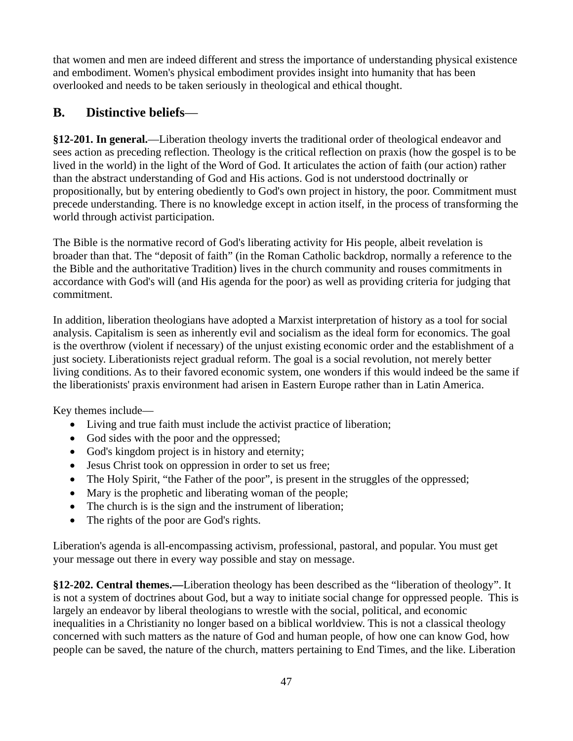that women and men are indeed different and stress the importance of understanding physical existence and embodiment. Women's physical embodiment provides insight into humanity that has been overlooked and needs to be taken seriously in theological and ethical thought.

## B. Distinctive beliefs—

**§12-201. In general.**—Liberation theology inverts the traditional order of theological endeavor and sees action as preceding reflection. Theology is the critical reflection on praxis (how the gospel is to be lived in the world) in the light of the Word of God. It articulates the action of faith (our action) rather than the abstract understanding of God and His actions. God is not understood doctrinally or propositionally, but by entering obediently to God's own project in history, the poor. Commitment must precede understanding. There is no knowledge except in action itself, in the process of transforming the world through activist participation.

The Bible is the normative record of God's liberating activity for His people, albeit revelation is broader than that. The "deposit of faith" (in the Roman Catholic backdrop, normally a reference to the the Bible and the authoritative Tradition) lives in the church community and rouses commitments in accordance with God's will (and His agenda for the poor) as well as providing criteria for judging that commitment.

In addition, liberation theologians have adopted a Marxist interpretation of history as a tool for social analysis. Capitalism is seen as inherently evil and socialism as the ideal form for economics. The goal is the overthrow (violent if necessary) of the unjust existing economic order and the establishment of a just society. Liberationists reject gradual reform. The goal is a social revolution, not merely better living conditions. As to their favored economic system, one wonders if this would indeed be the same if the liberationists' praxis environment had arisen in Eastern Europe rather than in Latin America.

Key themes include—

- Living and true faith must include the activist practice of liberation;
- God sides with the poor and the oppressed;
- God's kingdom project is in history and eternity;
- Jesus Christ took on oppression in order to set us free;
- The Holy Spirit, "the Father of the poor", is present in the struggles of the oppressed;
- Mary is the prophetic and liberating woman of the people;
- The church is is the sign and the instrument of liberation;
- The rights of the poor are God's rights.

Liberation's agenda is all-encompassing activism, professional, pastoral, and popular. You must get your message out there in every way possible and stay on message.

**§12-202. Central themes.—**Liberation theology has been described as the "liberation of theology". It is not a system of doctrines about God, but a way to initiate social change for oppressed people. This is largely an endeavor by liberal theologians to wrestle with the social, political, and economic inequalities in a Christianity no longer based on a biblical worldview. This is not a classical theology concerned with such matters as the nature of God and human people, of how one can know God, how people can be saved, the nature of the church, matters pertaining to End Times, and the like. Liberation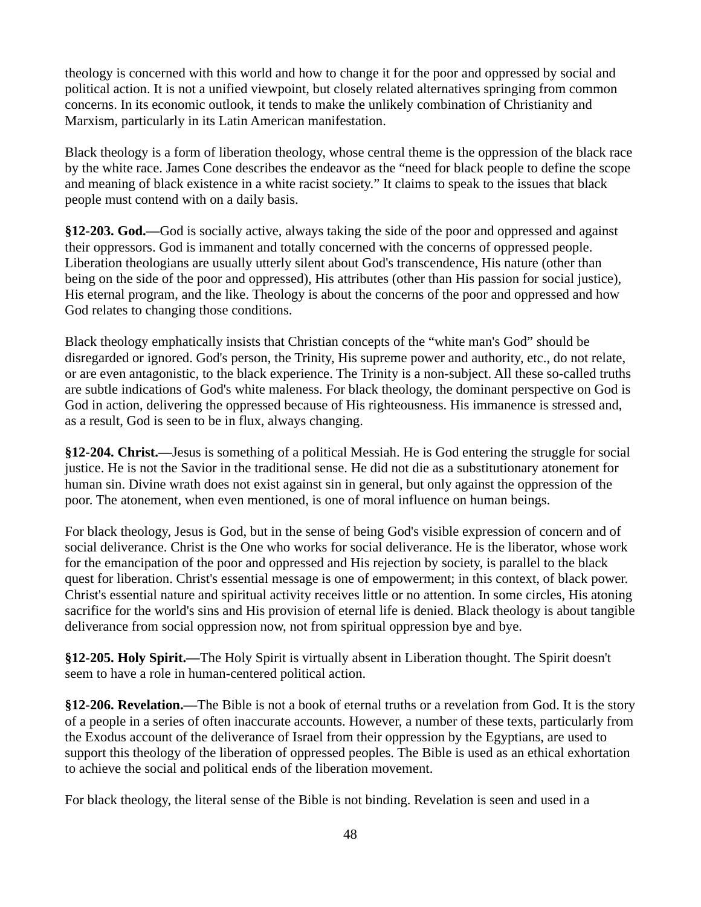theology is concerned with this world and how to change it for the poor and oppressed by social and political action. It is not a unified viewpoint, but closely related alternatives springing from common concerns. In its economic outlook, it tends to make the unlikely combination of Christianity and Marxism, particularly in its Latin American manifestation.

Black theology is a form of liberation theology, whose central theme is the oppression of the black race by the white race. James Cone describes the endeavor as the "need for black people to define the scope and meaning of black existence in a white racist society." It claims to speak to the issues that black people must contend with on a daily basis.

**§12-203. God.—**God is socially active, always taking the side of the poor and oppressed and against their oppressors. God is immanent and totally concerned with the concerns of oppressed people. Liberation theologians are usually utterly silent about God's transcendence, His nature (other than being on the side of the poor and oppressed), His attributes (other than His passion for social justice), His eternal program, and the like. Theology is about the concerns of the poor and oppressed and how God relates to changing those conditions.

Black theology emphatically insists that Christian concepts of the "white man's God" should be disregarded or ignored. God's person, the Trinity, His supreme power and authority, etc., do not relate, or are even antagonistic, to the black experience. The Trinity is a non-subject. All these so-called truths are subtle indications of God's white maleness. For black theology, the dominant perspective on God is God in action, delivering the oppressed because of His righteousness. His immanence is stressed and, as a result, God is seen to be in flux, always changing.

**§12-204. Christ.—**Jesus is something of a political Messiah. He is God entering the struggle for social justice. He is not the Savior in the traditional sense. He did not die as a substitutionary atonement for human sin. Divine wrath does not exist against sin in general, but only against the oppression of the poor. The atonement, when even mentioned, is one of moral influence on human beings.

For black theology, Jesus is God, but in the sense of being God's visible expression of concern and of social deliverance. Christ is the One who works for social deliverance. He is the liberator, whose work for the emancipation of the poor and oppressed and His rejection by society, is parallel to the black quest for liberation. Christ's essential message is one of empowerment; in this context, of black power. Christ's essential nature and spiritual activity receives little or no attention. In some circles, His atoning sacrifice for the world's sins and His provision of eternal life is denied. Black theology is about tangible deliverance from social oppression now, not from spiritual oppression bye and bye.

**§12-205. Holy Spirit.—**The Holy Spirit is virtually absent in Liberation thought. The Spirit doesn't seem to have a role in human-centered political action.

**§12-206. Revelation.—**The Bible is not a book of eternal truths or a revelation from God. It is the story of a people in a series of often inaccurate accounts. However, a number of these texts, particularly from the Exodus account of the deliverance of Israel from their oppression by the Egyptians, are used to support this theology of the liberation of oppressed peoples. The Bible is used as an ethical exhortation to achieve the social and political ends of the liberation movement.

For black theology, the literal sense of the Bible is not binding. Revelation is seen and used in a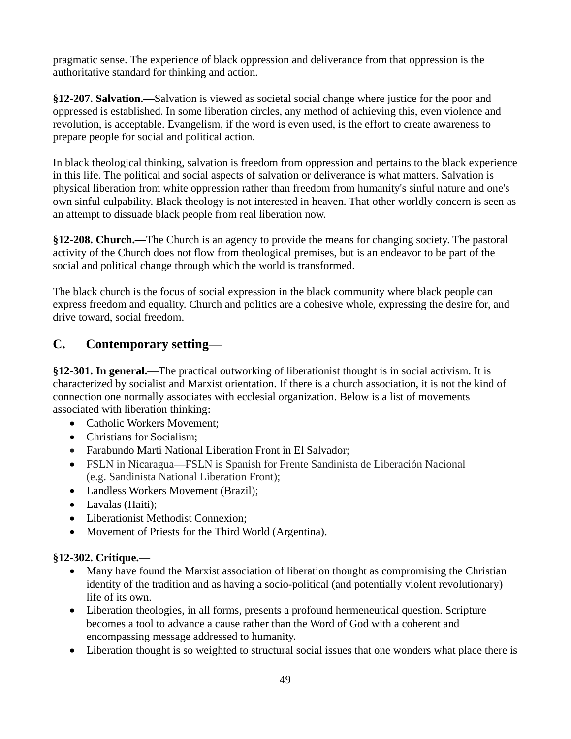pragmatic sense. The experience of black oppression and deliverance from that oppression is the authoritative standard for thinking and action.

**§12-207. Salvation.—**Salvation is viewed as societal social change where justice for the poor and oppressed is established. In some liberation circles, any method of achieving this, even violence and revolution, is acceptable. Evangelism, if the word is even used, is the effort to create awareness to prepare people for social and political action.

In black theological thinking, salvation is freedom from oppression and pertains to the black experience in this life. The political and social aspects of salvation or deliverance is what matters. Salvation is physical liberation from white oppression rather than freedom from humanity's sinful nature and one's own sinful culpability. Black theology is not interested in heaven. That other worldly concern is seen as an attempt to dissuade black people from real liberation now.

**§12-208. Church.—**The Church is an agency to provide the means for changing society. The pastoral activity of the Church does not flow from theological premises, but is an endeavor to be part of the social and political change through which the world is transformed.

The black church is the focus of social expression in the black community where black people can express freedom and equality. Church and politics are a cohesive whole, expressing the desire for, and drive toward, social freedom.

## C. Contemporary setting—

**§12-301. In general.**—The practical outworking of liberationist thought is in social activism. It is characterized by socialist and Marxist orientation. If there is a church association, it is not the kind of connection one normally associates with ecclesial organization. Below is a list of movements associated with liberation thinking:

- Catholic Workers Movement;
- Christians for Socialism;
- Farabundo Marti National Liberation Front in El Salvador;
- FSLN in Nicaragua—FSLN is Spanish for Frente Sandinista de Liberación Nacional (e.g. Sandinista National Liberation Front);
- Landless Workers Movement (Brazil);
- Lavalas (Haiti);
- Liberationist Methodist Connexion;
- Movement of Priests for the Third World (Argentina).

**§12-302. Critique.**—

- Many have found the Marxist association of liberation thought as compromising the Christian identity of the tradition and as having a socio-political (and potentially violent revolutionary) life of its own.
- Liberation theologies, in all forms, presents a profound hermeneutical question. Scripture becomes a tool to advance a cause rather than the Word of God with a coherent and encompassing message addressed to humanity.
- Liberation thought is so weighted to structural social issues that one wonders what place there is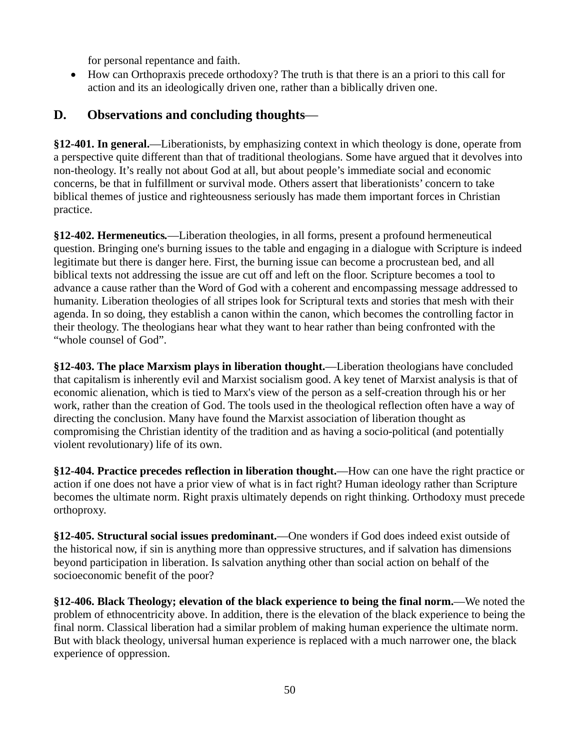for personal repentance and faith.

- How can Orthopraxis precede orthodoxy? The truth is that there is an a priori to this call for action and its an ideologically driven one, rather than a biblically driven one.

## D. Observations and concluding thoughts—

**§12-401. In general.**—Liberationists, by emphasizing context in which theology is done, operate from a perspective quite different than that of traditional theologians. Some have argued that it devolves into non-theology. It's really not about God at all, but about people's immediate social and economic concerns, be that in fulfillment or survival mode. Others assert that liberationists' concern to take biblical themes of justice and righteousness seriously has made them important forces in Christian practice.

**§12-402. Hermeneutics.**—Liberation theologies, in all forms, present a profound hermeneutical question. Bringing one's burning issues to the table and engaging in a dialogue with Scripture is indeed legitimate but there is danger here. First, the burning issue can become a procrustean bed, and all biblical texts not addressing the issue are cut off and left on the floor. Scripture becomes a tool to advance a cause rather than the Word of God with a coherent and encompassing message addressed to humanity. Liberation theologies of all stripes look for Scriptural texts and stories that mesh with their agenda. In so doing, they establish a canon within the canon, which becomes the controlling factor in their theology. The theologians hear what they want to hear rather than being confronted with the "whole counsel of God".

**§12-403. The place Marxism plays in liberation thought.**—Liberation theologians have concluded that capitalism is inherently evil and Marxist socialism good. A key tenet of Marxist analysis is that of economic alienation, which is tied to Marx's view of the person as a self-creation through his or her work, rather than the creation of God. The tools used in the theological reflection often have a way of directing the conclusion. Many have found the Marxist association of liberation thought as compromising the Christian identity of the tradition and as having a socio-political (and potentially violent revolutionary) life of its own.

**§12-404. Practice precedes reflection in liberation thought.**—How can one have the right practice or action if one does not have a prior view of what is in fact right? Human ideology rather than Scripture becomes the ultimate norm. Right praxis ultimately depends on right thinking. Orthodoxy must precede orthoproxy.

**§12-405. Structural social issues predominant.**—One wonders if God does indeed exist outside of the historical now, if sin is anything more than oppressive structures, and if salvation has dimensions beyond participation in liberation. Is salvation anything other than social action on behalf of the socioeconomic benefit of the poor?

**§12-406. Black Theology; elevation of the black experience to being the final norm.**—We noted the problem of ethnocentricity above. In addition, there is the elevation of the black experience to being the final norm. Classical liberation had a similar problem of making human experience the ultimate norm. But with black theology, universal human experience is replaced with a much narrower one, the black experience of oppression.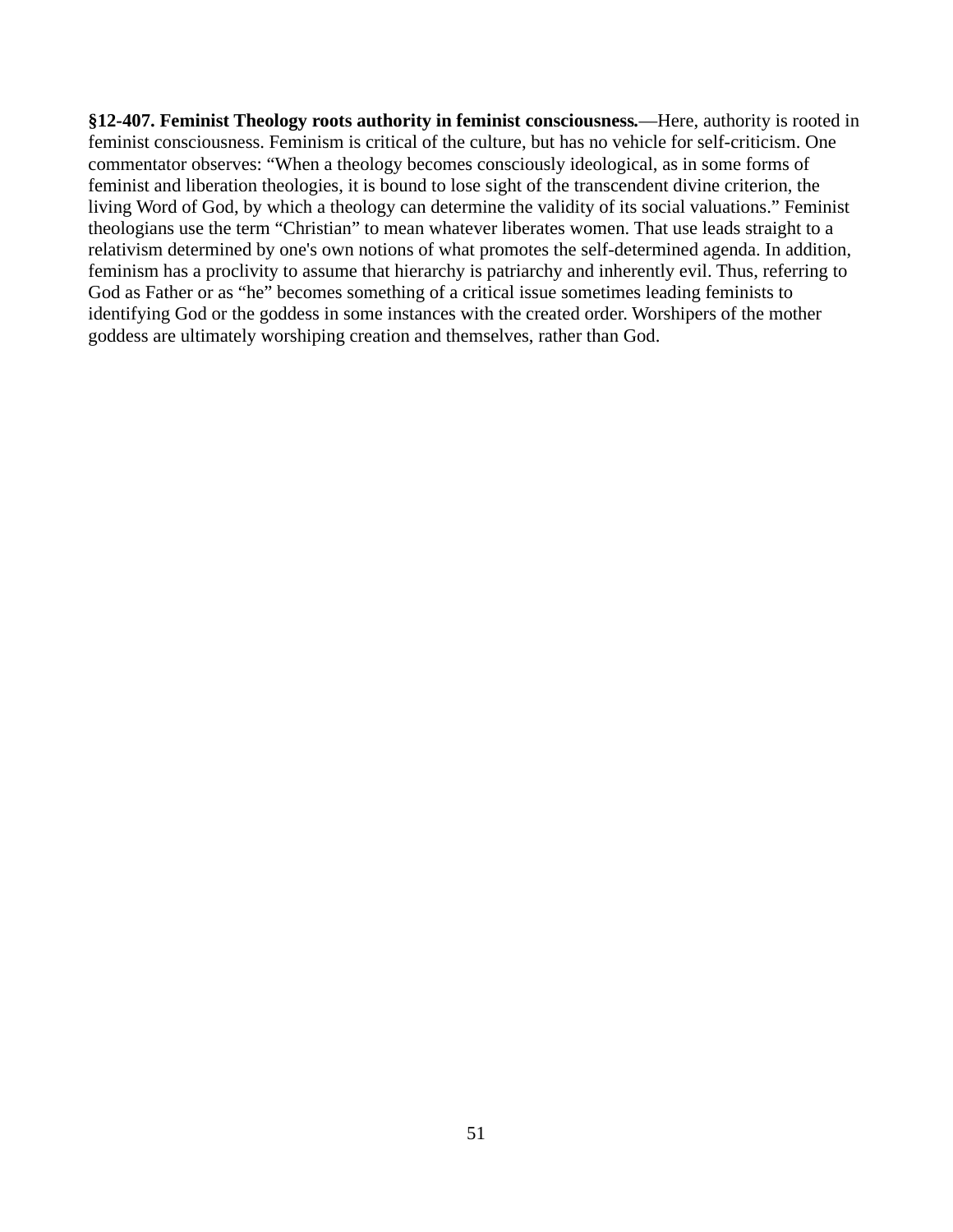**§12-407. Feminist Theology roots authority in feminist consciousness.**—Here, authority is rooted in feminist consciousness. Feminism is critical of the culture, but has no vehicle for self-criticism. One commentator observes: “When a theology becomes consciously ideological, as in some forms of feminist and liberation theologies, it is bound to lose sight of the transcendent divine criterion, the living Word of God, by which a theology can determine the validity of its social valuations.” Feminist theologians use the term “Christian” to mean whatever liberates women. That use leads straight to a relativism determined by one's own notions of what promotes the self-determined agenda. In addition, feminism has a proclivity to assume that hierarchy is patriarchy and inherently evil. Thus, referring to God as Father or as “he” becomes something of a critical issue sometimes leading feminists to identifying God or the goddess in some instances with the created order. Worshipers of the mother goddess are ultimately worshiping creation and themselves, rather than God.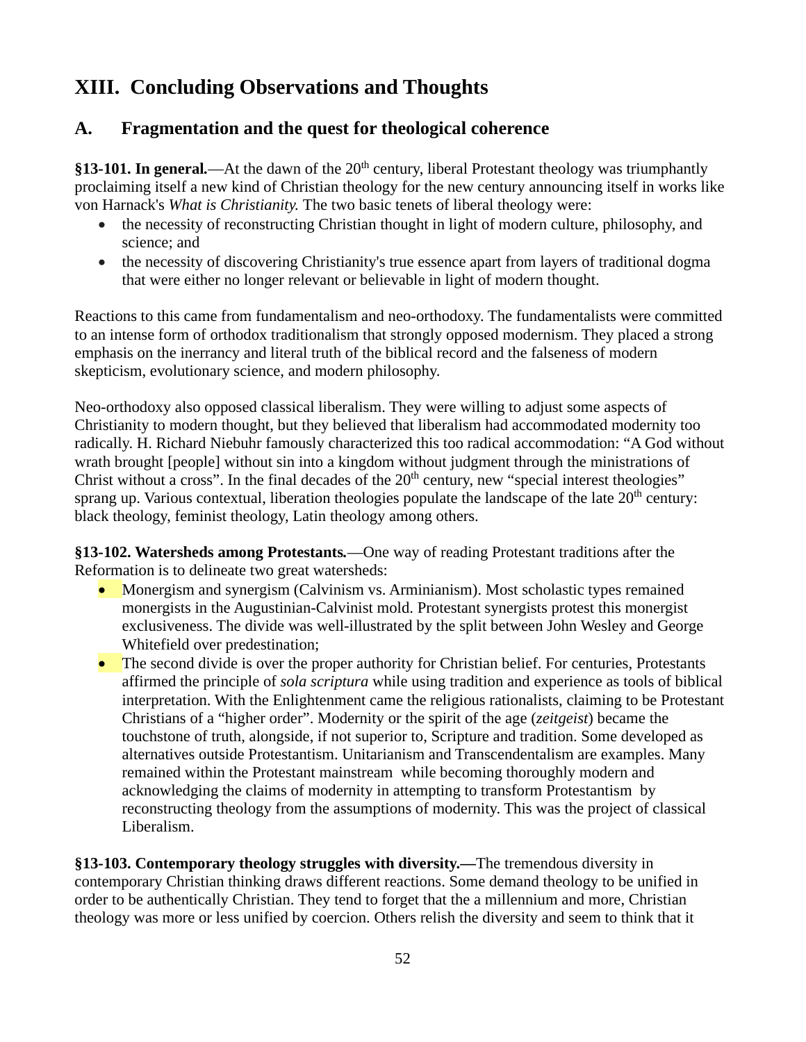# XIII. Concluding Observations and Thoughts

## A. Fragmentation and the quest for theological coherence

**§13-101. In general.**—At the dawn of the 20th century, liberal Protestant theology was triumphantly proclaiming itself a new kind of Christian theology for the new century announcing itself in works like von Harnack's *What is Christianity.* The two basic tenets of liberal theology were:

- the necessity of reconstructing Christian thought in light of modern culture, philosophy, and science; and
- the necessity of discovering Christianity's true essence apart from layers of traditional dogma that were either no longer relevant or believable in light of modern thought.

Reactions to this came from fundamentalism and neo-orthodoxy. The fundamentalists were committed to an intense form of orthodox traditionalism that strongly opposed modernism. They placed a strong emphasis on the inerrancy and literal truth of the biblical record and the falseness of modern skepticism, evolutionary science, and modern philosophy.

Neo-orthodoxy also opposed classical liberalism. They were willing to adjust some aspects of Christianity to modern thought, but they believed that liberalism had accommodated modernity too radically. H. Richard Niebuhr famously characterized this too radical accommodation: "A God without wrath brought [people] without sin into a kingdom without judgment through the ministrations of Christ without a cross". In the final decades of the 20th century, new "special interest theologies" sprang up. Various contextual, liberation theologies populate the landscape of the late 20th century: black theology, feminist theology, Latin theology among others.

**§13-102. Watersheds among Protestants.**—One way of reading Protestant traditions after the Reformation is to delineate two great watersheds:

- Monergism and synergism (Calvinism vs. Arminianism). Most scholastic types remained monergists in the Augustinian-Calvinist mold. Protestant synergists protest this monergist exclusiveness. The divide was well-illustrated by the split between John Wesley and George Whitefield over predestination;
- The second divide is over the proper authority for Christian belief. For centuries, Protestants affirmed the principle of *sola scriptura* while using tradition and experience as tools of biblical interpretation. With the Enlightenment came the religious rationalists, claiming to be Protestant Christians of a "higher order". Modernity or the spirit of the age (*zeitgeist*) became the touchstone of truth, alongside, if not superior to, Scripture and tradition. Some developed as alternatives outside Protestantism. Unitarianism and Transcendentalism are examples. Many remained within the Protestant mainstream while becoming thoroughly modern and acknowledging the claims of modernity in attempting to transform Protestantism by reconstructing theology from the assumptions of modernity. This was the project of classical Liberalism.

**§13-103. Contemporary theology struggles with diversity.—**The tremendous diversity in contemporary Christian thinking draws different reactions. Some demand theology to be unified in order to be authentically Christian. They tend to forget that the a millennium and more, Christian theology was more or less unified by coercion. Others relish the diversity and seem to think that it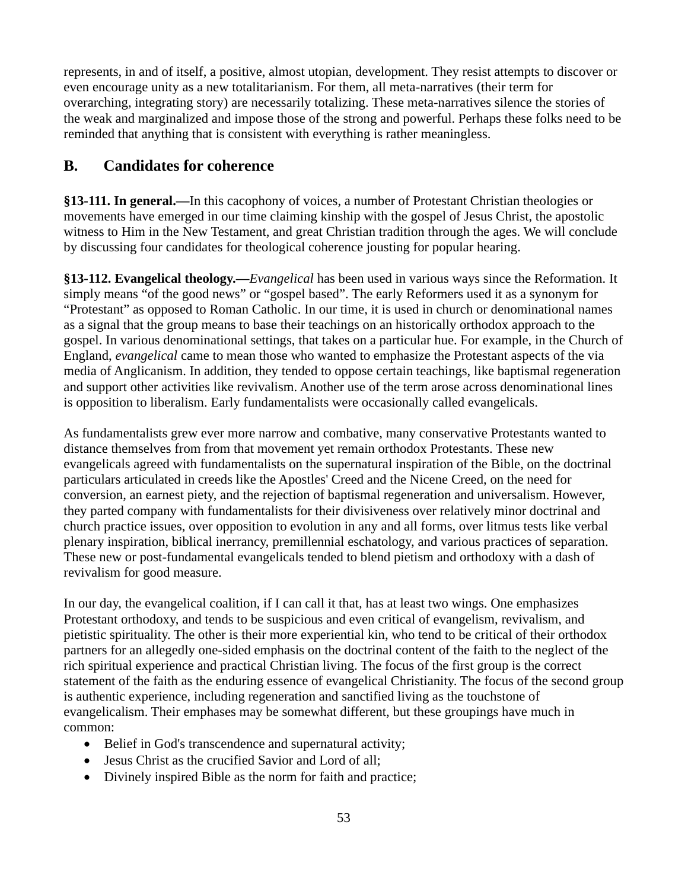represents, in and of itself, a positive, almost utopian, development. They resist attempts to discover or even encourage unity as a new totalitarianism. For them, all meta-narratives (their term for overarching, integrating story) are necessarily totalizing. These meta-narratives silence the stories of the weak and marginalized and impose those of the strong and powerful. Perhaps these folks need to be reminded that anything that is consistent with everything is rather meaningless.

## B. Candidates for coherence

**§13-111. In general.—**In this cacophony of voices, a number of Protestant Christian theologies or movements have emerged in our time claiming kinship with the gospel of Jesus Christ, the apostolic witness to Him in the New Testament, and great Christian tradition through the ages. We will conclude by discussing four candidates for theological coherence jousting for popular hearing.

**§13-112. Evangelical theology.—***Evangelical* has been used in various ways since the Reformation. It simply means "of the good news" or "gospel based". The early Reformers used it as a synonym for "Protestant" as opposed to Roman Catholic. In our time, it is used in church or denominational names as a signal that the group means to base their teachings on an historically orthodox approach to the gospel. In various denominational settings, that takes on a particular hue. For example, in the Church of England, *evangelical* came to mean those who wanted to emphasize the Protestant aspects of the via media of Anglicanism. In addition, they tended to oppose certain teachings, like baptismal regeneration and support other activities like revivalism. Another use of the term arose across denominational lines is opposition to liberalism. Early fundamentalists were occasionally called evangelicals.

As fundamentalists grew ever more narrow and combative, many conservative Protestants wanted to distance themselves from from that movement yet remain orthodox Protestants. These new evangelicals agreed with fundamentalists on the supernatural inspiration of the Bible, on the doctrinal particulars articulated in creeds like the Apostles' Creed and the Nicene Creed, on the need for conversion, an earnest piety, and the rejection of baptismal regeneration and universalism. However, they parted company with fundamentalists for their divisiveness over relatively minor doctrinal and church practice issues, over opposition to evolution in any and all forms, over litmus tests like verbal plenary inspiration, biblical inerrancy, premillennial eschatology, and various practices of separation. These new or post-fundamental evangelicals tended to blend pietism and orthodoxy with a dash of revivalism for good measure.

In our day, the evangelical coalition, if I can call it that, has at least two wings. One emphasizes Protestant orthodoxy, and tends to be suspicious and even critical of evangelism, revivalism, and pietistic spirituality. The other is their more experiential kin, who tend to be critical of their orthodox partners for an allegedly one-sided emphasis on the doctrinal content of the faith to the neglect of the rich spiritual experience and practical Christian living. The focus of the first group is the correct statement of the faith as the enduring essence of evangelical Christianity. The focus of the second group is authentic experience, including regeneration and sanctified living as the touchstone of evangelicalism. Their emphases may be somewhat different, but these groupings have much in common:

- Belief in God's transcendence and supernatural activity;
- Jesus Christ as the crucified Savior and Lord of all;
- Divinely inspired Bible as the norm for faith and practice;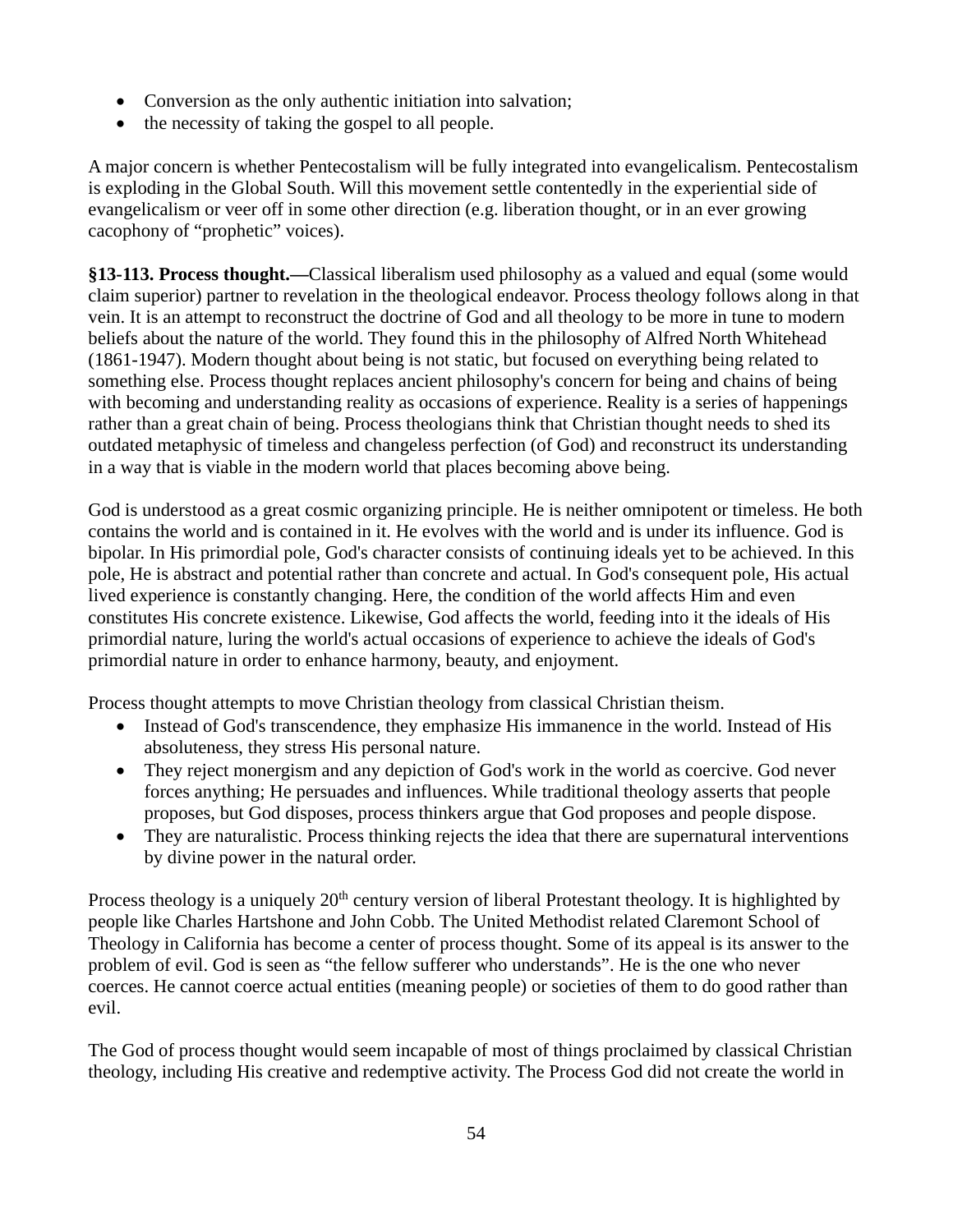- Conversion as the only authentic initiation into salvation;
- the necessity of taking the gospel to all people.

A major concern is whether Pentecostalism will be fully integrated into evangelicalism. Pentecostalism is exploding in the Global South. Will this movement settle contentedly in the experiential side of evangelicalism or veer off in some other direction (e.g. liberation thought, or in an ever growing cacophony of "prophetic" voices).

**§13-113. Process thought.—**Classical liberalism used philosophy as a valued and equal (some would claim superior) partner to revelation in the theological endeavor. Process theology follows along in that vein. It is an attempt to reconstruct the doctrine of God and all theology to be more in tune to modern beliefs about the nature of the world. They found this in the philosophy of Alfred North Whitehead (1861-1947). Modern thought about being is not static, but focused on everything being related to something else. Process thought replaces ancient philosophy's concern for being and chains of being with becoming and understanding reality as occasions of experience. Reality is a series of happenings rather than a great chain of being. Process theologians think that Christian thought needs to shed its outdated metaphysic of timeless and changeless perfection (of God) and reconstruct its understanding in a way that is viable in the modern world that places becoming above being.

God is understood as a great cosmic organizing principle. He is neither omnipotent or timeless. He both contains the world and is contained in it. He evolves with the world and is under its influence. God is bipolar. In His primordial pole, God's character consists of continuing ideals yet to be achieved. In this pole, He is abstract and potential rather than concrete and actual. In God's consequent pole, His actual lived experience is constantly changing. Here, the condition of the world affects Him and even constitutes His concrete existence. Likewise, God affects the world, feeding into it the ideals of His primordial nature, luring the world's actual occasions of experience to achieve the ideals of God's primordial nature in order to enhance harmony, beauty, and enjoyment.

Process thought attempts to move Christian theology from classical Christian theism.

- Instead of God's transcendence, they emphasize His immanence in the world. Instead of His absoluteness, they stress His personal nature.
- They reject monergism and any depiction of God's work in the world as coercive. God never forces anything; He persuades and influences. While traditional theology asserts that people proposes, but God disposes, process thinkers argue that God proposes and people dispose.
- They are naturalistic. Process thinking rejects the idea that there are supernatural interventions by divine power in the natural order.

Process theology is a uniquely 20th century version of liberal Protestant theology. It is highlighted by people like Charles Hartshone and John Cobb. The United Methodist related Claremont School of Theology in California has become a center of process thought. Some of its appeal is its answer to the problem of evil. God is seen as "the fellow sufferer who understands". He is the one who never coerces. He cannot coerce actual entities (meaning people) or societies of them to do good rather than evil.

The God of process thought would seem incapable of most of things proclaimed by classical Christian theology, including His creative and redemptive activity. The Process God did not create the world in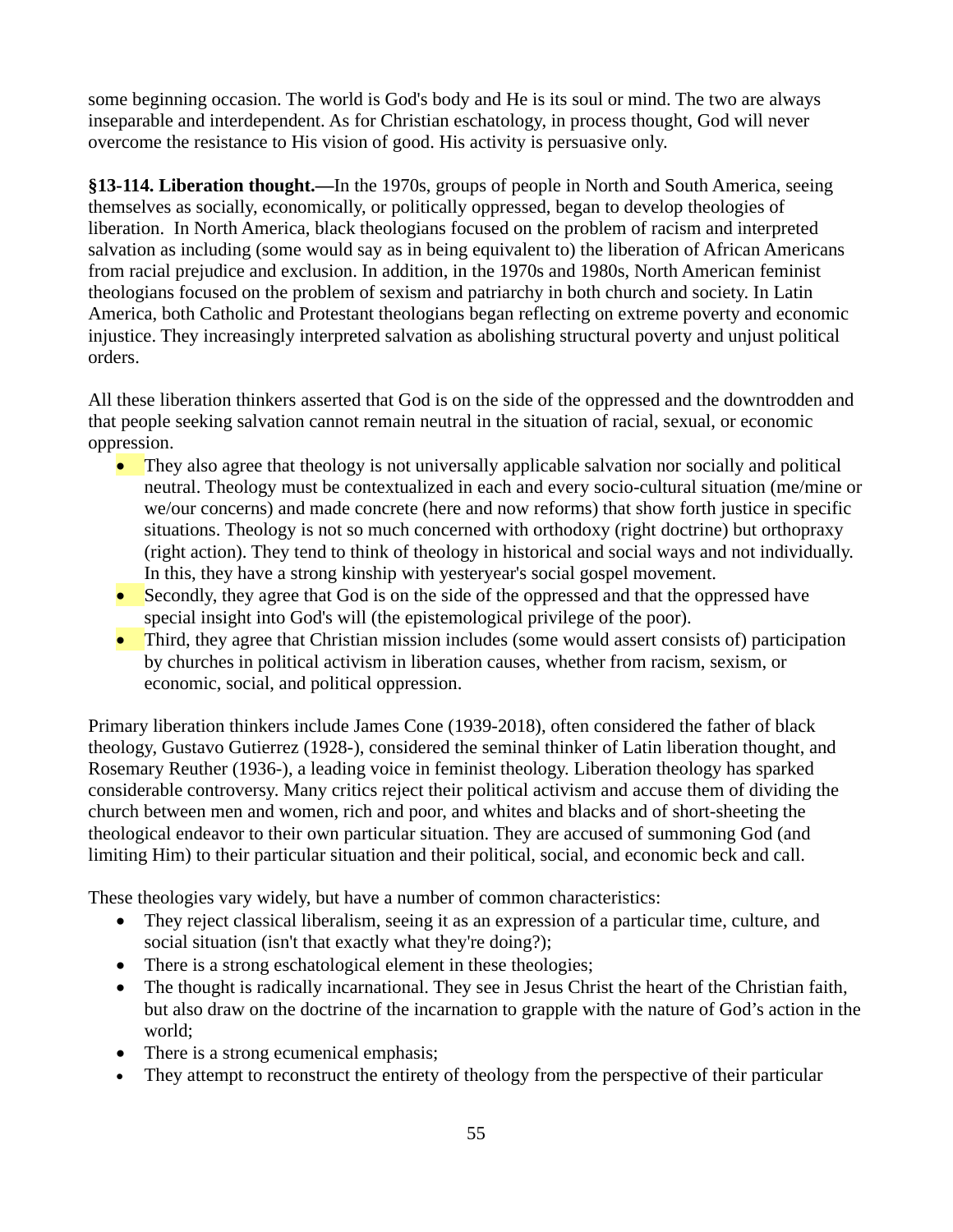some beginning occasion. The world is God's body and He is its soul or mind. The two are always inseparable and interdependent. As for Christian eschatology, in process thought, God will never overcome the resistance to His vision of good. His activity is persuasive only.

**§13-114. Liberation thought.—**In the 1970s, groups of people in North and South America, seeing themselves as socially, economically, or politically oppressed, began to develop theologies of liberation. In North America, black theologians focused on the problem of racism and interpreted salvation as including (some would say as in being equivalent to) the liberation of African Americans from racial prejudice and exclusion. In addition, in the 1970s and 1980s, North American feminist theologians focused on the problem of sexism and patriarchy in both church and society. In Latin America, both Catholic and Protestant theologians began reflecting on extreme poverty and economic injustice. They increasingly interpreted salvation as abolishing structural poverty and unjust political orders.

All these liberation thinkers asserted that God is on the side of the oppressed and the downtrodden and that people seeking salvation cannot remain neutral in the situation of racial, sexual, or economic oppression.

- They also agree that theology is not universally applicable salvation nor socially and political neutral. Theology must be contextualized in each and every socio-cultural situation (me/mine or we/our concerns) and made concrete (here and now reforms) that show forth justice in specific situations. Theology is not so much concerned with orthodoxy (right doctrine) but orthopraxy (right action). They tend to think of theology in historical and social ways and not individually. In this, they have a strong kinship with yesteryear's social gospel movement.
- Secondly, they agree that God is on the side of the oppressed and that the oppressed have special insight into God's will (the epistemological privilege of the poor).
- Third, they agree that Christian mission includes (some would assert consists of) participation by churches in political activism in liberation causes, whether from racism, sexism, or economic, social, and political oppression.

Primary liberation thinkers include James Cone (1939-2018), often considered the father of black theology, Gustavo Gutierrez (1928-), considered the seminal thinker of Latin liberation thought, and Rosemary Reuther (1936-), a leading voice in feminist theology. Liberation theology has sparked considerable controversy. Many critics reject their political activism and accuse them of dividing the church between men and women, rich and poor, and whites and blacks and of short-sheeting the theological endeavor to their own particular situation. They are accused of summoning God (and limiting Him) to their particular situation and their political, social, and economic beck and call.

These theologies vary widely, but have a number of common characteristics:

- They reject classical liberalism, seeing it as an expression of a particular time, culture, and social situation (isn't that exactly what they're doing?);
- There is a strong eschatological element in these theologies;
- The thought is radically incarnational. They see in Jesus Christ the heart of the Christian faith, but also draw on the doctrine of the incarnation to grapple with the nature of God's action in the world;
- There is a strong ecumenical emphasis;
- They attempt to reconstruct the entirety of theology from the perspective of their particular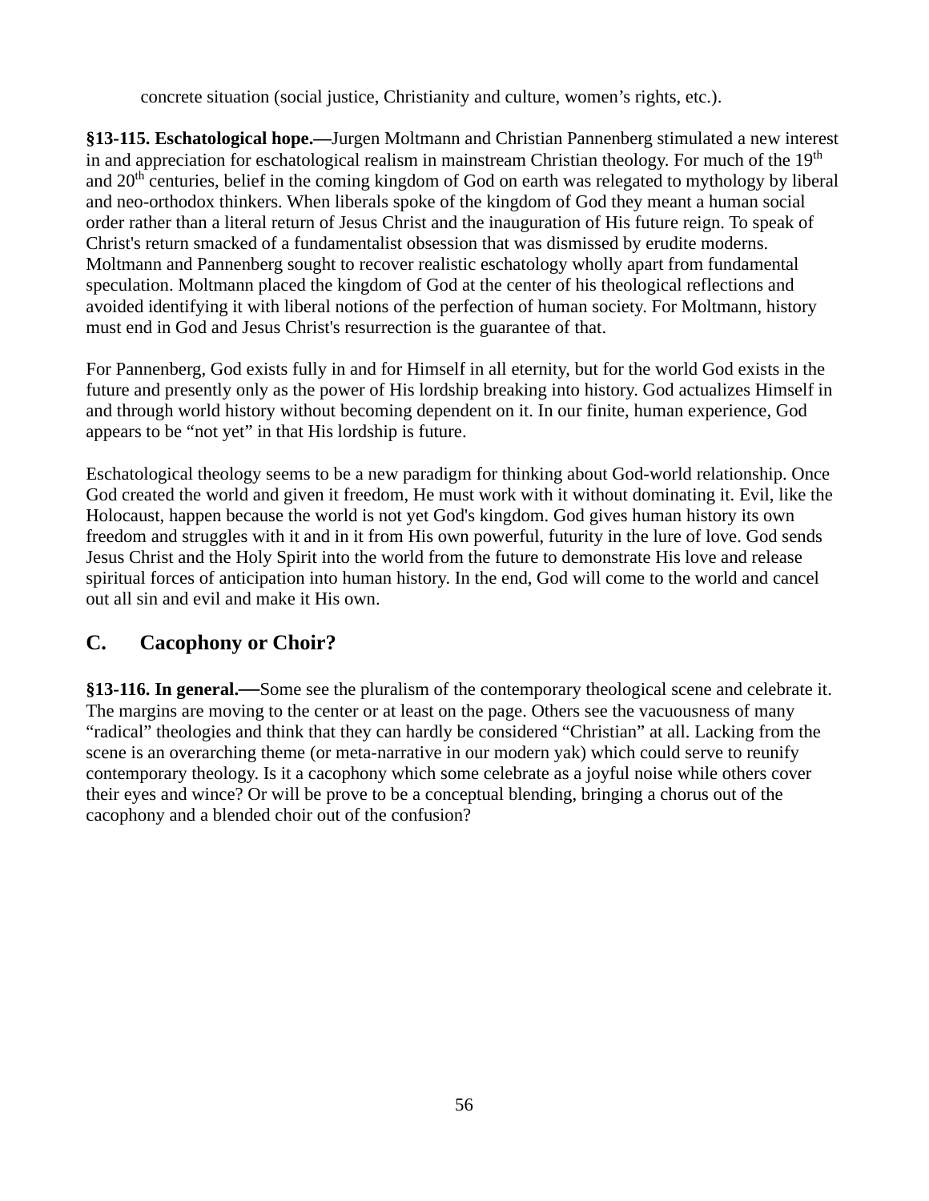concrete situation (social justice, Christianity and culture, women's rights, etc.).

**§13-115. Eschatological hope.—**Jurgen Moltmann and Christian Pannenberg stimulated a new interest in and appreciation for eschatological realism in mainstream Christian theology. For much of the 19th and 20th centuries, belief in the coming kingdom of God on earth was relegated to mythology by liberal and neo-orthodox thinkers. When liberals spoke of the kingdom of God they meant a human social order rather than a literal return of Jesus Christ and the inauguration of His future reign. To speak of Christ's return smacked of a fundamentalist obsession that was dismissed by erudite moderns. Moltmann and Pannenberg sought to recover realistic eschatology wholly apart from fundamental speculation. Moltmann placed the kingdom of God at the center of his theological reflections and avoided identifying it with liberal notions of the perfection of human society. For Moltmann, history must end in God and Jesus Christ's resurrection is the guarantee of that.

For Pannenberg, God exists fully in and for Himself in all eternity, but for the world God exists in the future and presently only as the power of His lordship breaking into history. God actualizes Himself in and through world history without becoming dependent on it. In our finite, human experience, God appears to be "not yet" in that His lordship is future.

Eschatological theology seems to be a new paradigm for thinking about God-world relationship. Once God created the world and given it freedom, He must work with it without dominating it. Evil, like the Holocaust, happen because the world is not yet God's kingdom. God gives human history its own freedom and struggles with it and in it from His own powerful, futurity in the lure of love. God sends Jesus Christ and the Holy Spirit into the world from the future to demonstrate His love and release spiritual forces of anticipation into human history. In the end, God will come to the world and cancel out all sin and evil and make it His own.

## C. Cacophony or Choir?

**§13-116. In general.—**Some see the pluralism of the contemporary theological scene and celebrate it. The margins are moving to the center or at least on the page. Others see the vacuousness of many "radical" theologies and think that they can hardly be considered "Christian" at all. Lacking from the scene is an overarching theme (or meta-narrative in our modern yak) which could serve to reunify contemporary theology. Is it a cacophony which some celebrate as a joyful noise while others cover their eyes and wince? Or will be prove to be a conceptual blending, bringing a chorus out of the cacophony and a blended choir out of the confusion?